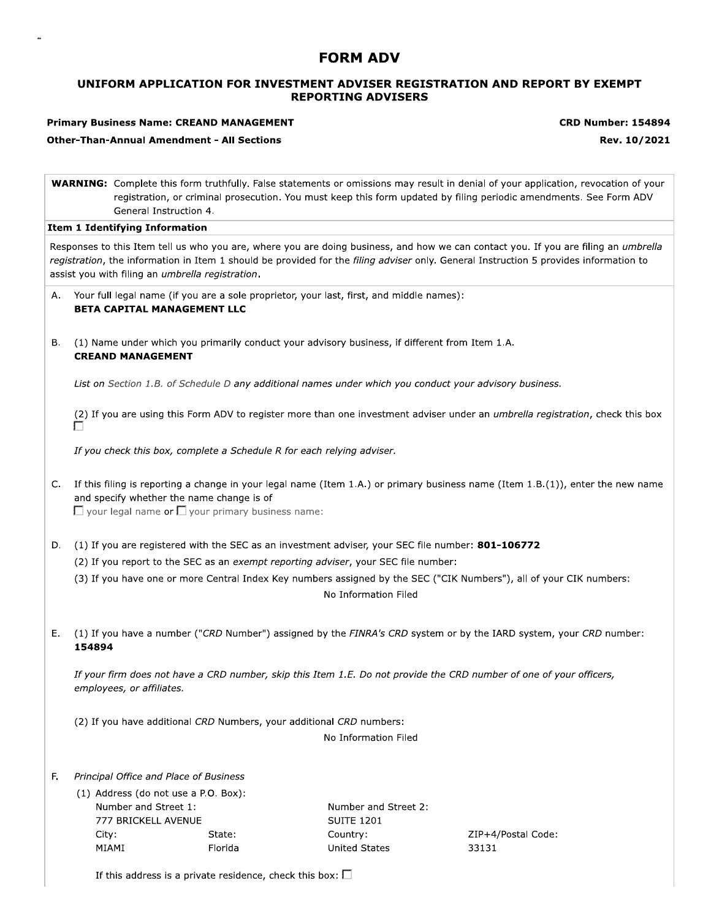# FORM ADV

## UNIFORM APPLICATION FOR INVESTMENT ADVISER REGISTRATION AND REPORT BY EXEMPT REPORTING ADVISERS

**Primary Business Name: CREAND MANAGEMENT** | **CRD Number: 154894**

**Other-Than-Annual Amendment - All Sections** | **Rev. 10/2021**

**WARNING:** Complete this form truthfully. False statements or omissions may result in denial of your application, revocation of your registration, or criminal prosecution. You must keep this form updated by filing periodic amendments. See Form ADV General Instruction 4.

### Item 1 Identifying Information

Responses to this Item tell us who you are, where you are doing business, and how we can contact you. If you are filing an *umbrella registration*, the information in Item 1 should be provided for the *filing adviser* only. General Instruction 5 provides information to assist you with filing an *umbrella registration*.

A. Your full legal name (if you are a sole proprietor, your last, first, and middle names):
**BETA CAPITAL MANAGEMENT LLC**

B. (1) Name under which you primarily conduct your advisory business, if different from Item 1.A.
**CREAND MANAGEMENT**

*List on Section 1.B. of Schedule D any additional names under which you conduct your advisory business.*

(2) If you are using this Form ADV to register more than one investment adviser under an *umbrella registration*, check this box ☐

*If you check this box, complete a Schedule R for each relying adviser.*

C. If this filing is reporting a change in your legal name (Item 1.A.) or primary business name (Item 1.B.(1)), enter the new name and specify whether the name change is of
☐ your legal name or ☐ your primary business name:

D. (1) If you are registered with the SEC as an investment adviser, your SEC file number: **801-106772**

(2) If you report to the SEC as an *exempt reporting adviser*, your SEC file number:

(3) If you have one or more Central Index Key numbers assigned by the SEC ("CIK Numbers"), all of your CIK numbers:
No Information Filed

E. (1) If you have a number ("*CRD* Number") assigned by the *FINRA's CRD* system or by the IARD system, your *CRD* number:
**154894**

*If your firm does not have a CRD number, skip this Item 1.E. Do not provide the CRD number of one of your officers, employees, or affiliates.*

(2) If you have additional *CRD* Numbers, your additional *CRD* numbers:
No Information Filed

F. *Principal Office and Place of Business*

(1) Address (do not use a P.O. Box):

| Number and Street 1: | | Number and Street 2: | |
|---|---|---|---|
| 777 BRICKELL AVENUE | | SUITE 1201 | |
| City: | State: | Country: | ZIP+4/Postal Code: |
| MIAMI | Florida | United States | 33131 |

If this address is a private residence, check this box: ☐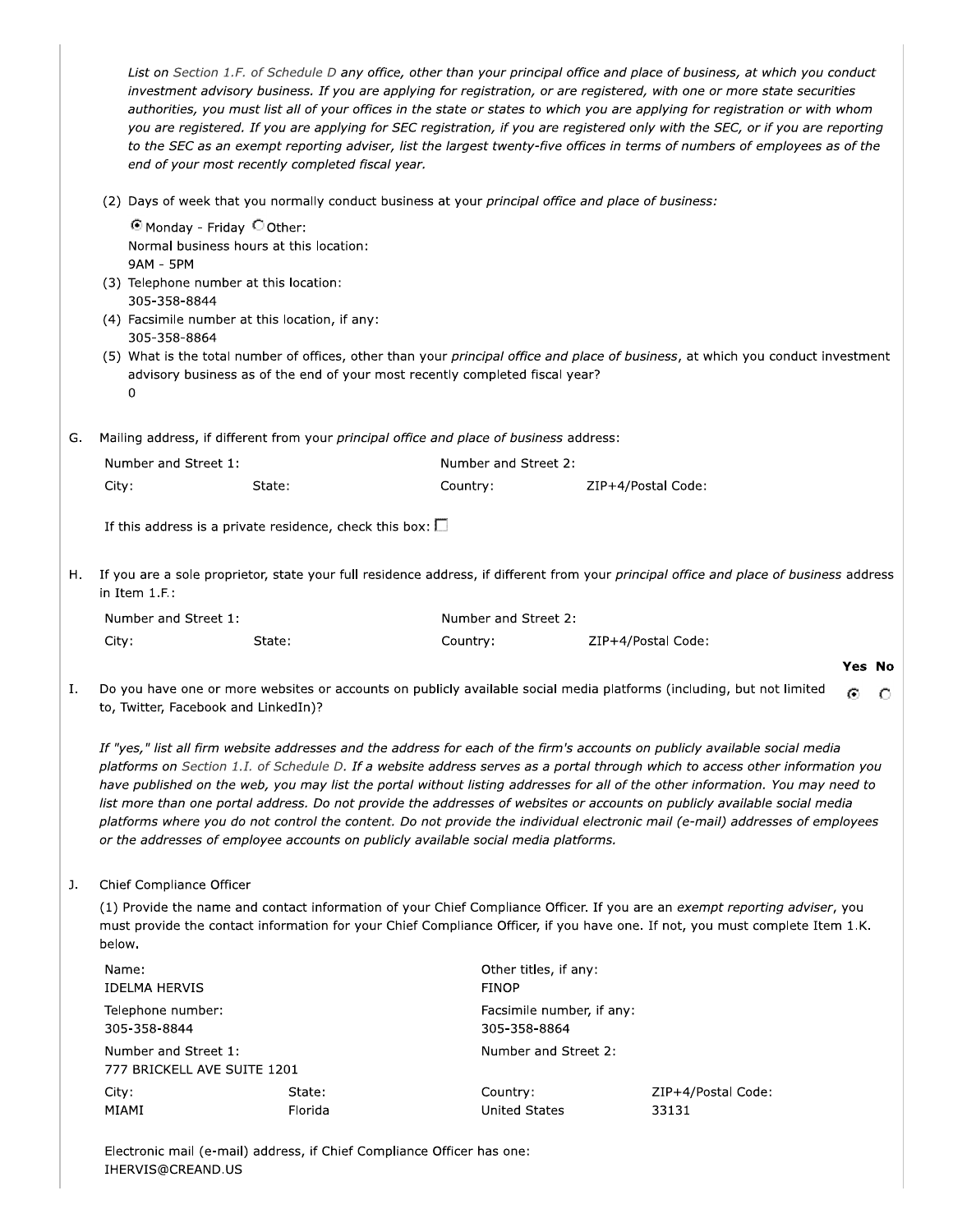*List on Section 1.F. of Schedule D any office, other than your principal office and place of business, at which you conduct investment advisory business. If you are applying for registration, or are registered, with one or more state securities authorities, you must list all of your offices in the state or states to which you are applying for registration or with whom you are registered. If you are applying for SEC registration, if you are registered only with the SEC, or if you are reporting to the SEC as an exempt reporting adviser, list the largest twenty-five offices in terms of numbers of employees as of the end of your most recently completed fiscal year.*

(2) Days of week that you normally conduct business at your *principal office and place of business:*

(●) Monday - Friday ( ) Other:
Normal business hours at this location:
9AM - 5PM

(3) Telephone number at this location:
305-358-8844

(4) Facsimile number at this location, if any:
305-358-8864

(5) What is the total number of offices, other than your *principal office and place of business*, at which you conduct investment advisory business as of the end of your most recently completed fiscal year?
0

G. Mailing address, if different from your *principal office and place of business* address:

| Number and Street 1: | | Number and Street 2: | |
|---|---|---|---|
| City: | State: | Country: | ZIP+4/Postal Code: |

If this address is a private residence, check this box: ☐

H. If you are a sole proprietor, state your full residence address, if different from your *principal office and place of business* address in Item 1.F.:

| Number and Street 1: | | Number and Street 2: | |
|---|---|---|---|
| City: | State: | Country: | ZIP+4/Postal Code: |

| | Yes | No |
|---|---|---|
| I. Do you have one or more websites or accounts on publicly available social media platforms (including, but not limited to, Twitter, Facebook and LinkedIn)? | ● | ○ |

*If "yes," list all firm website addresses and the address for each of the firm's accounts on publicly available social media platforms on Section 1.I. of Schedule D. If a website address serves as a portal through which to access other information you have published on the web, you may list the portal without listing addresses for all of the other information. You may need to list more than one portal address. Do not provide the addresses of websites or accounts on publicly available social media platforms where you do not control the content. Do not provide the individual electronic mail (e-mail) addresses of employees or the addresses of employee accounts on publicly available social media platforms.*

J. Chief Compliance Officer

(1) Provide the name and contact information of your Chief Compliance Officer. If you are an *exempt reporting adviser*, you must provide the contact information for your Chief Compliance Officer, if you have one. If not, you must complete Item 1.K. below.

| Name: | | Other titles, if any: | |
|---|---|---|---|
| IDELMA HERVIS | | FINOP | |
| Telephone number: | | Facsimile number, if any: | |
| 305-358-8844 | | 305-358-8864 | |
| Number and Street 1: | | Number and Street 2: | |
| 777 BRICKELL AVE SUITE 1201 | | | |
| City: | State: | Country: | ZIP+4/Postal Code: |
| MIAMI | Florida | United States | 33131 |

Electronic mail (e-mail) address, if Chief Compliance Officer has one:
IHERVIS@CREAND.US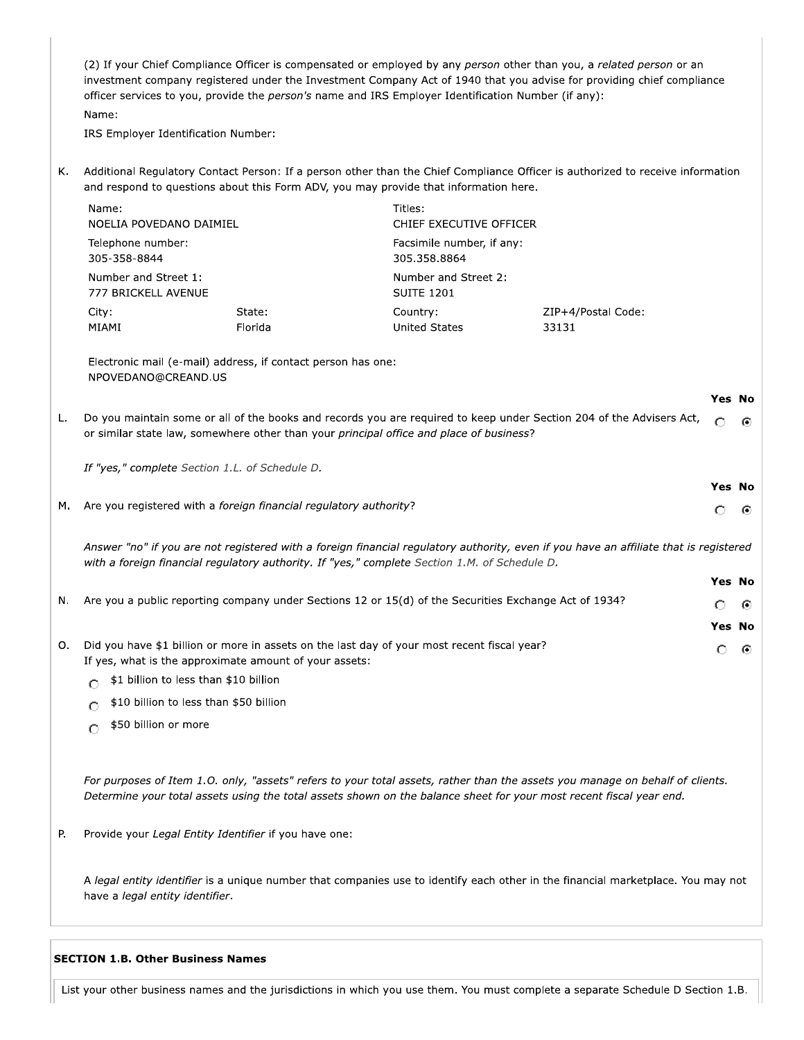(2) If your Chief Compliance Officer is compensated or employed by any *person* other than you, a *related person* or an investment company registered under the Investment Company Act of 1940 that you advise for providing chief compliance officer services to you, provide the *person's* name and IRS Employer Identification Number (if any):

Name:

IRS Employer Identification Number:

K. Additional Regulatory Contact Person: If a person other than the Chief Compliance Officer is authorized to receive information and respond to questions about this Form ADV, you may provide that information here.

| | | | |
|---|---|---|---|
| Name:<br>NOELIA POVEDANO DAIMIEL | | Titles:<br>CHIEF EXECUTIVE OFFICER | |
| Telephone number:<br>305-358-8844 | | Facsimile number, if any:<br>305.358.8864 | |
| Number and Street 1:<br>777 BRICKELL AVENUE | | Number and Street 2:<br>SUITE 1201 | |
| City:<br>MIAMI | State:<br>Florida | Country:<br>United States | ZIP+4/Postal Code:<br>33131 |

Electronic mail (e-mail) address, if contact person has one:
NPOVEDANO@CREAND.US

| | | Yes | No |
|---|---|---|---|
| L. | Do you maintain some or all of the books and records you are required to keep under Section 204 of the Advisers Act, or similar state law, somewhere other than your *principal office and place of business*? | ○ | ● |

*If "yes," complete Section 1.L. of Schedule D.*

| | | Yes | No |
|---|---|---|---|
| M. | Are you registered with a *foreign financial regulatory authority*? | ○ | ● |

*Answer "no" if you are not registered with a foreign financial regulatory authority, even if you have an affiliate that is registered with a foreign financial regulatory authority. If "yes," complete Section 1.M. of Schedule D.*

| | | Yes | No |
|---|---|---|---|
| N. | Are you a public reporting company under Sections 12 or 15(d) of the Securities Exchange Act of 1934? | ○ | ● |

| | | Yes | No |
|---|---|---|---|
| O. | Did you have $1 billion or more in assets on the last day of your most recent fiscal year?<br>If yes, what is the approximate amount of your assets: | ○ | ● |

- ○ $1 billion to less than $10 billion
- ○ $10 billion to less than $50 billion
- ○ $50 billion or more

*For purposes of Item 1.O. only, "assets" refers to your total assets, rather than the assets you manage on behalf of clients. Determine your total assets using the total assets shown on the balance sheet for your most recent fiscal year end.*

P. Provide your *Legal Entity Identifier* if you have one:

A *legal entity identifier* is a unique number that companies use to identify each other in the financial marketplace. You may not have a *legal entity identifier*.

**SECTION 1.B. Other Business Names**

List your other business names and the jurisdictions in which you use them. You must complete a separate Schedule D Section 1.B.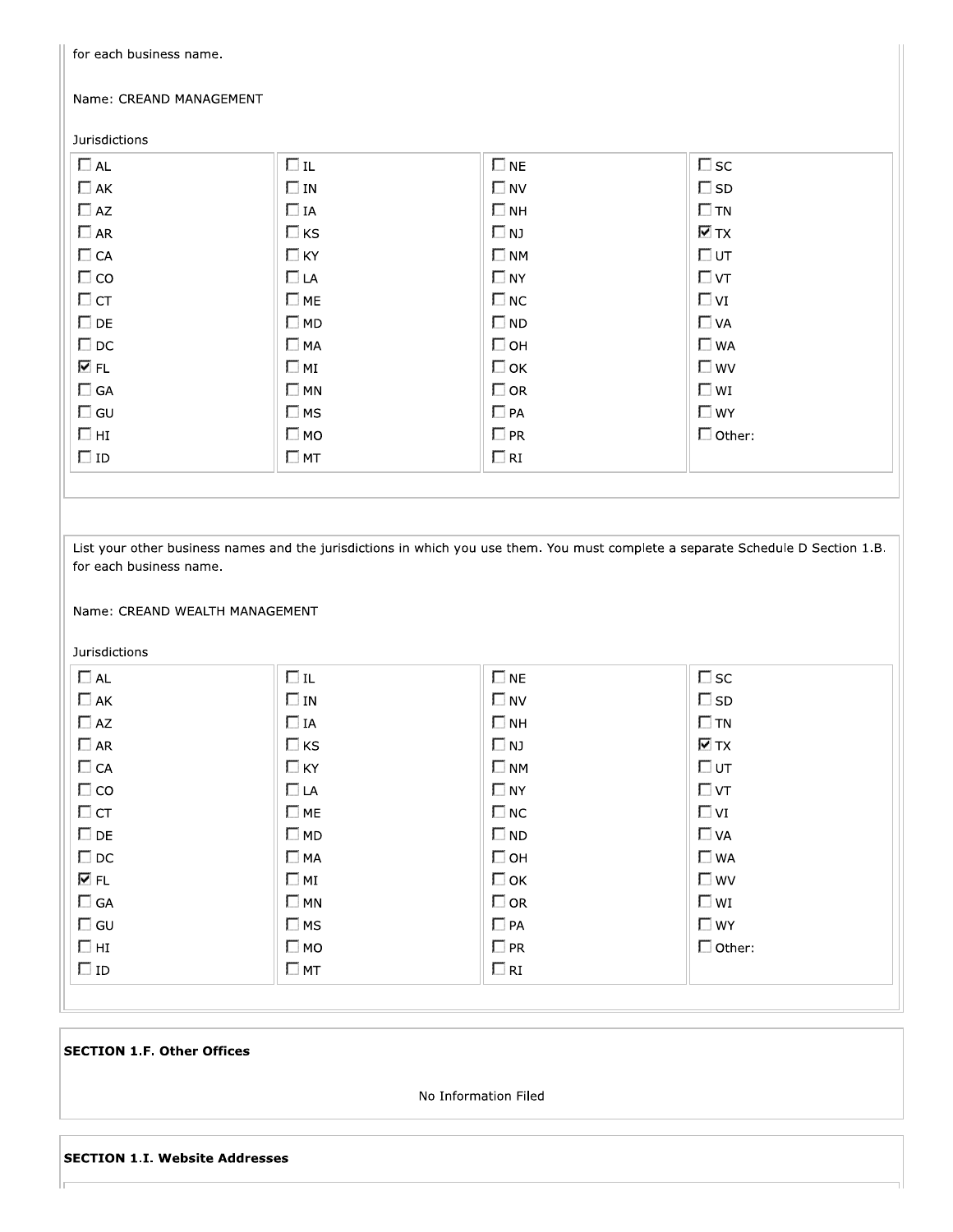for each business name.

Name: CREAND MANAGEMENT

Jurisdictions

| | | | |
|---|---|---|---|
| ☐ AL | ☐ IL | ☐ NE | ☐ SC |
| ☐ AK | ☐ IN | ☐ NV | ☐ SD |
| ☐ AZ | ☐ IA | ☐ NH | ☐ TN |
| ☐ AR | ☐ KS | ☐ NJ | ☑ TX |
| ☐ CA | ☐ KY | ☐ NM | ☐ UT |
| ☐ CO | ☐ LA | ☐ NY | ☐ VT |
| ☐ CT | ☐ ME | ☐ NC | ☐ VI |
| ☐ DE | ☐ MD | ☐ ND | ☐ VA |
| ☐ DC | ☐ MA | ☐ OH | ☐ WA |
| ☑ FL | ☐ MI | ☐ OK | ☐ WV |
| ☐ GA | ☐ MN | ☐ OR | ☐ WI |
| ☐ GU | ☐ MS | ☐ PA | ☐ WY |
| ☐ HI | ☐ MO | ☐ PR | ☐ Other: |
| ☐ ID | ☐ MT | ☐ RI | |

List your other business names and the jurisdictions in which you use them. You must complete a separate Schedule D Section 1.B. for each business name.

Name: CREAND WEALTH MANAGEMENT

Jurisdictions

| | | | |
|---|---|---|---|
| ☐ AL | ☐ IL | ☐ NE | ☐ SC |
| ☐ AK | ☐ IN | ☐ NV | ☐ SD |
| ☐ AZ | ☐ IA | ☐ NH | ☐ TN |
| ☐ AR | ☐ KS | ☐ NJ | ☑ TX |
| ☐ CA | ☐ KY | ☐ NM | ☐ UT |
| ☐ CO | ☐ LA | ☐ NY | ☐ VT |
| ☐ CT | ☐ ME | ☐ NC | ☐ VI |
| ☐ DE | ☐ MD | ☐ ND | ☐ VA |
| ☐ DC | ☐ MA | ☐ OH | ☐ WA |
| ☑ FL | ☐ MI | ☐ OK | ☐ WV |
| ☐ GA | ☐ MN | ☐ OR | ☐ WI |
| ☐ GU | ☐ MS | ☐ PA | ☐ WY |
| ☐ HI | ☐ MO | ☐ PR | ☐ Other: |
| ☐ ID | ☐ MT | ☐ RI | |

**SECTION 1.F. Other Offices**

No Information Filed

**SECTION 1.I. Website Addresses**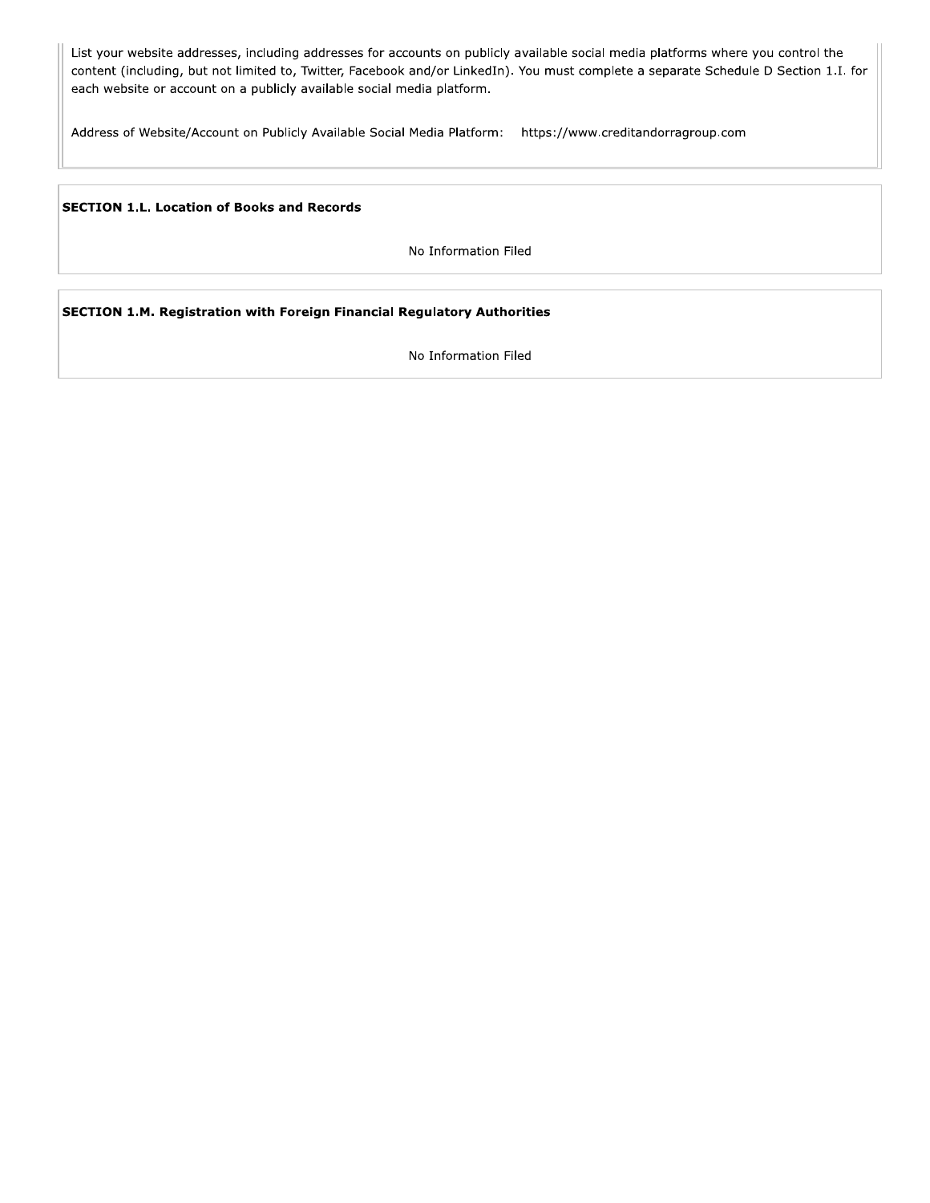List your website addresses, including addresses for accounts on publicly available social media platforms where you control the content (including, but not limited to, Twitter, Facebook and/or LinkedIn). You must complete a separate Schedule D Section 1.I. for each website or account on a publicly available social media platform.

Address of Website/Account on Publicly Available Social Media Platform: https://www.creditandorragroup.com

**SECTION 1.L. Location of Books and Records**

No Information Filed

**SECTION 1.M. Registration with Foreign Financial Regulatory Authorities**

No Information Filed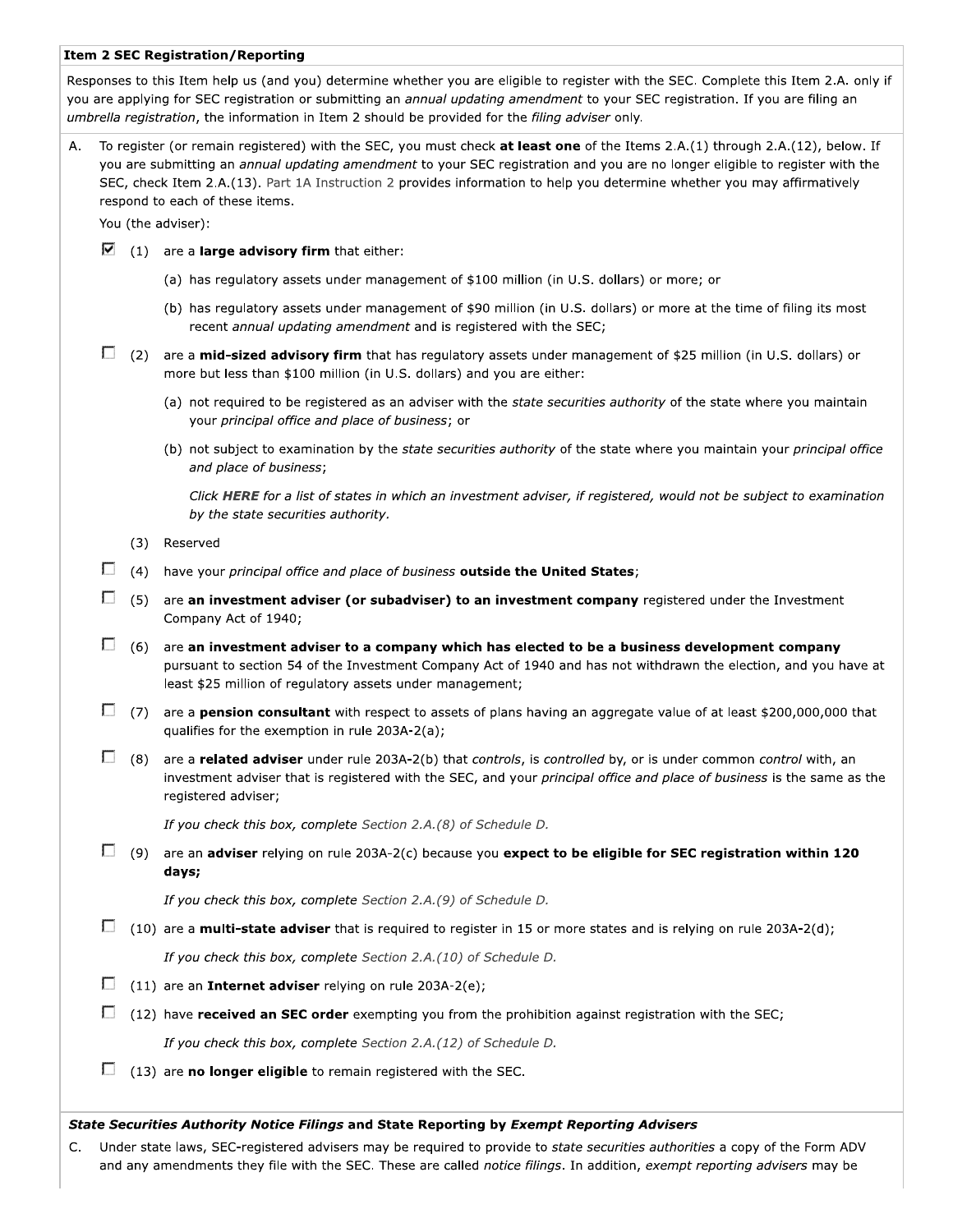### Item 2 SEC Registration/Reporting

Responses to this Item help us (and you) determine whether you are eligible to register with the SEC. Complete this Item 2.A. only if you are applying for SEC registration or submitting an *annual updating amendment* to your SEC registration. If you are filing an *umbrella registration*, the information in Item 2 should be provided for the *filing adviser* only.

A. To register (or remain registered) with the SEC, you must check **at least one** of the Items 2.A.(1) through 2.A.(12), below. If you are submitting an *annual updating amendment* to your SEC registration and you are no longer eligible to register with the SEC, check Item 2.A.(13). Part 1A Instruction 2 provides information to help you determine whether you may affirmatively respond to each of these items.

You (the adviser):

- [x] (1) are a **large advisory firm** that either:
  - (a) has regulatory assets under management of $100 million (in U.S. dollars) or more; or
  - (b) has regulatory assets under management of $90 million (in U.S. dollars) or more at the time of filing its most recent *annual updating amendment* and is registered with the SEC;
- [ ] (2) are a **mid-sized advisory firm** that has regulatory assets under management of $25 million (in U.S. dollars) or more but less than $100 million (in U.S. dollars) and you are either:
  - (a) not required to be registered as an adviser with the *state securities authority* of the state where you maintain your *principal office and place of business*; or
  - (b) not subject to examination by the *state securities authority* of the state where you maintain your *principal office and place of business*;

    *Click* ***HERE*** *for a list of states in which an investment adviser, if registered, would not be subject to examination by the state securities authority.*
- (3) Reserved
- [ ] (4) have your *principal office and place of business* **outside the United States**;
- [ ] (5) are **an investment adviser (or subadviser) to an investment company** registered under the Investment Company Act of 1940;
- [ ] (6) are **an investment adviser to a company which has elected to be a business development company** pursuant to section 54 of the Investment Company Act of 1940 and has not withdrawn the election, and you have at least $25 million of regulatory assets under management;
- [ ] (7) are a **pension consultant** with respect to assets of plans having an aggregate value of at least $200,000,000 that qualifies for the exemption in rule 203A-2(a);
- [ ] (8) are a **related adviser** under rule 203A-2(b) that *controls*, is *controlled* by, or is under common *control* with, an investment adviser that is registered with the SEC, and your *principal office and place of business* is the same as the registered adviser;

  *If you check this box, complete Section 2.A.(8) of Schedule D.*
- [ ] (9) are an **adviser** relying on rule 203A-2(c) because you **expect to be eligible for SEC registration within 120 days;**

  *If you check this box, complete Section 2.A.(9) of Schedule D.*
- [ ] (10) are a **multi-state adviser** that is required to register in 15 or more states and is relying on rule 203A-2(d);

  *If you check this box, complete Section 2.A.(10) of Schedule D.*
- [ ] (11) are an **Internet adviser** relying on rule 203A-2(e);
- [ ] (12) have **received an SEC order** exempting you from the prohibition against registration with the SEC;

  *If you check this box, complete Section 2.A.(12) of Schedule D.*
- [ ] (13) are **no longer eligible** to remain registered with the SEC.

***State Securities Authority Notice Filings*** **and State Reporting by** ***Exempt Reporting Advisers***

C. Under state laws, SEC-registered advisers may be required to provide to *state securities authorities* a copy of the Form ADV and any amendments they file with the SEC. These are called *notice filings*. In addition, *exempt reporting advisers* may be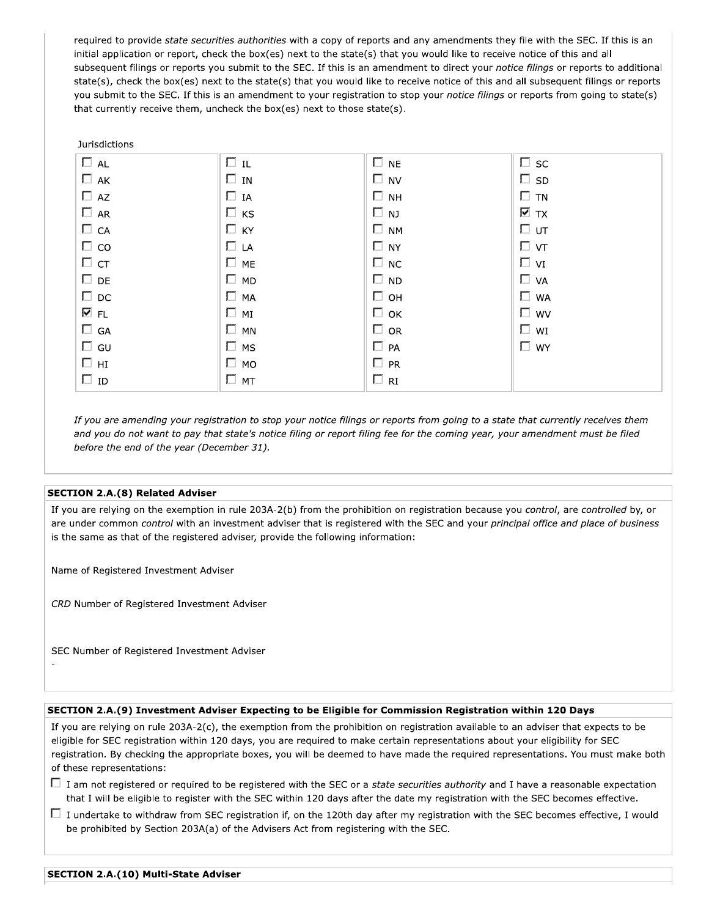required to provide *state securities authorities* with a copy of reports and any amendments they file with the SEC. If this is an initial application or report, check the box(es) next to the state(s) that you would like to receive notice of this and all subsequent filings or reports you submit to the SEC. If this is an amendment to direct your *notice filings* or reports to additional state(s), check the box(es) next to the state(s) that you would like to receive notice of this and all subsequent filings or reports you submit to the SEC. If this is an amendment to your registration to stop your *notice filings* or reports from going to state(s) that currently receive them, uncheck the box(es) next to those state(s).

Jurisdictions

| | | | |
|---|---|---|---|
| ☐ AL | ☐ IL | ☐ NE | ☐ SC |
| ☐ AK | ☐ IN | ☐ NV | ☐ SD |
| ☐ AZ | ☐ IA | ☐ NH | ☐ TN |
| ☐ AR | ☐ KS | ☐ NJ | ☑ TX |
| ☐ CA | ☐ KY | ☐ NM | ☐ UT |
| ☐ CO | ☐ LA | ☐ NY | ☐ VT |
| ☐ CT | ☐ ME | ☐ NC | ☐ VI |
| ☐ DE | ☐ MD | ☐ ND | ☐ VA |
| ☐ DC | ☐ MA | ☐ OH | ☐ WA |
| ☑ FL | ☐ MI | ☐ OK | ☐ WV |
| ☐ GA | ☐ MN | ☐ OR | ☐ WI |
| ☐ GU | ☐ MS | ☐ PA | ☐ WY |
| ☐ HI | ☐ MO | ☐ PR | |
| ☐ ID | ☐ MT | ☐ RI | |

*If you are amending your registration to stop your notice filings or reports from going to a state that currently receives them and you do not want to pay that state's notice filing or report filing fee for the coming year, your amendment must be filed before the end of the year (December 31).*

**SECTION 2.A.(8) Related Adviser**

If you are relying on the exemption in rule 203A-2(b) from the prohibition on registration because you *control*, are *controlled* by, or are under common *control* with an investment adviser that is registered with the SEC and your *principal office and place of business* is the same as that of the registered adviser, provide the following information:

Name of Registered Investment Adviser

*CRD* Number of Registered Investment Adviser

SEC Number of Registered Investment Adviser

-

**SECTION 2.A.(9) Investment Adviser Expecting to be Eligible for Commission Registration within 120 Days**

If you are relying on rule 203A-2(c), the exemption from the prohibition on registration available to an adviser that expects to be eligible for SEC registration within 120 days, you are required to make certain representations about your eligibility for SEC registration. By checking the appropriate boxes, you will be deemed to have made the required representations. You must make both of these representations:

☐ I am not registered or required to be registered with the SEC or a *state securities authority* and I have a reasonable expectation that I will be eligible to register with the SEC within 120 days after the date my registration with the SEC becomes effective.

☐ I undertake to withdraw from SEC registration if, on the 120th day after my registration with the SEC becomes effective, I would be prohibited by Section 203A(a) of the Advisers Act from registering with the SEC.

**SECTION 2.A.(10) Multi-State Adviser**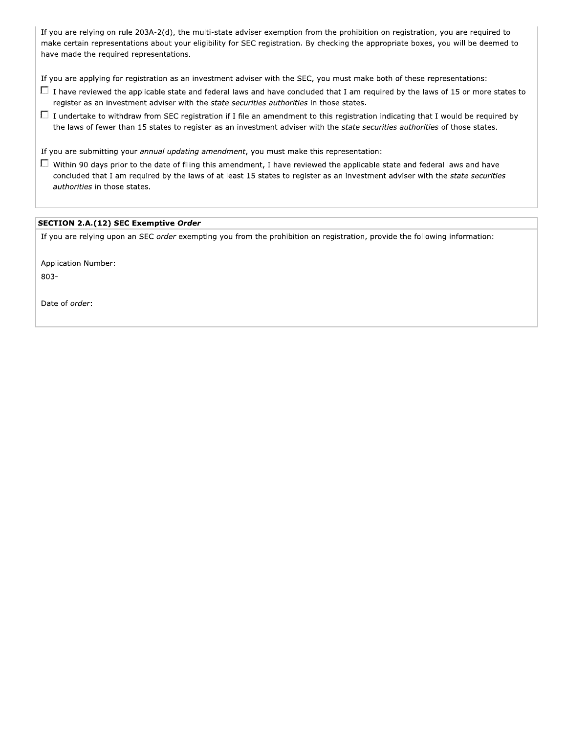If you are relying on rule 203A-2(d), the multi-state adviser exemption from the prohibition on registration, you are required to make certain representations about your eligibility for SEC registration. By checking the appropriate boxes, you will be deemed to have made the required representations.

If you are applying for registration as an investment adviser with the SEC, you must make both of these representations:

- ☐ I have reviewed the applicable state and federal laws and have concluded that I am required by the laws of 15 or more states to register as an investment adviser with the *state securities authorities* in those states.
- ☐ I undertake to withdraw from SEC registration if I file an amendment to this registration indicating that I would be required by the laws of fewer than 15 states to register as an investment adviser with the *state securities authorities* of those states.

If you are submitting your *annual updating amendment*, you must make this representation:

- ☐ Within 90 days prior to the date of filing this amendment, I have reviewed the applicable state and federal laws and have concluded that I am required by the laws of at least 15 states to register as an investment adviser with the *state securities authorities* in those states.

**SECTION 2.A.(12) SEC Exemptive *Order***

If you are relying upon an SEC *order* exempting you from the prohibition on registration, provide the following information:

Application Number:
803-

Date of *order*: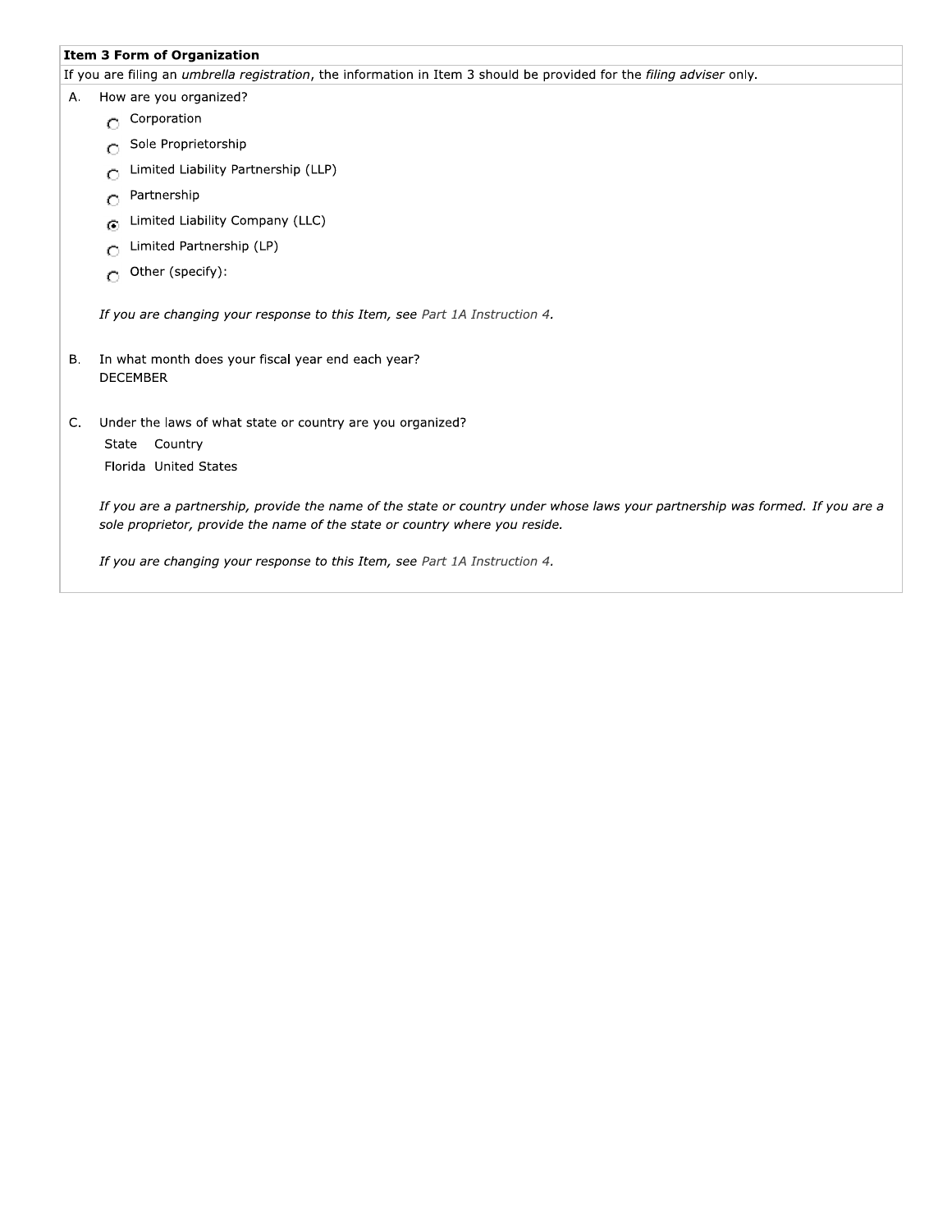## Item 3 Form of Organization

If you are filing an *umbrella registration*, the information in Item 3 should be provided for the *filing adviser* only.

A. How are you organized?

- ○ Corporation
- ○ Sole Proprietorship
- ○ Limited Liability Partnership (LLP)
- ○ Partnership
- ● Limited Liability Company (LLC)
- ○ Limited Partnership (LP)
- ○ Other (specify):

*If you are changing your response to this Item, see Part 1A Instruction 4.*

B. In what month does your fiscal year end each year?

DECEMBER

C. Under the laws of what state or country are you organized?

| State | Country |
|---|---|
| Florida | United States |

*If you are a partnership, provide the name of the state or country under whose laws your partnership was formed. If you are a sole proprietor, provide the name of the state or country where you reside.*

*If you are changing your response to this Item, see Part 1A Instruction 4.*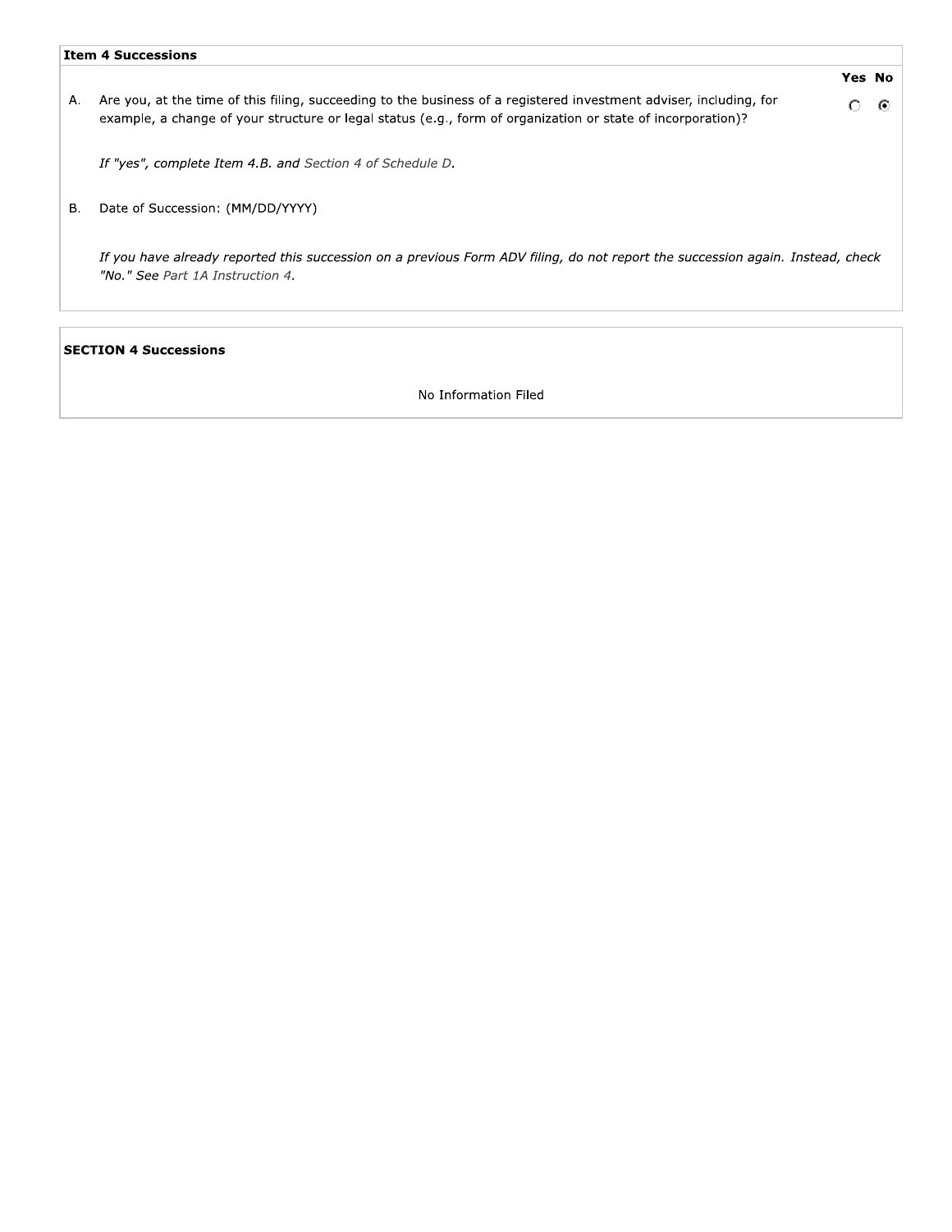**Item 4 Successions**

| | | Yes | No |
|---|---|---|---|
| A. | Are you, at the time of this filing, succeeding to the business of a registered investment adviser, including, for example, a change of your structure or legal status (e.g., form of organization or state of incorporation)? | ○ | ● |

*If "yes", complete Item 4.B. and Section 4 of Schedule D.*

B. Date of Succession: (MM/DD/YYYY)

*If you have already reported this succession on a previous Form ADV filing, do not report the succession again. Instead, check "No." See Part 1A Instruction 4.*

**SECTION 4 Successions**

No Information Filed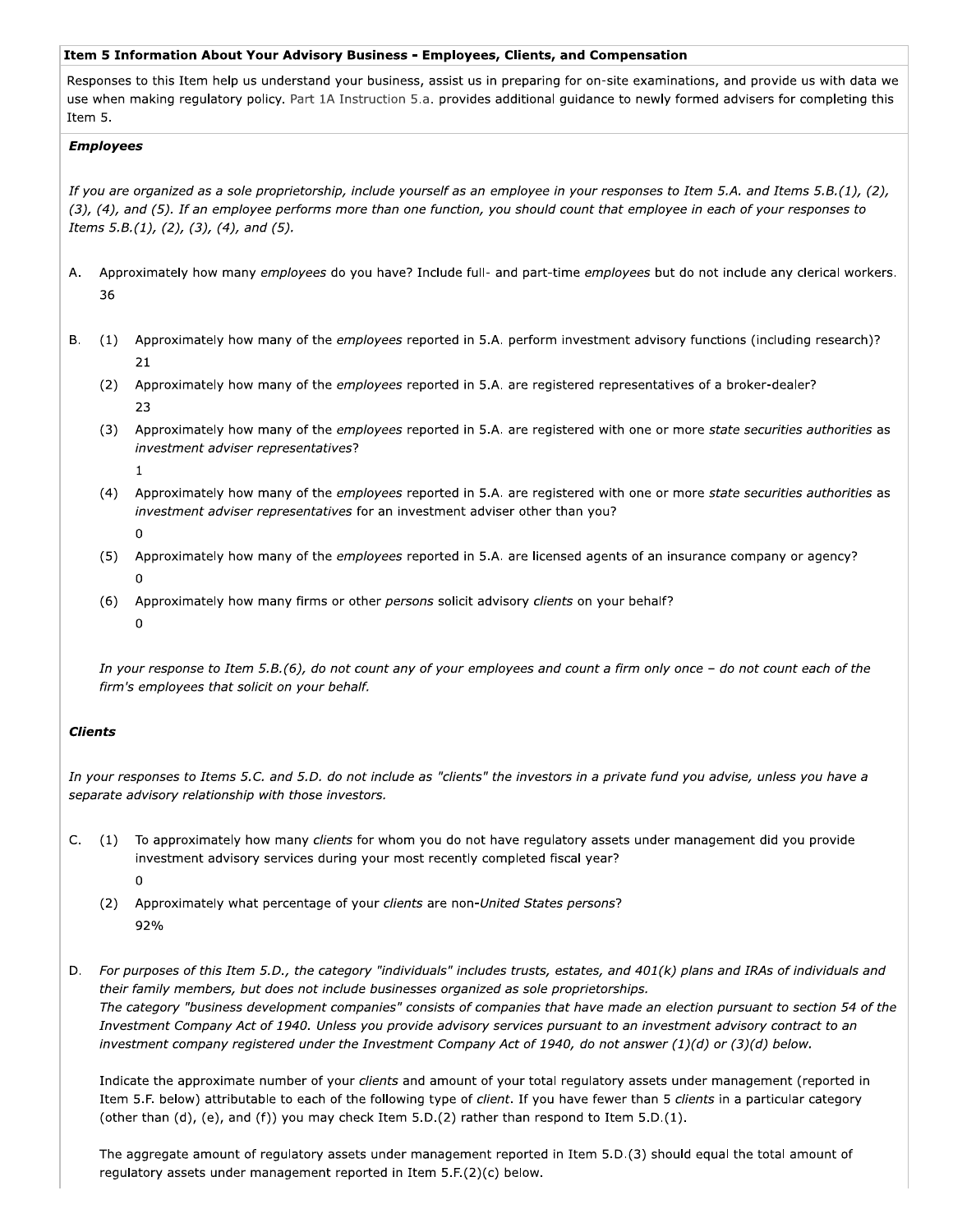## Item 5 Information About Your Advisory Business - Employees, Clients, and Compensation

Responses to this Item help us understand your business, assist us in preparing for on-site examinations, and provide us with data we use when making regulatory policy. Part 1A Instruction 5.a. provides additional guidance to newly formed advisers for completing this Item 5.

### *Employees*

*If you are organized as a sole proprietorship, include yourself as an employee in your responses to Item 5.A. and Items 5.B.(1), (2), (3), (4), and (5). If an employee performs more than one function, you should count that employee in each of your responses to Items 5.B.(1), (2), (3), (4), and (5).*

A. Approximately how many *employees* do you have? Include full- and part-time *employees* but do not include any clerical workers.
   36

B. (1) Approximately how many of the *employees* reported in 5.A. perform investment advisory functions (including research)?
   21

   (2) Approximately how many of the *employees* reported in 5.A. are registered representatives of a broker-dealer?
   23

   (3) Approximately how many of the *employees* reported in 5.A. are registered with one or more *state securities authorities* as *investment adviser representatives*?
   1

   (4) Approximately how many of the *employees* reported in 5.A. are registered with one or more *state securities authorities* as *investment adviser representatives* for an investment adviser other than you?
   0

   (5) Approximately how many of the *employees* reported in 5.A. are licensed agents of an insurance company or agency?
   0

   (6) Approximately how many firms or other *persons* solicit advisory *clients* on your behalf?
   0

*In your response to Item 5.B.(6), do not count any of your employees and count a firm only once – do not count each of the firm's employees that solicit on your behalf.*

### *Clients*

*In your responses to Items 5.C. and 5.D. do not include as "clients" the investors in a private fund you advise, unless you have a separate advisory relationship with those investors.*

C. (1) To approximately how many *clients* for whom you do not have regulatory assets under management did you provide investment advisory services during your most recently completed fiscal year?
   0

   (2) Approximately what percentage of your *clients* are non-*United States persons*?
   92%

D. *For purposes of this Item 5.D., the category "individuals" includes trusts, estates, and 401(k) plans and IRAs of individuals and their family members, but does not include businesses organized as sole proprietorships.*
*The category "business development companies" consists of companies that have made an election pursuant to section 54 of the Investment Company Act of 1940. Unless you provide advisory services pursuant to an investment advisory contract to an investment company registered under the Investment Company Act of 1940, do not answer (1)(d) or (3)(d) below.*

Indicate the approximate number of your *clients* and amount of your total regulatory assets under management (reported in Item 5.F. below) attributable to each of the following type of *client*. If you have fewer than 5 *clients* in a particular category (other than (d), (e), and (f)) you may check Item 5.D.(2) rather than respond to Item 5.D.(1).

The aggregate amount of regulatory assets under management reported in Item 5.D.(3) should equal the total amount of regulatory assets under management reported in Item 5.F.(2)(c) below.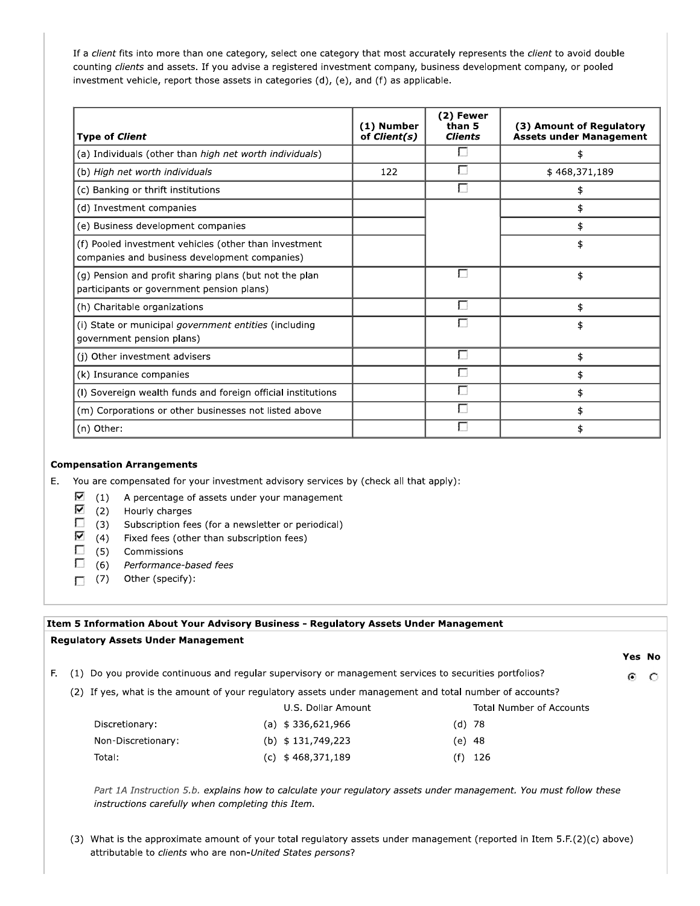If a *client* fits into more than one category, select one category that most accurately represents the *client* to avoid double counting *clients* and assets. If you advise a registered investment company, business development company, or pooled investment vehicle, report those assets in categories (d), (e), and (f) as applicable.

| **Type of *Client*** | **(1) Number of *Client(s)*** | **(2) Fewer than 5 *Clients*** | **(3) Amount of Regulatory Assets under Management** |
|---|---|---|---|
| (a) Individuals (other than *high net worth individuals*) | | ☐ | $ |
| (b) *High net worth individuals* | 122 | ☐ | $ 468,371,189 |
| (c) Banking or thrift institutions | | ☐ | $ |
| (d) Investment companies | | | $ |
| (e) Business development companies | | | $ |
| (f) Pooled investment vehicles (other than investment companies and business development companies) | | | $ |
| (g) Pension and profit sharing plans (but not the plan participants or government pension plans) | | ☐ | $ |
| (h) Charitable organizations | | ☐ | $ |
| (i) State or municipal *government entities* (including government pension plans) | | ☐ | $ |
| (j) Other investment advisers | | ☐ | $ |
| (k) Insurance companies | | ☐ | $ |
| (l) Sovereign wealth funds and foreign official institutions | | ☐ | $ |
| (m) Corporations or other businesses not listed above | | ☐ | $ |
| (n) Other: | | ☐ | $ |

**Compensation Arrangements**

E. You are compensated for your investment advisory services by (check all that apply):

- ☑ (1) A percentage of assets under your management
- ☑ (2) Hourly charges
- ☐ (3) Subscription fees (for a newsletter or periodical)
- ☑ (4) Fixed fees (other than subscription fees)
- ☐ (5) Commissions
- ☐ (6) *Performance-based fees*
- ☐ (7) Other (specify):

**Item 5 Information About Your Advisory Business - Regulatory Assets Under Management**

**Regulatory Assets Under Management**

| | Yes | No |
|---|---|---|
| F. (1) Do you provide continuous and regular supervisory or management services to securities portfolios? | ◉ | ○ |

(2) If yes, what is the amount of your regulatory assets under management and total number of accounts?

| | U.S. Dollar Amount | Total Number of Accounts |
|---|---|---|
| Discretionary: | (a) $ 336,621,966 | (d) 78 |
| Non-Discretionary: | (b) $ 131,749,223 | (e) 48 |
| Total: | (c) $ 468,371,189 | (f) 126 |

*Part 1A Instruction 5.b. explains how to calculate your regulatory assets under management. You must follow these instructions carefully when completing this Item.*

(3) What is the approximate amount of your total regulatory assets under management (reported in Item 5.F.(2)(c) above) attributable to *clients* who are non-*United States persons*?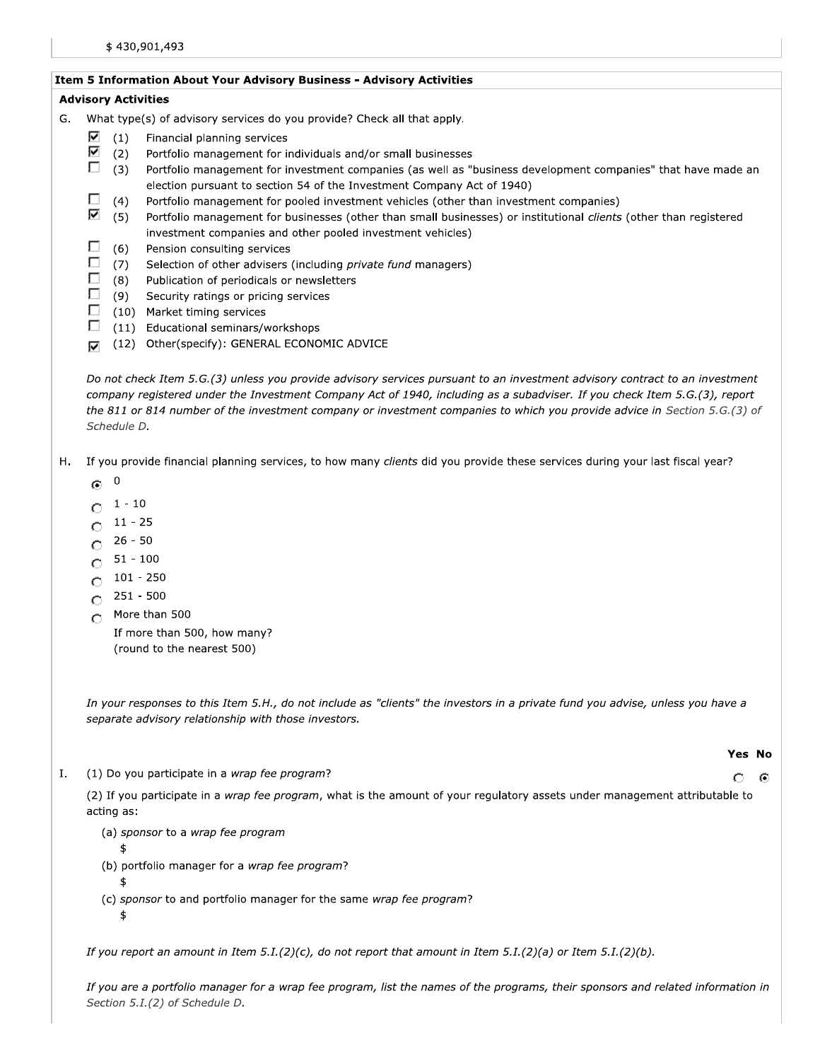$ 430,901,493

## Item 5 Information About Your Advisory Business - Advisory Activities

### Advisory Activities

G. What type(s) of advisory services do you provide? Check all that apply.

- [x] (1) Financial planning services
- [x] (2) Portfolio management for individuals and/or small businesses
- [ ] (3) Portfolio management for investment companies (as well as "business development companies" that have made an election pursuant to section 54 of the Investment Company Act of 1940)
- [ ] (4) Portfolio management for pooled investment vehicles (other than investment companies)
- [x] (5) Portfolio management for businesses (other than small businesses) or institutional *clients* (other than registered investment companies and other pooled investment vehicles)
- [ ] (6) Pension consulting services
- [ ] (7) Selection of other advisers (including *private fund* managers)
- [ ] (8) Publication of periodicals or newsletters
- [ ] (9) Security ratings or pricing services
- [ ] (10) Market timing services
- [ ] (11) Educational seminars/workshops
- [x] (12) Other(specify): GENERAL ECONOMIC ADVICE

*Do not check Item 5.G.(3) unless you provide advisory services pursuant to an investment advisory contract to an investment company registered under the Investment Company Act of 1940, including as a subadviser. If you check Item 5.G.(3), report the 811 or 814 number of the investment company or investment companies to which you provide advice in Section 5.G.(3) of Schedule D.*

H. If you provide financial planning services, to how many *clients* did you provide these services during your last fiscal year?

- (●) 0
- ( ) 1 - 10
- ( ) 11 - 25
- ( ) 26 - 50
- ( ) 51 - 100
- ( ) 101 - 250
- ( ) 251 - 500
- ( ) More than 500

  If more than 500, how many?
  (round to the nearest 500)

*In your responses to this Item 5.H., do not include as "clients" the investors in a private fund you advise, unless you have a separate advisory relationship with those investors.*

| | Yes | No |
|---|---|---|
| I. (1) Do you participate in a *wrap fee program*? | ( ) | (●) |

(2) If you participate in a *wrap fee program*, what is the amount of your regulatory assets under management attributable to acting as:

(a) *sponsor* to a *wrap fee program*
$

(b) portfolio manager for a *wrap fee program*?
$

(c) *sponsor* to and portfolio manager for the same *wrap fee program*?
$

*If you report an amount in Item 5.I.(2)(c), do not report that amount in Item 5.I.(2)(a) or Item 5.I.(2)(b).*

*If you are a portfolio manager for a wrap fee program, list the names of the programs, their sponsors and related information in Section 5.I.(2) of Schedule D.*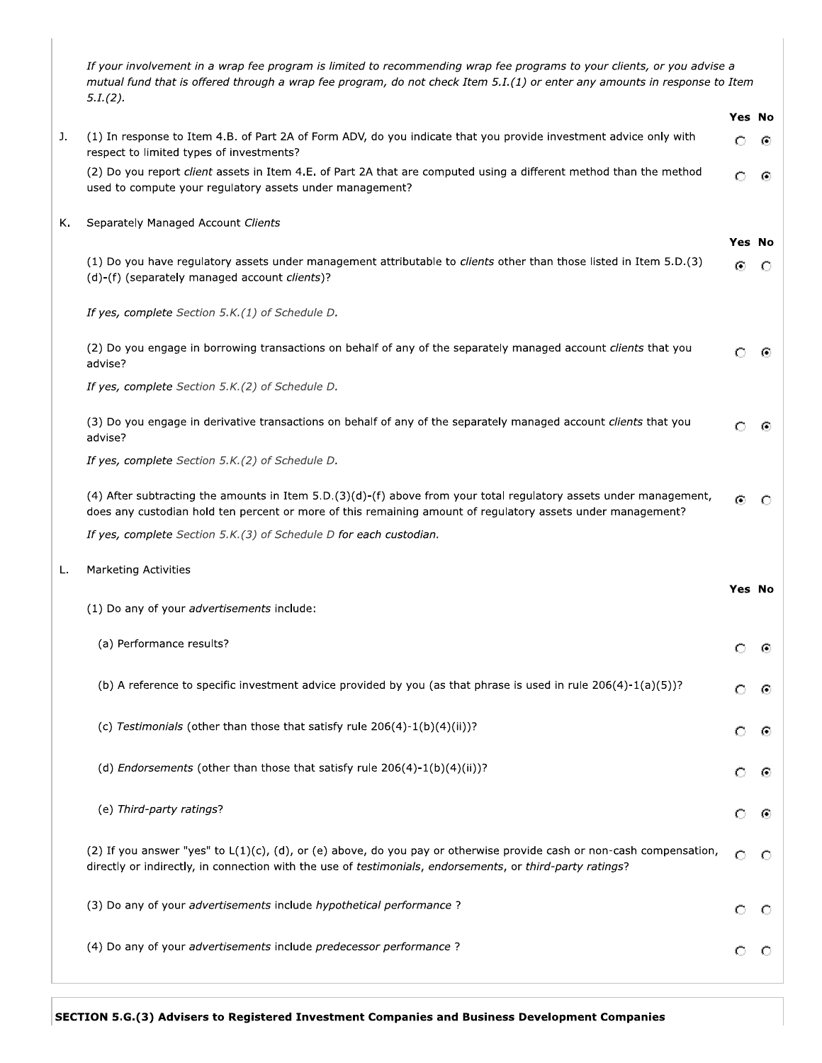*If your involvement in a wrap fee program is limited to recommending wrap fee programs to your clients, or you advise a mutual fund that is offered through a wrap fee program, do not check Item 5.I.(1) or enter any amounts in response to Item 5.I.(2).*

| | | Yes | No |
|---|---|---|---|
| J. | (1) In response to Item 4.B. of Part 2A of Form ADV, do you indicate that you provide investment advice only with respect to limited types of investments? | ○ | ◉ |
| | (2) Do you report *client* assets in Item 4.E. of Part 2A that are computed using a different method than the method used to compute your regulatory assets under management? | ○ | ◉ |

K. Separately Managed Account *Clients*

| | Yes | No |
|---|---|---|
| (1) Do you have regulatory assets under management attributable to *clients* other than those listed in Item 5.D.(3)(d)-(f) (separately managed account *clients*)? | ◉ | ○ |

*If yes, complete* Section 5.K.(1) of Schedule D.

| | Yes | No |
|---|---|---|
| (2) Do you engage in borrowing transactions on behalf of any of the separately managed account *clients* that you advise? | ○ | ◉ |

*If yes, complete* Section 5.K.(2) of Schedule D.

| | Yes | No |
|---|---|---|
| (3) Do you engage in derivative transactions on behalf of any of the separately managed account *clients* that you advise? | ○ | ◉ |

*If yes, complete* Section 5.K.(2) of Schedule D.

| | Yes | No |
|---|---|---|
| (4) After subtracting the amounts in Item 5.D.(3)(d)-(f) above from your total regulatory assets under management, does any custodian hold ten percent or more of this remaining amount of regulatory assets under management? | ◉ | ○ |

*If yes, complete* Section 5.K.(3) of Schedule D *for each custodian.*

L. Marketing Activities

| | Yes | No |
|---|---|---|
| (1) Do any of your *advertisements* include: | | |
| (a) Performance results? | ○ | ◉ |
| (b) A reference to specific investment advice provided by you (as that phrase is used in rule 206(4)-1(a)(5))? | ○ | ◉ |
| (c) *Testimonials* (other than those that satisfy rule 206(4)-1(b)(4)(ii))? | ○ | ◉ |
| (d) *Endorsements* (other than those that satisfy rule 206(4)-1(b)(4)(ii))? | ○ | ◉ |
| (e) *Third-party ratings*? | ○ | ◉ |
| (2) If you answer "yes" to L(1)(c), (d), or (e) above, do you pay or otherwise provide cash or non-cash compensation, directly or indirectly, in connection with the use of *testimonials*, *endorsements*, or *third-party ratings*? | ○ | ○ |
| (3) Do any of your *advertisements* include *hypothetical performance* ? | ○ | ○ |
| (4) Do any of your *advertisements* include *predecessor performance* ? | ○ | ○ |

**SECTION 5.G.(3) Advisers to Registered Investment Companies and Business Development Companies**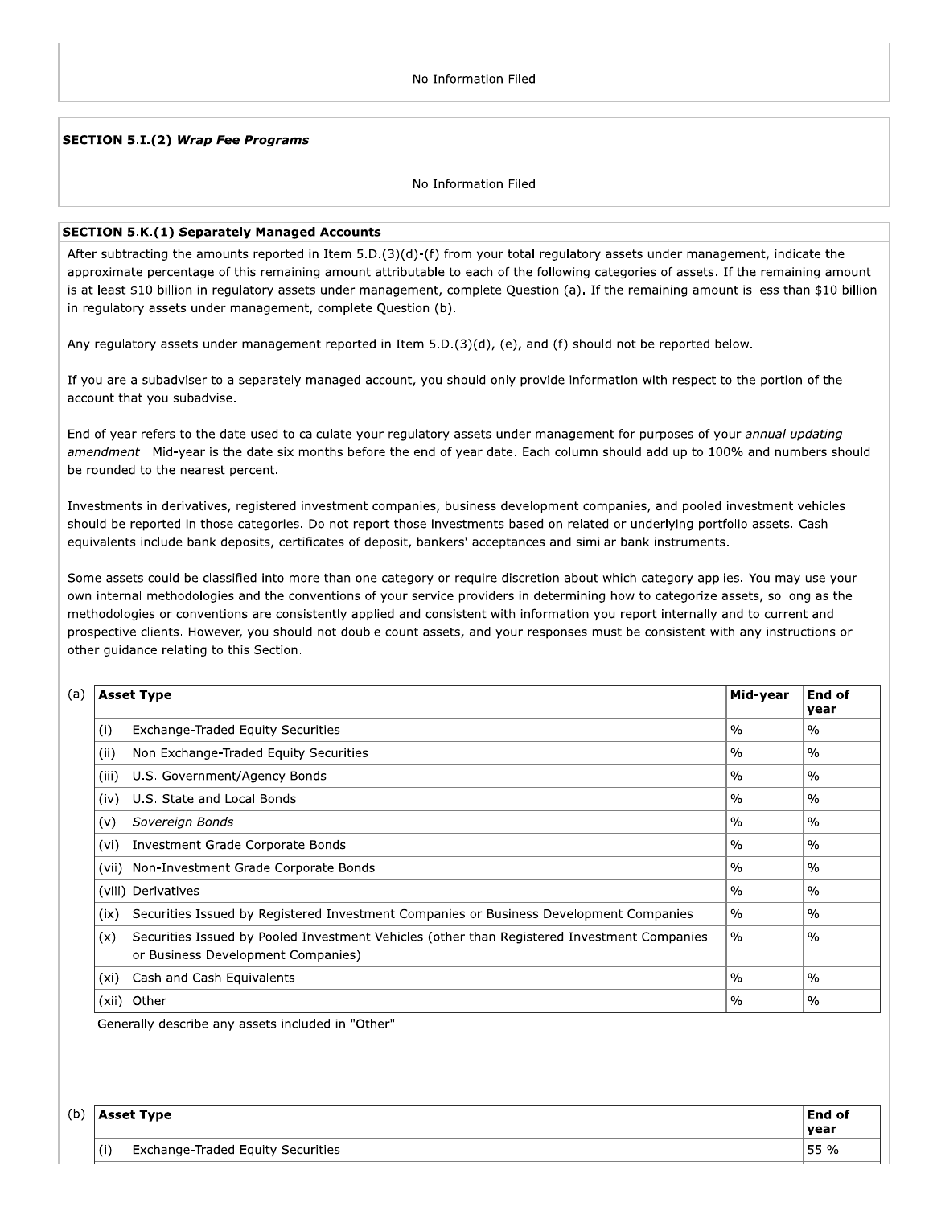No Information Filed

**SECTION 5.I.(2)** ***Wrap Fee Programs***

No Information Filed

**SECTION 5.K.(1) Separately Managed Accounts**

After subtracting the amounts reported in Item 5.D.(3)(d)-(f) from your total regulatory assets under management, indicate the approximate percentage of this remaining amount attributable to each of the following categories of assets. If the remaining amount is at least $10 billion in regulatory assets under management, complete Question (a). If the remaining amount is less than $10 billion in regulatory assets under management, complete Question (b).

Any regulatory assets under management reported in Item 5.D.(3)(d), (e), and (f) should not be reported below.

If you are a subadviser to a separately managed account, you should only provide information with respect to the portion of the account that you subadvise.

End of year refers to the date used to calculate your regulatory assets under management for purposes of your *annual updating amendment* . Mid-year is the date six months before the end of year date. Each column should add up to 100% and numbers should be rounded to the nearest percent.

Investments in derivatives, registered investment companies, business development companies, and pooled investment vehicles should be reported in those categories. Do not report those investments based on related or underlying portfolio assets. Cash equivalents include bank deposits, certificates of deposit, bankers' acceptances and similar bank instruments.

Some assets could be classified into more than one category or require discretion about which category applies. You may use your own internal methodologies and the conventions of your service providers in determining how to categorize assets, so long as the methodologies or conventions are consistently applied and consistent with information you report internally and to current and prospective clients. However, you should not double count assets, and your responses must be consistent with any instructions or other guidance relating to this Section.

(a)

| Asset Type | Mid-year | End of year |
|---|---|---|
| (i) Exchange-Traded Equity Securities | % | % |
| (ii) Non Exchange-Traded Equity Securities | % | % |
| (iii) U.S. Government/Agency Bonds | % | % |
| (iv) U.S. State and Local Bonds | % | % |
| (v) *Sovereign Bonds* | % | % |
| (vi) Investment Grade Corporate Bonds | % | % |
| (vii) Non-Investment Grade Corporate Bonds | % | % |
| (viii) Derivatives | % | % |
| (ix) Securities Issued by Registered Investment Companies or Business Development Companies | % | % |
| (x) Securities Issued by Pooled Investment Vehicles (other than Registered Investment Companies or Business Development Companies) | % | % |
| (xi) Cash and Cash Equivalents | % | % |
| (xii) Other | % | % |

Generally describe any assets included in "Other"

(b)

| Asset Type | End of year |
|---|---|
| (i) Exchange-Traded Equity Securities | 55 % |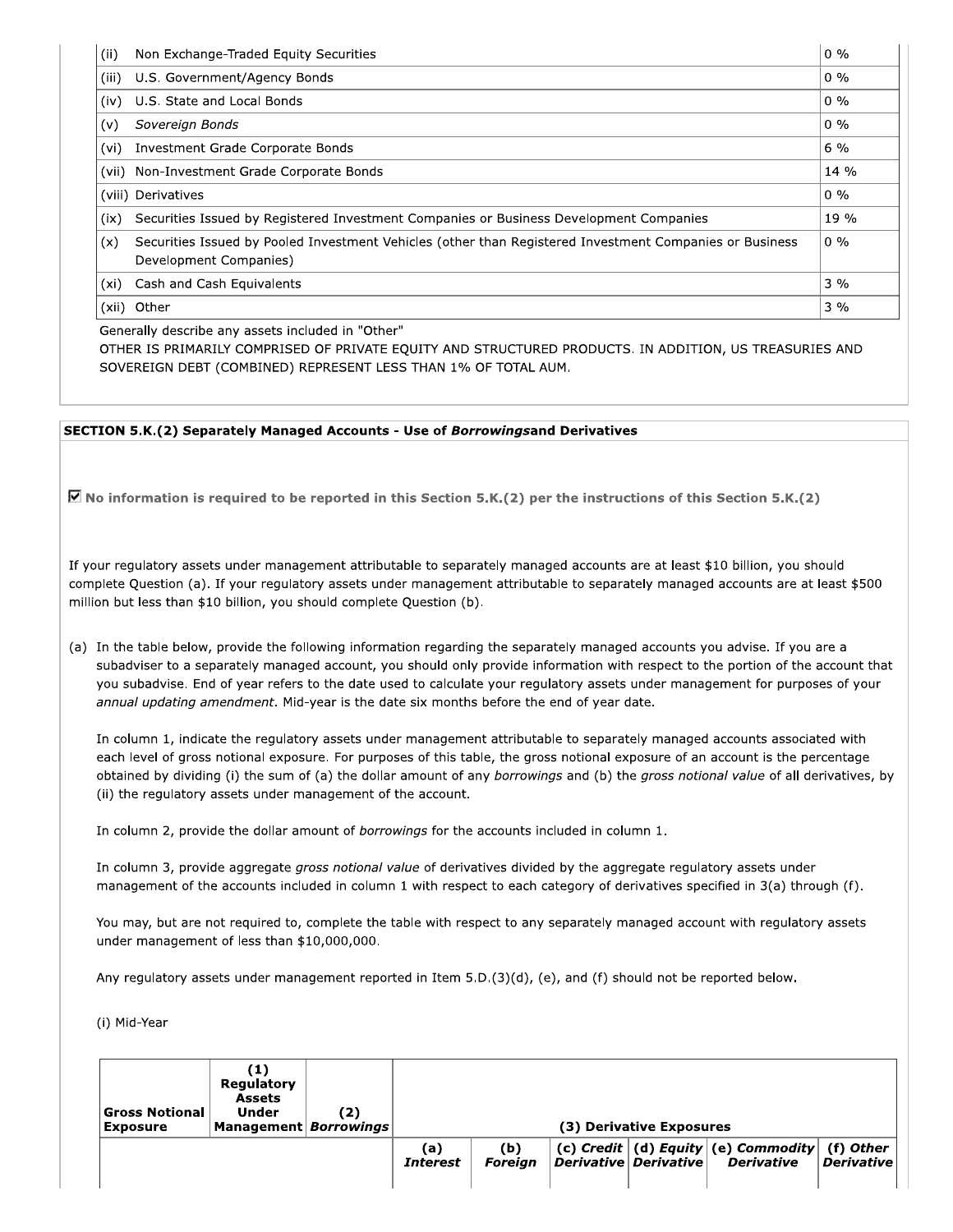| | | |
|---|---|---|
| (ii) | Non Exchange-Traded Equity Securities | 0 % |
| (iii) | U.S. Government/Agency Bonds | 0 % |
| (iv) | U.S. State and Local Bonds | 0 % |
| (v) | *Sovereign Bonds* | 0 % |
| (vi) | Investment Grade Corporate Bonds | 6 % |
| (vii) | Non-Investment Grade Corporate Bonds | 14 % |
| (viii) | Derivatives | 0 % |
| (ix) | Securities Issued by Registered Investment Companies or Business Development Companies | 19 % |
| (x) | Securities Issued by Pooled Investment Vehicles (other than Registered Investment Companies or Business Development Companies) | 0 % |
| (xi) | Cash and Cash Equivalents | 3 % |
| (xii) | Other | 3 % |

Generally describe any assets included in "Other"

OTHER IS PRIMARILY COMPRISED OF PRIVATE EQUITY AND STRUCTURED PRODUCTS. IN ADDITION, US TREASURIES AND SOVEREIGN DEBT (COMBINED) REPRESENT LESS THAN 1% OF TOTAL AUM.

**SECTION 5.K.(2) Separately Managed Accounts - Use of *Borrowings*and Derivatives**

☑ **No information is required to be reported in this Section 5.K.(2) per the instructions of this Section 5.K.(2)**

If your regulatory assets under management attributable to separately managed accounts are at least $10 billion, you should complete Question (a). If your regulatory assets under management attributable to separately managed accounts are at least $500 million but less than $10 billion, you should complete Question (b).

(a) In the table below, provide the following information regarding the separately managed accounts you advise. If you are a subadviser to a separately managed account, you should only provide information with respect to the portion of the account that you subadvise. End of year refers to the date used to calculate your regulatory assets under management for purposes of your *annual updating amendment*. Mid-year is the date six months before the end of year date.

In column 1, indicate the regulatory assets under management attributable to separately managed accounts associated with each level of gross notional exposure. For purposes of this table, the gross notional exposure of an account is the percentage obtained by dividing (i) the sum of (a) the dollar amount of any *borrowings* and (b) the *gross notional value* of all derivatives, by (ii) the regulatory assets under management of the account.

In column 2, provide the dollar amount of *borrowings* for the accounts included in column 1.

In column 3, provide aggregate *gross notional value* of derivatives divided by the aggregate regulatory assets under management of the accounts included in column 1 with respect to each category of derivatives specified in 3(a) through (f).

You may, but are not required to, complete the table with respect to any separately managed account with regulatory assets under management of less than $10,000,000.

Any regulatory assets under management reported in Item 5.D.(3)(d), (e), and (f) should not be reported below.

(i) Mid-Year

| Gross Notional Exposure | (1) Regulatory Assets Under Management | (2) *Borrowings* | (3) Derivative Exposures | | | | | |
|---|---|---|---|---|---|---|---|---|
| | | | (a) *Interest* | (b) *Foreign* | (c) *Credit Derivative* | (d) *Equity Derivative* | (e) *Commodity Derivative* | (f) *Other Derivative* |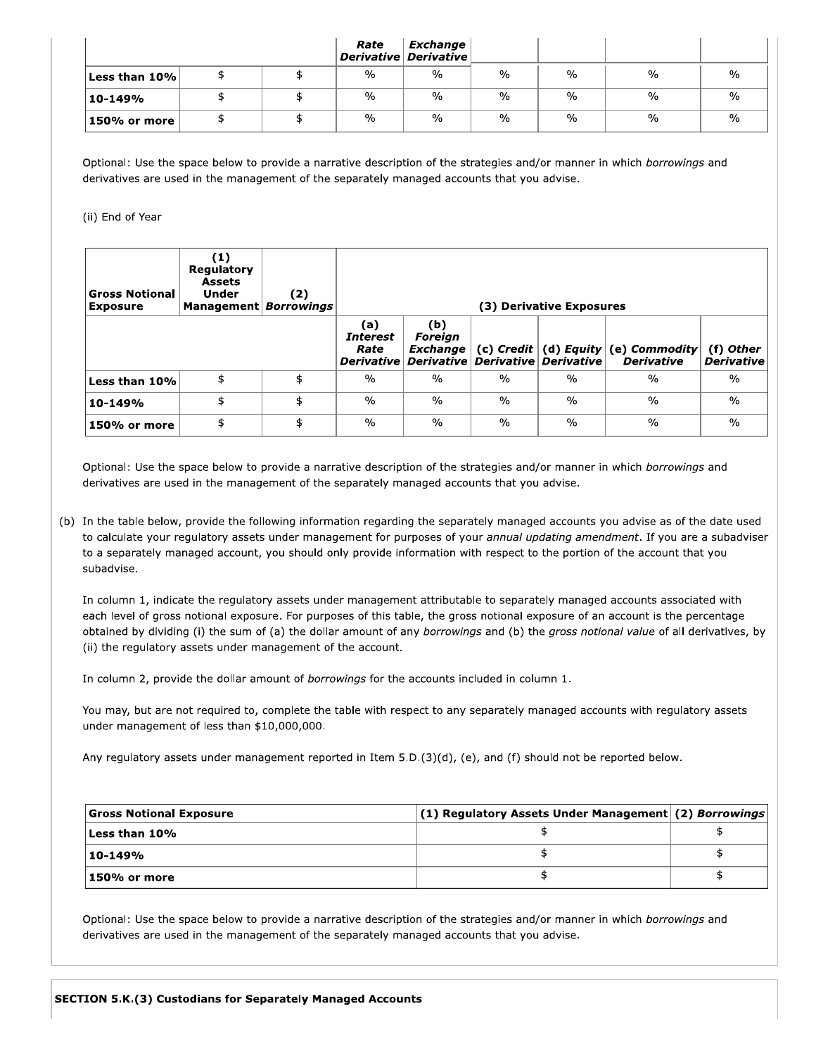| | | | Rate Derivative | Exchange Derivative | | | | |
|---|---|---|---|---|---|---|---|---|
| **Less than 10%** | $ | $ | % | % | % | % | % | % |
| **10-149%** | $ | $ | % | % | % | % | % | % |
| **150% or more** | $ | $ | % | % | % | % | % | % |

Optional: Use the space below to provide a narrative description of the strategies and/or manner in which *borrowings* and derivatives are used in the management of the separately managed accounts that you advise.

(ii) End of Year

| **Gross Notional Exposure** | **(1) Regulatory Assets Under Management** | **(2) *Borrowings*** | **(3) Derivative Exposures** | | | | | |
|---|---|---|---|---|---|---|---|---|
| | | | **(a) *Interest Rate Derivative*** | **(b) *Foreign Exchange Derivative*** | **(c) *Credit Derivative*** | **(d) *Equity Derivative*** | **(e) *Commodity Derivative*** | **(f) *Other Derivative*** |
| **Less than 10%** | $ | $ | % | % | % | % | % | % |
| **10-149%** | $ | $ | % | % | % | % | % | % |
| **150% or more** | $ | $ | % | % | % | % | % | % |

Optional: Use the space below to provide a narrative description of the strategies and/or manner in which *borrowings* and derivatives are used in the management of the separately managed accounts that you advise.

(b) In the table below, provide the following information regarding the separately managed accounts you advise as of the date used to calculate your regulatory assets under management for purposes of your *annual updating amendment*. If you are a subadviser to a separately managed account, you should only provide information with respect to the portion of the account that you subadvise.

In column 1, indicate the regulatory assets under management attributable to separately managed accounts associated with each level of gross notional exposure. For purposes of this table, the gross notional exposure of an account is the percentage obtained by dividing (i) the sum of (a) the dollar amount of any *borrowings* and (b) the *gross notional value* of all derivatives, by (ii) the regulatory assets under management of the account.

In column 2, provide the dollar amount of *borrowings* for the accounts included in column 1.

You may, but are not required to, complete the table with respect to any separately managed accounts with regulatory assets under management of less than $10,000,000.

Any regulatory assets under management reported in Item 5.D.(3)(d), (e), and (f) should not be reported below.

| **Gross Notional Exposure** | **(1) Regulatory Assets Under Management** | **(2) *Borrowings*** |
|---|---|---|
| **Less than 10%** | $ | $ |
| **10-149%** | $ | $ |
| **150% or more** | $ | $ |

Optional: Use the space below to provide a narrative description of the strategies and/or manner in which *borrowings* and derivatives are used in the management of the separately managed accounts that you advise.

**SECTION 5.K.(3) Custodians for Separately Managed Accounts**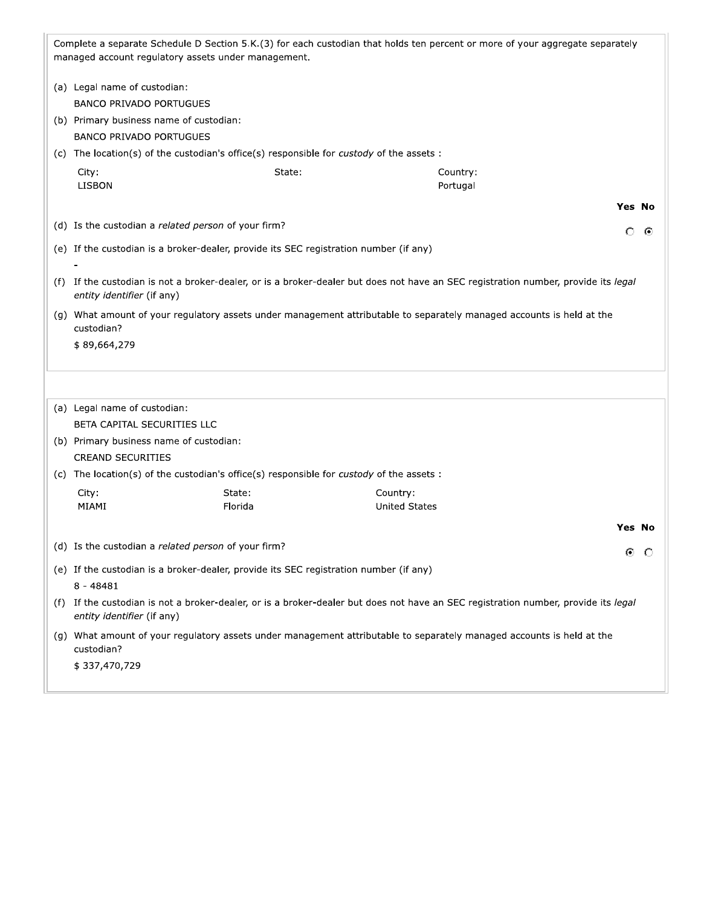Complete a separate Schedule D Section 5.K.(3) for each custodian that holds ten percent or more of your aggregate separately managed account regulatory assets under management.

(a) Legal name of custodian:
BANCO PRIVADO PORTUGUES

(b) Primary business name of custodian:
BANCO PRIVADO PORTUGUES

(c) The location(s) of the custodian's office(s) responsible for *custody* of the assets :

| City: | State: | Country: |
|---|---|---|
| LISBON | | Portugal |

| | Yes | No |
|---|---|---|
| (d) Is the custodian a *related person* of your firm? | ○ | ◉ |

(e) If the custodian is a broker-dealer, provide its SEC registration number (if any)
-

(f) If the custodian is not a broker-dealer, or is a broker-dealer but does not have an SEC registration number, provide its *legal entity identifier* (if any)

(g) What amount of your regulatory assets under management attributable to separately managed accounts is held at the custodian?
$ 89,664,279

---

(a) Legal name of custodian:
BETA CAPITAL SECURITIES LLC

(b) Primary business name of custodian:
CREAND SECURITIES

(c) The location(s) of the custodian's office(s) responsible for *custody* of the assets :

| City: | State: | Country: |
|---|---|---|
| MIAMI | Florida | United States |

| | Yes | No |
|---|---|---|
| (d) Is the custodian a *related person* of your firm? | ◉ | ○ |

(e) If the custodian is a broker-dealer, provide its SEC registration number (if any)
8 - 48481

(f) If the custodian is not a broker-dealer, or is a broker-dealer but does not have an SEC registration number, provide its *legal entity identifier* (if any)

(g) What amount of your regulatory assets under management attributable to separately managed accounts is held at the custodian?
$ 337,470,729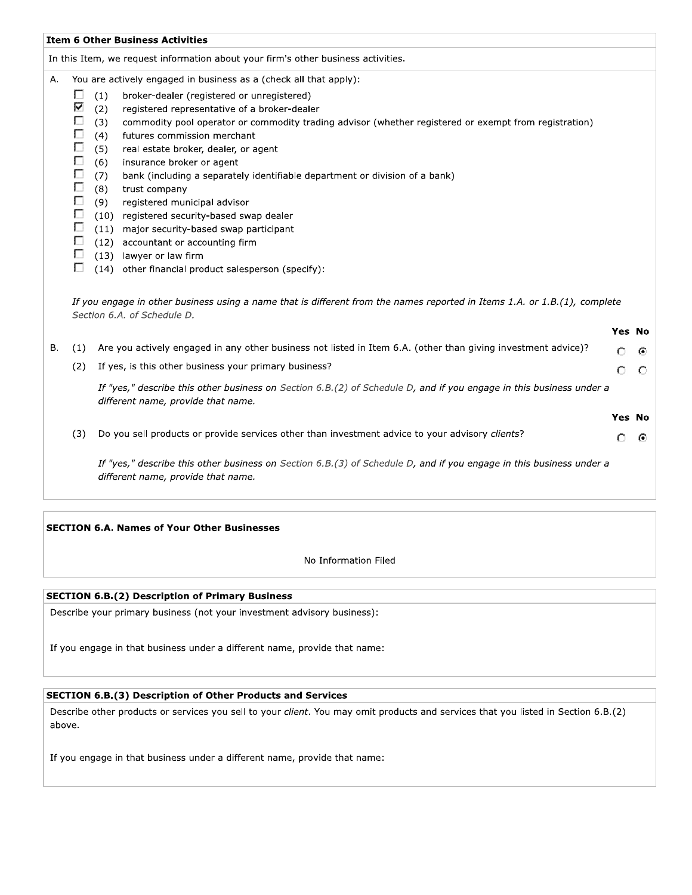**Item 6 Other Business Activities**

In this Item, we request information about your firm's other business activities.

A. You are actively engaged in business as a (check all that apply):

- [ ] (1) broker-dealer (registered or unregistered)
- [x] (2) registered representative of a broker-dealer
- [ ] (3) commodity pool operator or commodity trading advisor (whether registered or exempt from registration)
- [ ] (4) futures commission merchant
- [ ] (5) real estate broker, dealer, or agent
- [ ] (6) insurance broker or agent
- [ ] (7) bank (including a separately identifiable department or division of a bank)
- [ ] (8) trust company
- [ ] (9) registered municipal advisor
- [ ] (10) registered security-based swap dealer
- [ ] (11) major security-based swap participant
- [ ] (12) accountant or accounting firm
- [ ] (13) lawyer or law firm
- [ ] (14) other financial product salesperson (specify):

*If you engage in other business using a name that is different from the names reported in Items 1.A. or 1.B.(1), complete Section 6.A. of Schedule D.*

| | | Yes | No |
|---|---|---|---|
| B. (1) | Are you actively engaged in any other business not listed in Item 6.A. (other than giving investment advice)? | ○ | ◉ |
| (2) | If yes, is this other business your primary business? | ○ | ○ |

*If "yes," describe this other business on Section 6.B.(2) of Schedule D, and if you engage in this business under a different name, provide that name.*

| | | Yes | No |
|---|---|---|---|
| (3) | Do you sell products or provide services other than investment advice to your advisory *clients*? | ○ | ◉ |

*If "yes," describe this other business on Section 6.B.(3) of Schedule D, and if you engage in this business under a different name, provide that name.*

**SECTION 6.A. Names of Your Other Businesses**

No Information Filed

**SECTION 6.B.(2) Description of Primary Business**

Describe your primary business (not your investment advisory business):

If you engage in that business under a different name, provide that name:

**SECTION 6.B.(3) Description of Other Products and Services**

Describe other products or services you sell to your *client*. You may omit products and services that you listed in Section 6.B.(2) above.

If you engage in that business under a different name, provide that name: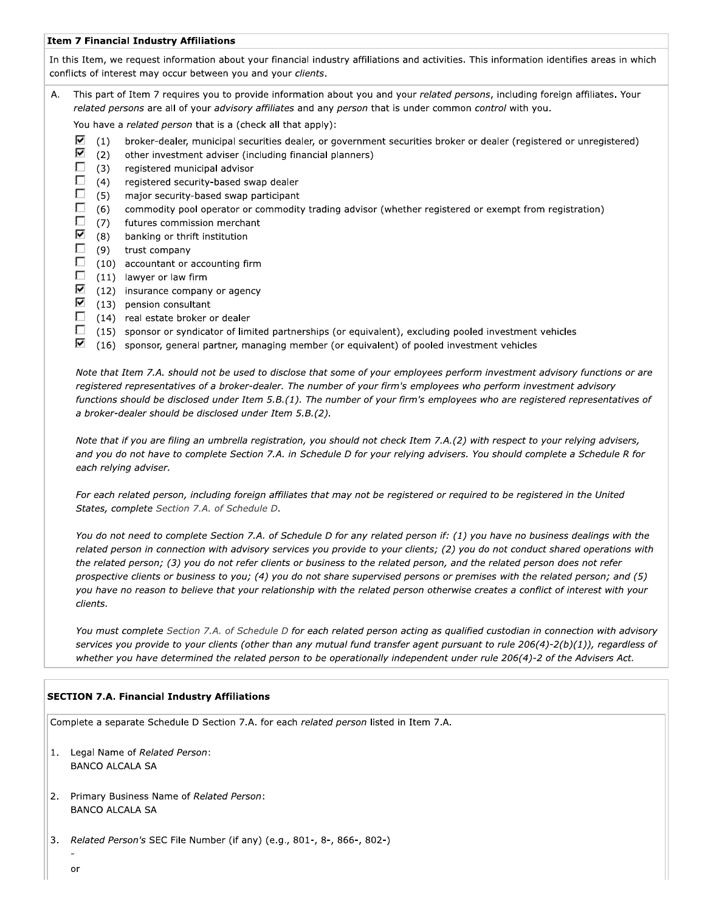**Item 7 Financial Industry Affiliations**

In this Item, we request information about your financial industry affiliations and activities. This information identifies areas in which conflicts of interest may occur between you and your *clients*.

A. This part of Item 7 requires you to provide information about you and your *related persons*, including foreign affiliates. Your *related persons* are all of your *advisory affiliates* and any *person* that is under common *control* with you.

You have a *related person* that is a (check all that apply):

- ☑ (1) broker-dealer, municipal securities dealer, or government securities broker or dealer (registered or unregistered)
- ☑ (2) other investment adviser (including financial planners)
- ☐ (3) registered municipal advisor
- ☐ (4) registered security-based swap dealer
- ☐ (5) major security-based swap participant
- ☐ (6) commodity pool operator or commodity trading advisor (whether registered or exempt from registration)
- ☐ (7) futures commission merchant
- ☑ (8) banking or thrift institution
- ☐ (9) trust company
- ☐ (10) accountant or accounting firm
- ☐ (11) lawyer or law firm
- ☑ (12) insurance company or agency
- ☑ (13) pension consultant
- ☐ (14) real estate broker or dealer
- ☐ (15) sponsor or syndicator of limited partnerships (or equivalent), excluding pooled investment vehicles
- ☑ (16) sponsor, general partner, managing member (or equivalent) of pooled investment vehicles

*Note that Item 7.A. should not be used to disclose that some of your employees perform investment advisory functions or are registered representatives of a broker-dealer. The number of your firm's employees who perform investment advisory functions should be disclosed under Item 5.B.(1). The number of your firm's employees who are registered representatives of a broker-dealer should be disclosed under Item 5.B.(2).*

*Note that if you are filing an umbrella registration, you should not check Item 7.A.(2) with respect to your relying advisers, and you do not have to complete Section 7.A. in Schedule D for your relying advisers. You should complete a Schedule R for each relying adviser.*

*For each related person, including foreign affiliates that may not be registered or required to be registered in the United States, complete Section 7.A. of Schedule D.*

*You do not need to complete Section 7.A. of Schedule D for any related person if: (1) you have no business dealings with the related person in connection with advisory services you provide to your clients; (2) you do not conduct shared operations with the related person; (3) you do not refer clients or business to the related person, and the related person does not refer prospective clients or business to you; (4) you do not share supervised persons or premises with the related person; and (5) you have no reason to believe that your relationship with the related person otherwise creates a conflict of interest with your clients.*

*You must complete Section 7.A. of Schedule D for each related person acting as qualified custodian in connection with advisory services you provide to your clients (other than any mutual fund transfer agent pursuant to rule 206(4)-2(b)(1)), regardless of whether you have determined the related person to be operationally independent under rule 206(4)-2 of the Advisers Act.*

**SECTION 7.A. Financial Industry Affiliations**

Complete a separate Schedule D Section 7.A. for each *related person* listed in Item 7.A.

1. Legal Name of *Related Person*:
   BANCO ALCALA SA

2. Primary Business Name of *Related Person*:
   BANCO ALCALA SA

3. *Related Person's* SEC File Number (if any) (e.g., 801-, 8-, 866-, 802-)
   -
   or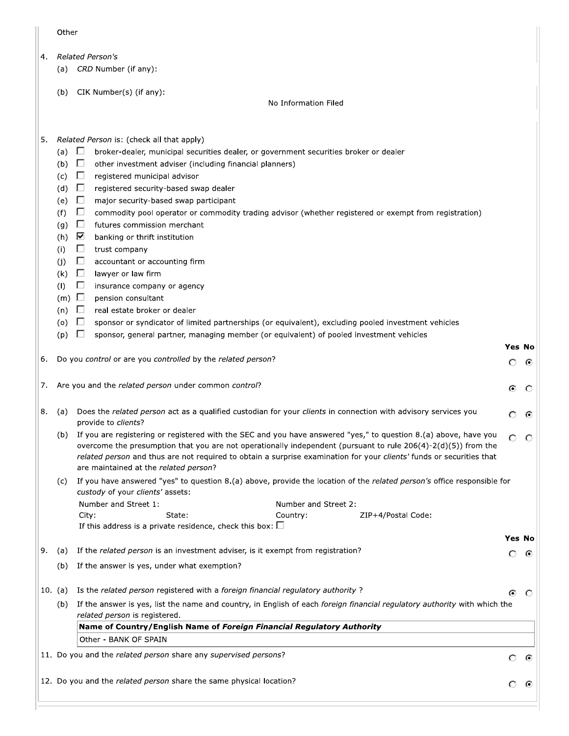Other

4. *Related Person's*
   (a) *CRD* Number (if any):

   (b) CIK Number(s) (if any):

   No Information Filed

5. *Related Person* is: (check all that apply)
   - (a) ☐ broker-dealer, municipal securities dealer, or government securities broker or dealer
   - (b) ☐ other investment adviser (including financial planners)
   - (c) ☐ registered municipal advisor
   - (d) ☐ registered security-based swap dealer
   - (e) ☐ major security-based swap participant
   - (f) ☐ commodity pool operator or commodity trading advisor (whether registered or exempt from registration)
   - (g) ☐ futures commission merchant
   - (h) ☑ banking or thrift institution
   - (i) ☐ trust company
   - (j) ☐ accountant or accounting firm
   - (k) ☐ lawyer or law firm
   - (l) ☐ insurance company or agency
   - (m) ☐ pension consultant
   - (n) ☐ real estate broker or dealer
   - (o) ☐ sponsor or syndicator of limited partnerships (or equivalent), excluding pooled investment vehicles
   - (p) ☐ sponsor, general partner, managing member (or equivalent) of pooled investment vehicles

| | | Yes | No |
|---|---|---|---|
| 6. | Do you *control* or are you *controlled* by the *related person*? | ○ | ◉ |
| 7. | Are you and the *related person* under common *control*? | ◉ | ○ |
| 8. (a) | Does the *related person* act as a qualified custodian for your *clients* in connection with advisory services you provide to *clients*? | ○ | ◉ |
| (b) | If you are registering or registered with the SEC and you have answered "yes," to question 8.(a) above, have you overcome the presumption that you are not operationally independent (pursuant to rule 206(4)-2(d)(5)) from the *related person* and thus are not required to obtain a surprise examination for your *clients'* funds or securities that are maintained at the *related person*? | ○ | ○ |

(c) If you have answered "yes" to question 8.(a) above, provide the location of the *related person's* office responsible for *custody* of your *clients'* assets:

Number and Street 1: Number and Street 2:
City: State: Country: ZIP+4/Postal Code:
If this address is a private residence, check this box: ☐

| | | Yes | No |
|---|---|---|---|
| 9. (a) | If the *related person* is an investment adviser, is it exempt from registration? | ○ | ◉ |
| (b) | If the answer is yes, under what exemption? | | |
| 10. (a) | Is the *related person* registered with a *foreign financial regulatory authority* ? | ◉ | ○ |

(b) If the answer is yes, list the name and country, in English of each *foreign financial regulatory authority* with which the *related person* is registered.

| Name of Country/English Name of *Foreign Financial Regulatory Authority* |
|---|
| Other - BANK OF SPAIN |

| | | Yes | No |
|---|---|---|---|
| 11. | Do you and the *related person* share any *supervised persons*? | ○ | ◉ |
| 12. | Do you and the *related person* share the same physical location? | ○ | ◉ |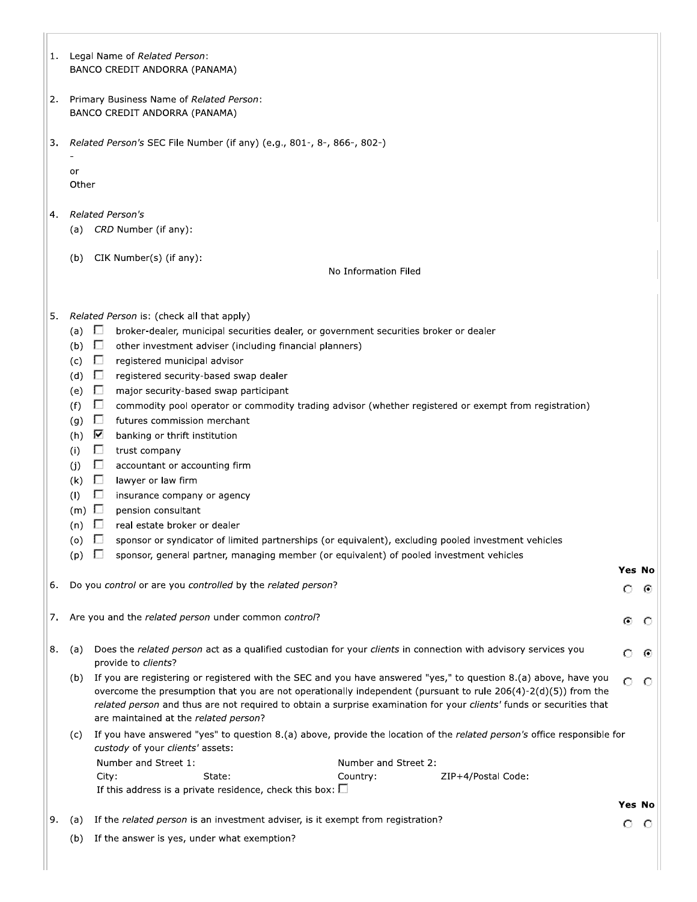1. Legal Name of *Related Person*:
   BANCO CREDIT ANDORRA (PANAMA)

2. Primary Business Name of *Related Person*:
   BANCO CREDIT ANDORRA (PANAMA)

3. *Related Person's* SEC File Number (if any) (e.g., 801-, 8-, 866-, 802-)
   -
   or
   Other

4. *Related Person's*
   (a) *CRD* Number (if any):

   (b) CIK Number(s) (if any):
   No Information Filed

5. *Related Person* is: (check all that apply)
   - (a) ☐ broker-dealer, municipal securities dealer, or government securities broker or dealer
   - (b) ☐ other investment adviser (including financial planners)
   - (c) ☐ registered municipal advisor
   - (d) ☐ registered security-based swap dealer
   - (e) ☐ major security-based swap participant
   - (f) ☐ commodity pool operator or commodity trading advisor (whether registered or exempt from registration)
   - (g) ☐ futures commission merchant
   - (h) ☑ banking or thrift institution
   - (i) ☐ trust company
   - (j) ☐ accountant or accounting firm
   - (k) ☐ lawyer or law firm
   - (l) ☐ insurance company or agency
   - (m) ☐ pension consultant
   - (n) ☐ real estate broker or dealer
   - (o) ☐ sponsor or syndicator of limited partnerships (or equivalent), excluding pooled investment vehicles
   - (p) ☐ sponsor, general partner, managing member (or equivalent) of pooled investment vehicles

| | Question | Yes | No |
|---|---|---|---|
| 6. | Do you *control* or are you *controlled* by the *related person*? | ○ | ◉ |
| 7. | Are you and the *related person* under common *control*? | ◉ | ○ |
| 8. (a) | Does the *related person* act as a qualified custodian for your *clients* in connection with advisory services you provide to *clients*? | ○ | ◉ |
| (b) | If you are registering or registered with the SEC and you have answered "yes," to question 8.(a) above, have you overcome the presumption that you are not operationally independent (pursuant to rule 206(4)-2(d)(5)) from the *related person* and thus are not required to obtain a surprise examination for your *clients'* funds or securities that are maintained at the *related person*? | ○ | ○ |

   (c) If you have answered "yes" to question 8.(a) above, provide the location of the *related person's* office responsible for *custody* of your *clients'* assets:
   Number and Street 1: Number and Street 2:
   City: State: Country: ZIP+4/Postal Code:
   If this address is a private residence, check this box: ☐

| | Question | Yes | No |
|---|---|---|---|
| 9. (a) | If the *related person* is an investment adviser, is it exempt from registration? | ○ | ○ |

   (b) If the answer is yes, under what exemption?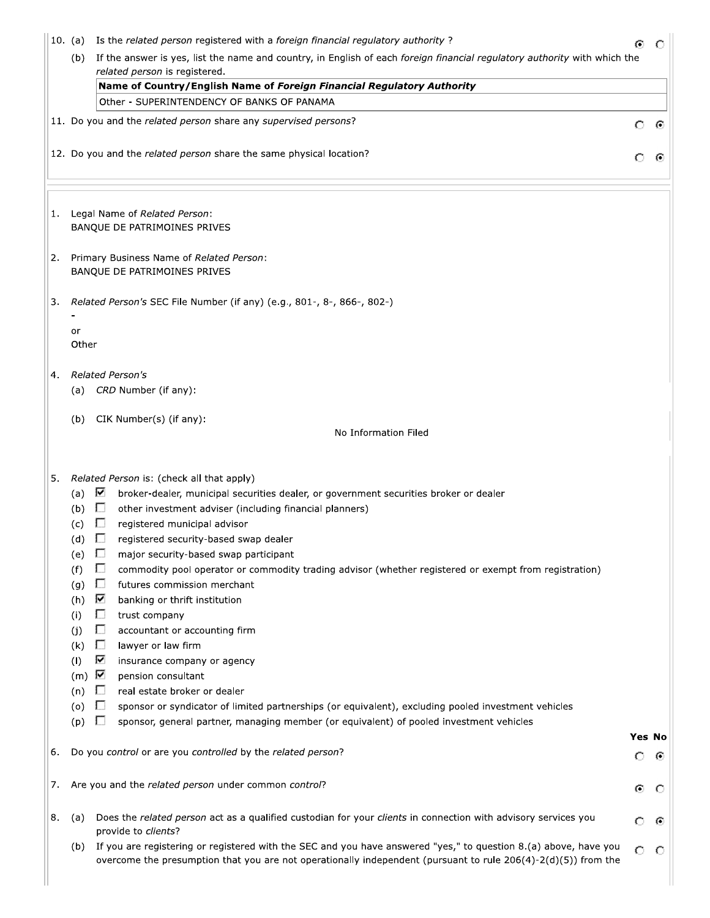10. (a) Is the *related person* registered with a *foreign financial regulatory authority* ? ◉ Yes ○ No

(b) If the answer is yes, list the name and country, in English of each *foreign financial regulatory authority* with which the *related person* is registered.

| Name of Country/English Name of Foreign Financial Regulatory Authority |
|---|
| Other - SUPERINTENDENCY OF BANKS OF PANAMA |

11. Do you and the *related person* share any *supervised persons*? ○ Yes ◉ No

12. Do you and the *related person* share the same physical location? ○ Yes ◉ No

---

1. Legal Name of *Related Person*:
BANQUE DE PATRIMOINES PRIVES

2. Primary Business Name of *Related Person*:
BANQUE DE PATRIMOINES PRIVES

3. *Related Person's* SEC File Number (if any) (e.g., 801-, 8-, 866-, 802-)
-
or
Other

4. *Related Person's*
(a) *CRD* Number (if any):

(b) CIK Number(s) (if any):
No Information Filed

5. *Related Person* is: (check all that apply)
- (a) ☑ broker-dealer, municipal securities dealer, or government securities broker or dealer
- (b) ☐ other investment adviser (including financial planners)
- (c) ☐ registered municipal advisor
- (d) ☐ registered security-based swap dealer
- (e) ☐ major security-based swap participant
- (f) ☐ commodity pool operator or commodity trading advisor (whether registered or exempt from registration)
- (g) ☐ futures commission merchant
- (h) ☑ banking or thrift institution
- (i) ☐ trust company
- (j) ☐ accountant or accounting firm
- (k) ☐ lawyer or law firm
- (l) ☑ insurance company or agency
- (m) ☑ pension consultant
- (n) ☐ real estate broker or dealer
- (o) ☐ sponsor or syndicator of limited partnerships (or equivalent), excluding pooled investment vehicles
- (p) ☐ sponsor, general partner, managing member (or equivalent) of pooled investment vehicles

| | Yes | No |
|---|---|---|
| 6. Do you *control* or are you *controlled* by the *related person*? | ○ | ◉ |
| 7. Are you and the *related person* under common *control*? | ◉ | ○ |
| 8. (a) Does the *related person* act as a qualified custodian for your *clients* in connection with advisory services you provide to *clients*? | ○ | ◉ |
| (b) If you are registering or registered with the SEC and you have answered "yes," to question 8.(a) above, have you overcome the presumption that you are not operationally independent (pursuant to rule 206(4)-2(d)(5)) from the | ○ | ○ |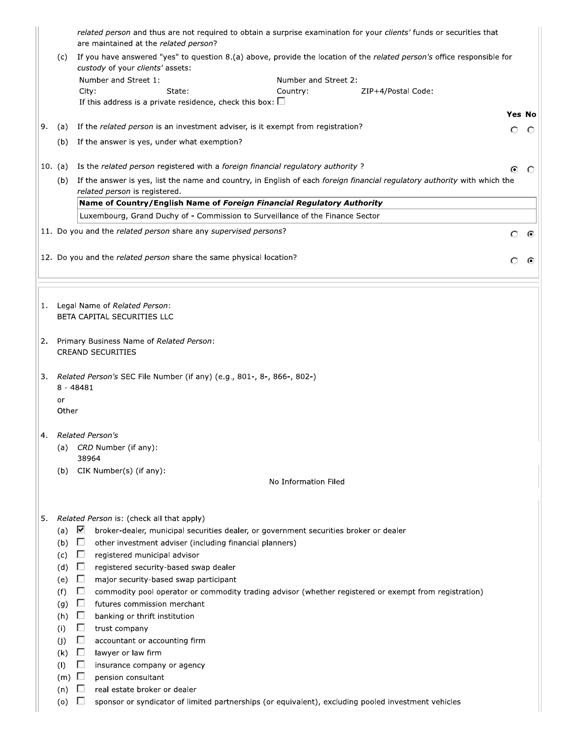*related person* and thus are not required to obtain a surprise examination for your *clients'* funds or securities that are maintained at the *related person*?

(c) If you have answered "yes" to question 8.(a) above, provide the location of the *related person's* office responsible for *custody* of your *clients'* assets:

Number and Street 1: Number and Street 2:
City: State: Country: ZIP+4/Postal Code:
If this address is a private residence, check this box: ☐

| | | Yes | No |
|---|---|---|---|
| 9. (a) | If the *related person* is an investment adviser, is it exempt from registration? | ○ | ○ |
| (b) | If the answer is yes, under what exemption? | | |
| 10. (a) | Is the *related person* registered with a *foreign financial regulatory authority* ? | ◉ | ○ |
| (b) | If the answer is yes, list the name and country, in English of each *foreign financial regulatory authority* with which the *related person* is registered. | | |

| Name of Country/English Name of *Foreign Financial Regulatory Authority* |
|---|
| Luxembourg, Grand Duchy of - Commission to Surveillance of the Finance Sector |

| | Yes | No |
|---|---|---|
| 11. Do you and the *related person* share any *supervised persons*? | ○ | ◉ |
| 12. Do you and the *related person* share the same physical location? | ○ | ◉ |

1. Legal Name of *Related Person*:
BETA CAPITAL SECURITIES LLC

2. Primary Business Name of *Related Person*:
CREAND SECURITIES

3. *Related Person's* SEC File Number (if any) (e.g., 801-, 8-, 866-, 802-)
8 - 48481
or
Other

4. *Related Person's*
   (a) *CRD* Number (if any):
   38964
   (b) CIK Number(s) (if any):
   No Information Filed

5. *Related Person* is: (check all that apply)
   (a) ☑ broker-dealer, municipal securities dealer, or government securities broker or dealer
   (b) ☐ other investment adviser (including financial planners)
   (c) ☐ registered municipal advisor
   (d) ☐ registered security-based swap dealer
   (e) ☐ major security-based swap participant
   (f) ☐ commodity pool operator or commodity trading advisor (whether registered or exempt from registration)
   (g) ☐ futures commission merchant
   (h) ☐ banking or thrift institution
   (i) ☐ trust company
   (j) ☐ accountant or accounting firm
   (k) ☐ lawyer or law firm
   (l) ☐ insurance company or agency
   (m) ☐ pension consultant
   (n) ☐ real estate broker or dealer
   (o) ☐ sponsor or syndicator of limited partnerships (or equivalent), excluding pooled investment vehicles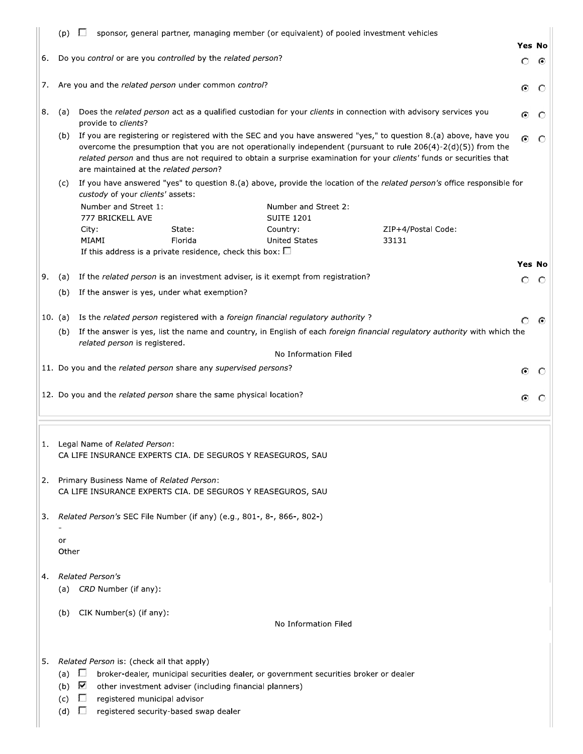(p) ☐ sponsor, general partner, managing member (or equivalent) of pooled investment vehicles

| | | Yes | No |
|---|---|---|---|
| 6. | Do you *control* or are you *controlled* by the *related person*? | ○ | ◉ |
| 7. | Are you and the *related person* under common *control*? | ◉ | ○ |
| 8. (a) | Does the *related person* act as a qualified custodian for your *clients* in connection with advisory services you provide to *clients*? | ◉ | ○ |
| (b) | If you are registering or registered with the SEC and you have answered "yes," to question 8.(a) above, have you overcome the presumption that you are not operationally independent (pursuant to rule 206(4)-2(d)(5)) from the *related person* and thus are not required to obtain a surprise examination for your *clients'* funds or securities that are maintained at the *related person*? | ◉ | ○ |

(c) If you have answered "yes" to question 8.(a) above, provide the location of the *related person's* office responsible for *custody* of your *clients'* assets:

| Number and Street 1: | | Number and Street 2: | |
|---|---|---|---|
| 777 BRICKELL AVE | | SUITE 1201 | |
| City: | State: | Country: | ZIP+4/Postal Code: |
| MIAMI | Florida | United States | 33131 |

If this address is a private residence, check this box: ☐

| | | Yes | No |
|---|---|---|---|
| 9. (a) | If the *related person* is an investment adviser, is it exempt from registration? | ○ | ○ |
| (b) | If the answer is yes, under what exemption? | | |
| 10. (a) | Is the *related person* registered with a *foreign financial regulatory authority* ? | ○ | ◉ |

(b) If the answer is yes, list the name and country, in English of each *foreign financial regulatory authority* with which the *related person* is registered.

No Information Filed

| | | Yes | No |
|---|---|---|---|
| 11. | Do you and the *related person* share any *supervised persons*? | ◉ | ○ |
| 12. | Do you and the *related person* share the same physical location? | ◉ | ○ |

---

1. Legal Name of *Related Person*:
CA LIFE INSURANCE EXPERTS CIA. DE SEGUROS Y REASEGUROS, SAU

2. Primary Business Name of *Related Person*:
CA LIFE INSURANCE EXPERTS CIA. DE SEGUROS Y REASEGUROS, SAU

3. *Related Person's* SEC File Number (if any) (e.g., 801-, 8-, 866-, 802-)
-
or
Other

4. *Related Person's*
(a) *CRD* Number (if any):

(b) CIK Number(s) (if any):

No Information Filed

5. *Related Person* is: (check all that apply)
(a) ☐ broker-dealer, municipal securities dealer, or government securities broker or dealer
(b) ☑ other investment adviser (including financial planners)
(c) ☐ registered municipal advisor
(d) ☐ registered security-based swap dealer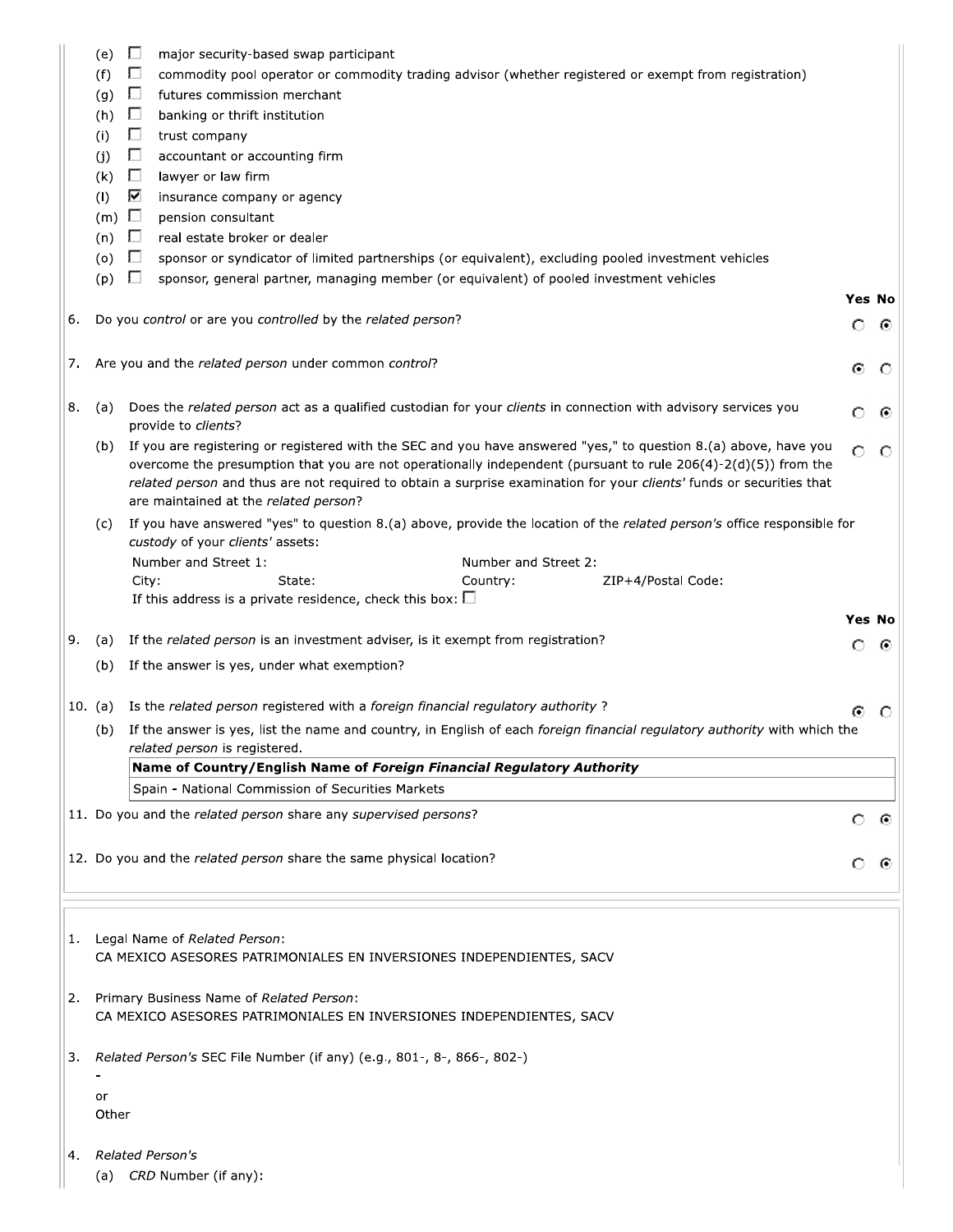(e) ☐ major security-based swap participant
(f) ☐ commodity pool operator or commodity trading advisor (whether registered or exempt from registration)
(g) ☐ futures commission merchant
(h) ☐ banking or thrift institution
(i) ☐ trust company
(j) ☐ accountant or accounting firm
(k) ☐ lawyer or law firm
(l) ☑ insurance company or agency
(m) ☐ pension consultant
(n) ☐ real estate broker or dealer
(o) ☐ sponsor or syndicator of limited partnerships (or equivalent), excluding pooled investment vehicles
(p) ☐ sponsor, general partner, managing member (or equivalent) of pooled investment vehicles

| | Yes | No |
|---|---|---|
| 6. Do you *control* or are you *controlled* by the *related person*? | ○ | ● |
| 7. Are you and the *related person* under common *control*? | ● | ○ |
| 8. (a) Does the *related person* act as a qualified custodian for your *clients* in connection with advisory services you provide to *clients*? | ○ | ● |
| (b) If you are registering or registered with the SEC and you have answered "yes," to question 8.(a) above, have you overcome the presumption that you are not operationally independent (pursuant to rule 206(4)-2(d)(5)) from the *related person* and thus are not required to obtain a surprise examination for your *clients'* funds or securities that are maintained at the *related person*? | ○ | ○ |

(c) If you have answered "yes" to question 8.(a) above, provide the location of the *related person's* office responsible for *custody* of your *clients'* assets:

Number and Street 1: Number and Street 2:
City: State: Country: ZIP+4/Postal Code:
If this address is a private residence, check this box: ☐

| | Yes | No |
|---|---|---|
| 9. (a) If the *related person* is an investment adviser, is it exempt from registration? | ○ | ● |

(b) If the answer is yes, under what exemption?

| | Yes | No |
|---|---|---|
| 10. (a) Is the *related person* registered with a *foreign financial regulatory authority* ? | ● | ○ |

(b) If the answer is yes, list the name and country, in English of each *foreign financial regulatory authority* with which the *related person* is registered.

| **Name of Country/English Name of *Foreign Financial Regulatory Authority*** |
|---|
| Spain - National Commission of Securities Markets |

| | Yes | No |
|---|---|---|
| 11. Do you and the *related person* share any *supervised persons*? | ○ | ● |
| 12. Do you and the *related person* share the same physical location? | ○ | ● |

1. Legal Name of *Related Person*:
CA MEXICO ASESORES PATRIMONIALES EN INVERSIONES INDEPENDIENTES, SACV

2. Primary Business Name of *Related Person*:
CA MEXICO ASESORES PATRIMONIALES EN INVERSIONES INDEPENDIENTES, SACV

3. *Related Person's* SEC File Number (if any) (e.g., 801-, 8-, 866-, 802-)
-
or
Other

4. *Related Person's*
(a) *CRD* Number (if any):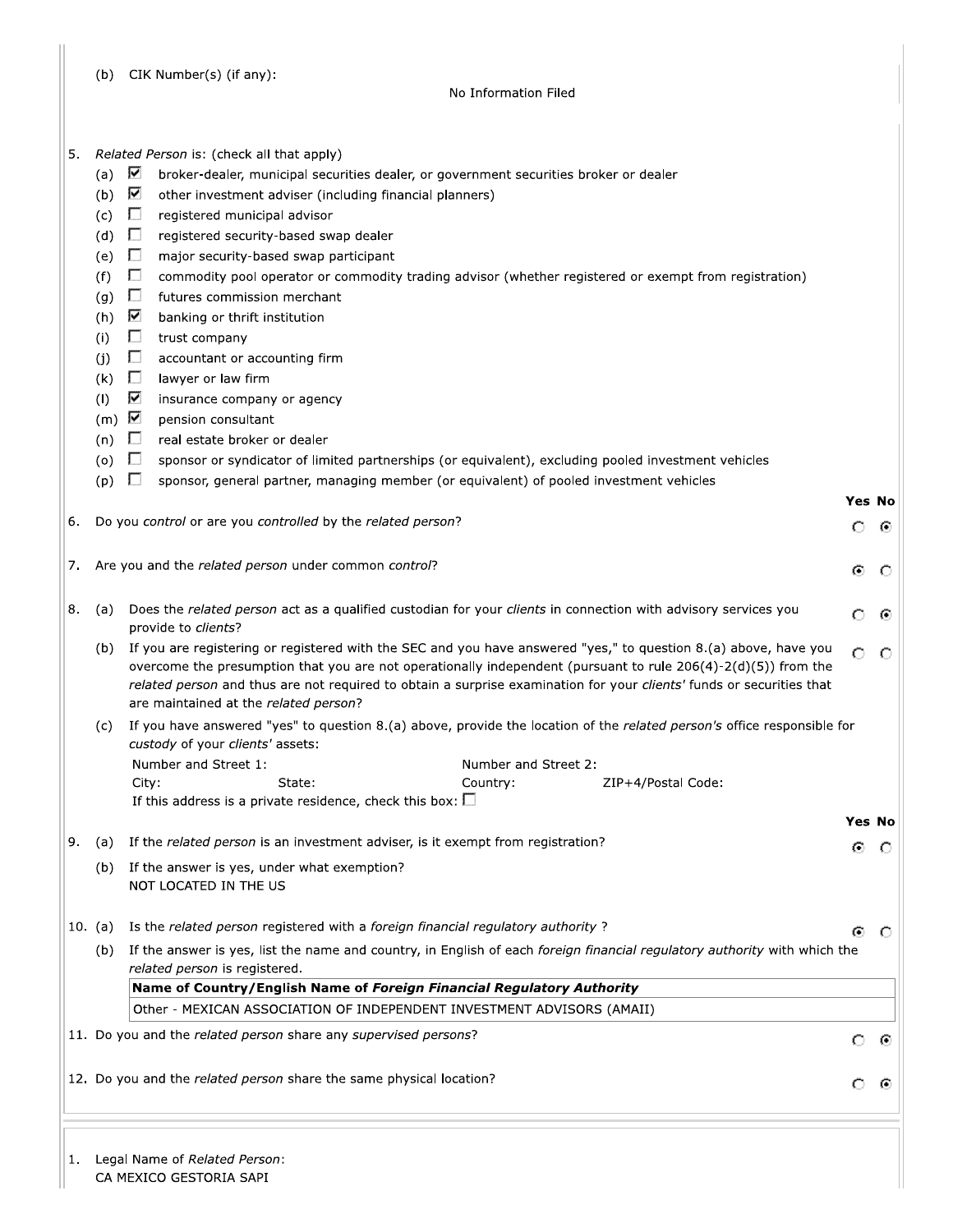(b) CIK Number(s) (if any):

No Information Filed

5. *Related Person* is: (check all that apply)

- (a) ☑ broker-dealer, municipal securities dealer, or government securities broker or dealer
- (b) ☑ other investment adviser (including financial planners)
- (c) ☐ registered municipal advisor
- (d) ☐ registered security-based swap dealer
- (e) ☐ major security-based swap participant
- (f) ☐ commodity pool operator or commodity trading advisor (whether registered or exempt from registration)
- (g) ☐ futures commission merchant
- (h) ☑ banking or thrift institution
- (i) ☐ trust company
- (j) ☐ accountant or accounting firm
- (k) ☐ lawyer or law firm
- (l) ☑ insurance company or agency
- (m) ☑ pension consultant
- (n) ☐ real estate broker or dealer
- (o) ☐ sponsor or syndicator of limited partnerships (or equivalent), excluding pooled investment vehicles
- (p) ☐ sponsor, general partner, managing member (or equivalent) of pooled investment vehicles

| | Yes | No |
|---|---|---|
| 6. Do you *control* or are you *controlled* by the *related person*? | ○ | ◉ |
| 7. Are you and the *related person* under common *control*? | ◉ | ○ |
| 8. (a) Does the *related person* act as a qualified custodian for your *clients* in connection with advisory services you provide to *clients*? | ○ | ◉ |
| (b) If you are registering or registered with the SEC and you have answered "yes," to question 8.(a) above, have you overcome the presumption that you are not operationally independent (pursuant to rule 206(4)-2(d)(5)) from the *related person* and thus are not required to obtain a surprise examination for your *clients'* funds or securities that are maintained at the *related person*? | ○ | ○ |

(c) If you have answered "yes" to question 8.(a) above, provide the location of the *related person's* office responsible for *custody* of your *clients'* assets:

Number and Street 1: Number and Street 2:
City: State: Country: ZIP+4/Postal Code:
If this address is a private residence, check this box: ☐

| | Yes | No |
|---|---|---|
| 9. (a) If the *related person* is an investment adviser, is it exempt from registration? | ◉ | ○ |

(b) If the answer is yes, under what exemption?
NOT LOCATED IN THE US

| | Yes | No |
|---|---|---|
| 10. (a) Is the *related person* registered with a *foreign financial regulatory authority* ? | ◉ | ○ |

(b) If the answer is yes, list the name and country, in English of each *foreign financial regulatory authority* with which the *related person* is registered.

| Name of Country/English Name of *Foreign Financial Regulatory Authority* |
|---|
| Other - MEXICAN ASSOCIATION OF INDEPENDENT INVESTMENT ADVISORS (AMAII) |

| | Yes | No |
|---|---|---|
| 11. Do you and the *related person* share any *supervised persons*? | ○ | ◉ |
| 12. Do you and the *related person* share the same physical location? | ○ | ◉ |

---

1. Legal Name of *Related Person*:
CA MEXICO GESTORIA SAPI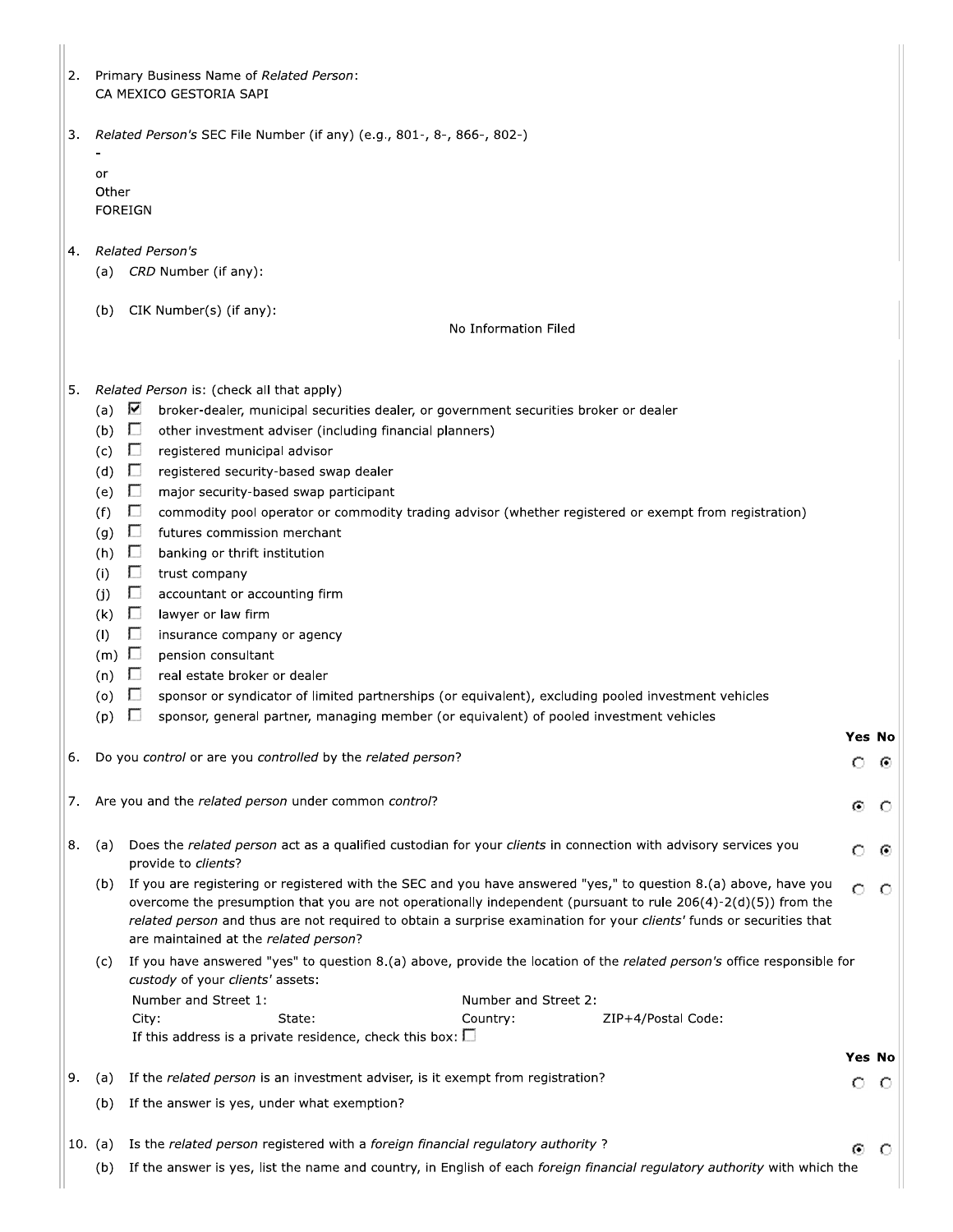2. Primary Business Name of *Related Person*:
   CA MEXICO GESTORIA SAPI

3. *Related Person's* SEC File Number (if any) (e.g., 801-, 8-, 866-, 802-)
   -
   or
   Other
   FOREIGN

4. *Related Person's*
   (a) *CRD* Number (if any):

   (b) CIK Number(s) (if any):
   No Information Filed

5. *Related Person* is: (check all that apply)
   - (a) ☑ broker-dealer, municipal securities dealer, or government securities broker or dealer
   - (b) ☐ other investment adviser (including financial planners)
   - (c) ☐ registered municipal advisor
   - (d) ☐ registered security-based swap dealer
   - (e) ☐ major security-based swap participant
   - (f) ☐ commodity pool operator or commodity trading advisor (whether registered or exempt from registration)
   - (g) ☐ futures commission merchant
   - (h) ☐ banking or thrift institution
   - (i) ☐ trust company
   - (j) ☐ accountant or accounting firm
   - (k) ☐ lawyer or law firm
   - (l) ☐ insurance company or agency
   - (m) ☐ pension consultant
   - (n) ☐ real estate broker or dealer
   - (o) ☐ sponsor or syndicator of limited partnerships (or equivalent), excluding pooled investment vehicles
   - (p) ☐ sponsor, general partner, managing member (or equivalent) of pooled investment vehicles

| | Question | Yes | No |
|---|---|---|---|
| 6. | Do you *control* or are you *controlled* by the *related person*? | ○ | ◉ |
| 7. | Are you and the *related person* under common *control*? | ◉ | ○ |
| 8. (a) | Does the *related person* act as a qualified custodian for your *clients* in connection with advisory services you provide to *clients*? | ○ | ◉ |
| (b) | If you are registering or registered with the SEC and you have answered "yes," to question 8.(a) above, have you overcome the presumption that you are not operationally independent (pursuant to rule 206(4)-2(d)(5)) from the *related person* and thus are not required to obtain a surprise examination for your *clients'* funds or securities that are maintained at the *related person*? | ○ | ○ |

(c) If you have answered "yes" to question 8.(a) above, provide the location of the *related person's* office responsible for *custody* of your *clients'* assets:

Number and Street 1: Number and Street 2:
City: State: Country: ZIP+4/Postal Code:
If this address is a private residence, check this box: ☐

| | Question | Yes | No |
|---|---|---|---|
| 9. (a) | If the *related person* is an investment adviser, is it exempt from registration? | ○ | ○ |
| (b) | If the answer is yes, under what exemption? | | |
| 10. (a) | Is the *related person* registered with a *foreign financial regulatory authority* ? | ◉ | ○ |

(b) If the answer is yes, list the name and country, in English of each *foreign financial regulatory authority* with which the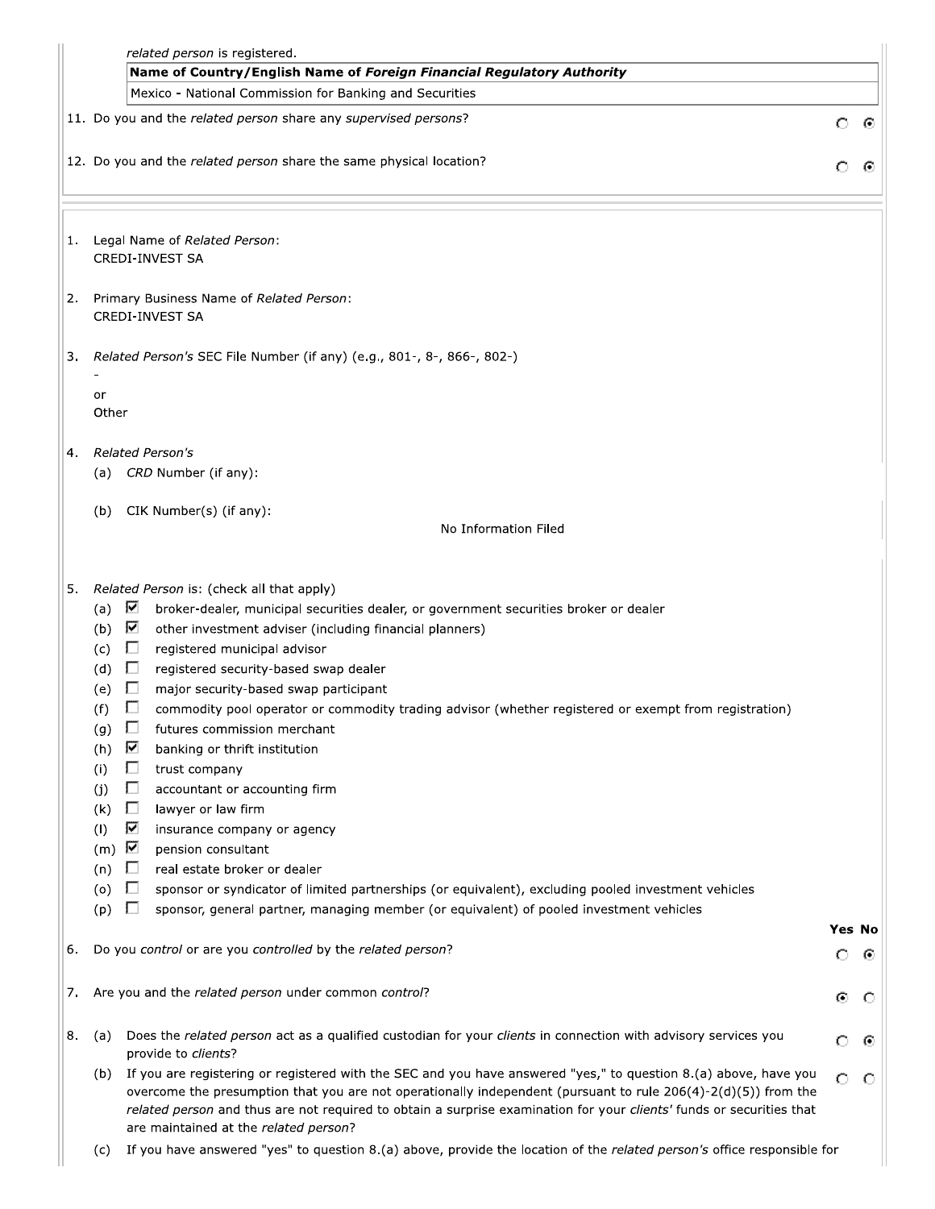*related person* is registered.

| **Name of Country/English Name of *Foreign Financial Regulatory Authority*** |
|---|
| Mexico - National Commission for Banking and Securities |

11. Do you and the *related person* share any *supervised persons*? ○ Yes ◉ No

12. Do you and the *related person* share the same physical location? ○ Yes ◉ No

---

1. Legal Name of *Related Person*:
   CREDI-INVEST SA

2. Primary Business Name of *Related Person*:
   CREDI-INVEST SA

3. *Related Person's* SEC File Number (if any) (e.g., 801-, 8-, 866-, 802-)
   -
   or
   Other

4. *Related Person's*
   (a) *CRD* Number (if any):

   (b) CIK Number(s) (if any):
   No Information Filed

5. *Related Person* is: (check all that apply)
   - (a) ☑ broker-dealer, municipal securities dealer, or government securities broker or dealer
   - (b) ☑ other investment adviser (including financial planners)
   - (c) ☐ registered municipal advisor
   - (d) ☐ registered security-based swap dealer
   - (e) ☐ major security-based swap participant
   - (f) ☐ commodity pool operator or commodity trading advisor (whether registered or exempt from registration)
   - (g) ☐ futures commission merchant
   - (h) ☑ banking or thrift institution
   - (i) ☐ trust company
   - (j) ☐ accountant or accounting firm
   - (k) ☐ lawyer or law firm
   - (l) ☑ insurance company or agency
   - (m) ☑ pension consultant
   - (n) ☐ real estate broker or dealer
   - (o) ☐ sponsor or syndicator of limited partnerships (or equivalent), excluding pooled investment vehicles
   - (p) ☐ sponsor, general partner, managing member (or equivalent) of pooled investment vehicles

| | Yes | No |
|---|---|---|
| 6. Do you *control* or are you *controlled* by the *related person*? | ○ | ◉ |
| 7. Are you and the *related person* under common *control*? | ◉ | ○ |
| 8. (a) Does the *related person* act as a qualified custodian for your *clients* in connection with advisory services you provide to *clients*? | ○ | ◉ |
| (b) If you are registering or registered with the SEC and you have answered "yes," to question 8.(a) above, have you overcome the presumption that you are not operationally independent (pursuant to rule 206(4)-2(d)(5)) from the *related person* and thus are not required to obtain a surprise examination for your *clients'* funds or securities that are maintained at the *related person*? | ○ | ○ |

(c) If you have answered "yes" to question 8.(a) above, provide the location of the *related person's* office responsible for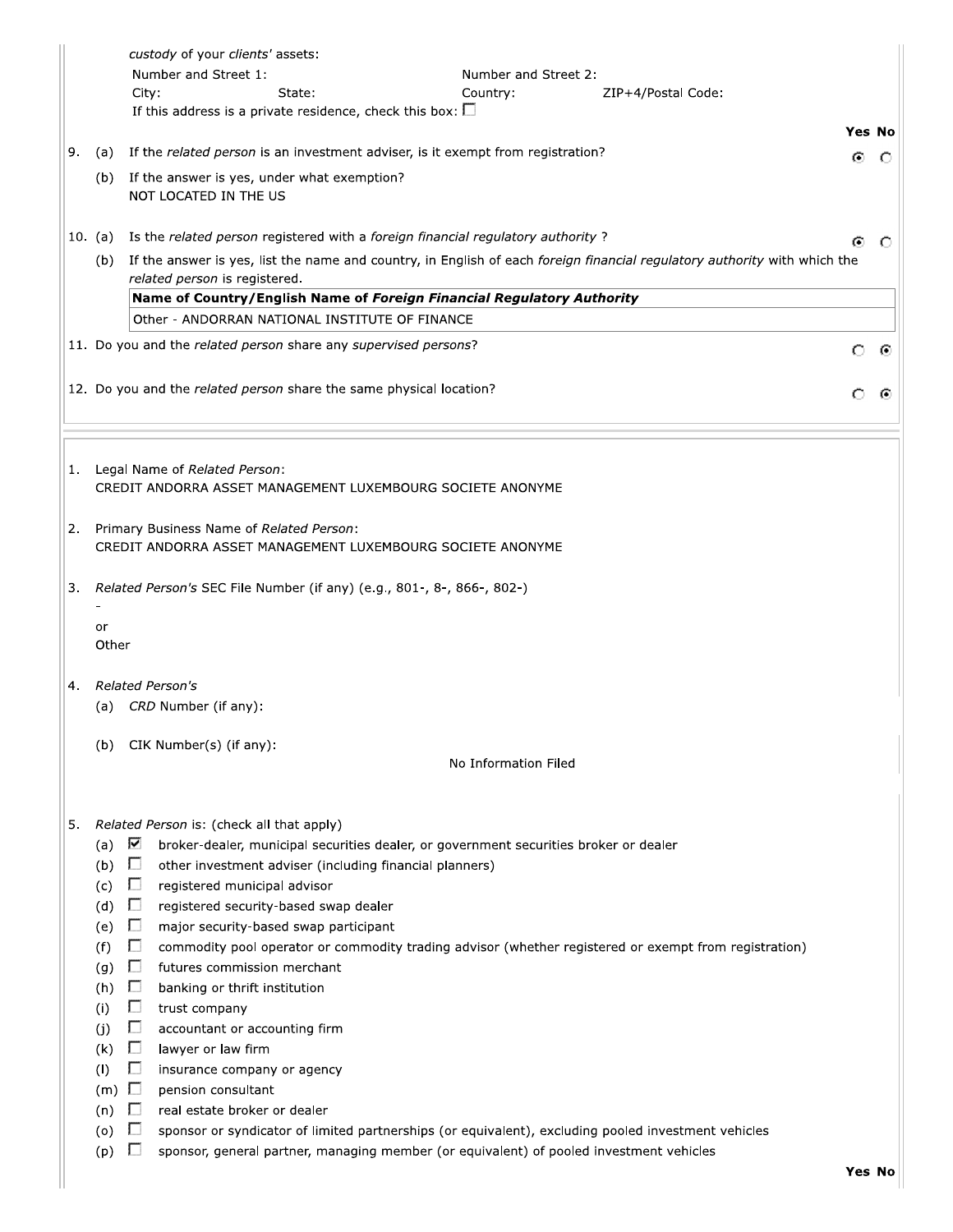*custody* of your *clients'* assets:

Number and Street 1: | Number and Street 2:
City: | State: | Country: | ZIP+4/Postal Code:

If this address is a private residence, check this box: ☐

| | | Yes | No |
|---|---|---|---|
| 9. (a) | If the *related person* is an investment adviser, is it exempt from registration? | ◉ | ○ |
| (b) | If the answer is yes, under what exemption? NOT LOCATED IN THE US | | |
| 10. (a) | Is the *related person* registered with a *foreign financial regulatory authority* ? | ◉ | ○ |
| (b) | If the answer is yes, list the name and country, in English of each *foreign financial regulatory authority* with which the *related person* is registered. | | |

| Name of Country/English Name of *Foreign Financial Regulatory Authority* |
|---|
| Other - ANDORRAN NATIONAL INSTITUTE OF FINANCE |

| | | Yes | No |
|---|---|---|---|
| 11. | Do you and the *related person* share any *supervised persons*? | ○ | ◉ |
| 12. | Do you and the *related person* share the same physical location? | ○ | ◉ |

---

1. Legal Name of *Related Person*:
CREDIT ANDORRA ASSET MANAGEMENT LUXEMBOURG SOCIETE ANONYME

2. Primary Business Name of *Related Person*:
CREDIT ANDORRA ASSET MANAGEMENT LUXEMBOURG SOCIETE ANONYME

3. *Related Person's* SEC File Number (if any) (e.g., 801-, 8-, 866-, 802-)
-
or
Other

4. *Related Person's*
(a) *CRD* Number (if any):

(b) CIK Number(s) (if any):
No Information Filed

5. *Related Person* is: (check all that apply)
- (a) ☑ broker-dealer, municipal securities dealer, or government securities broker or dealer
- (b) ☐ other investment adviser (including financial planners)
- (c) ☐ registered municipal advisor
- (d) ☐ registered security-based swap dealer
- (e) ☐ major security-based swap participant
- (f) ☐ commodity pool operator or commodity trading advisor (whether registered or exempt from registration)
- (g) ☐ futures commission merchant
- (h) ☐ banking or thrift institution
- (i) ☐ trust company
- (j) ☐ accountant or accounting firm
- (k) ☐ lawyer or law firm
- (l) ☐ insurance company or agency
- (m) ☐ pension consultant
- (n) ☐ real estate broker or dealer
- (o) ☐ sponsor or syndicator of limited partnerships (or equivalent), excluding pooled investment vehicles
- (p) ☐ sponsor, general partner, managing member (or equivalent) of pooled investment vehicles

Yes No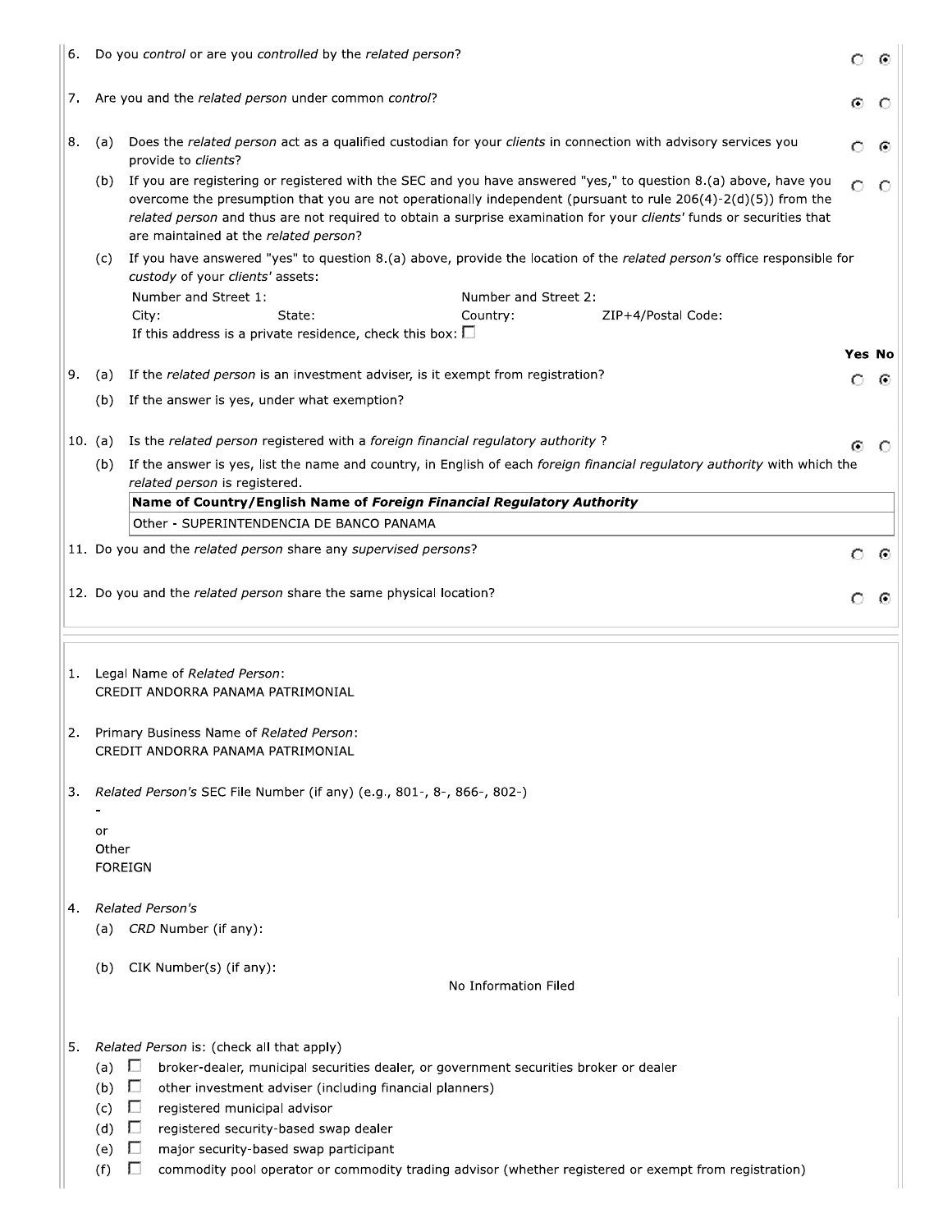6. Do you *control* or are you *controlled* by the *related person*? — No

7. Are you and the *related person* under common *control*? — Yes

8. (a) Does the *related person* act as a qualified custodian for your *clients* in connection with advisory services you provide to *clients*? — No

   (b) If you are registering or registered with the SEC and you have answered "yes," to question 8.(a) above, have you overcome the presumption that you are not operationally independent (pursuant to rule 206(4)-2(d)(5)) from the *related person* and thus are not required to obtain a surprise examination for your *clients'* funds or securities that are maintained at the *related person*?

   (c) If you have answered "yes" to question 8.(a) above, provide the location of the *related person's* office responsible for *custody* of your *clients'* assets:

   Number and Street 1:
   Number and Street 2:
   City:
   State:
   Country:
   ZIP+4/Postal Code:

   If this address is a private residence, check this box: ☐

9. (a) If the *related person* is an investment adviser, is it exempt from registration? — No

   (b) If the answer is yes, under what exemption?

10. (a) Is the *related person* registered with a *foreign financial regulatory authority* ? — Yes

    (b) If the answer is yes, list the name and country, in English of each *foreign financial regulatory authority* with which the *related person* is registered.

| **Name of Country/English Name of *Foreign Financial Regulatory Authority*** |
|---|
| Other - SUPERINTENDENCIA DE BANCO PANAMA |

11. Do you and the *related person* share any *supervised persons*? — No

12. Do you and the *related person* share the same physical location? — No

---

1. Legal Name of *Related Person*:
   CREDIT ANDORRA PANAMA PATRIMONIAL

2. Primary Business Name of *Related Person*:
   CREDIT ANDORRA PANAMA PATRIMONIAL

3. *Related Person's* SEC File Number (if any) (e.g., 801-, 8-, 866-, 802-)
   -
   or
   Other
   FOREIGN

4. *Related Person's*

   (a) *CRD* Number (if any):

   (b) CIK Number(s) (if any):
   No Information Filed

5. *Related Person* is: (check all that apply)

   (a) ☐ broker-dealer, municipal securities dealer, or government securities broker or dealer
   (b) ☐ other investment adviser (including financial planners)
   (c) ☐ registered municipal advisor
   (d) ☐ registered security-based swap dealer
   (e) ☐ major security-based swap participant
   (f) ☐ commodity pool operator or commodity trading advisor (whether registered or exempt from registration)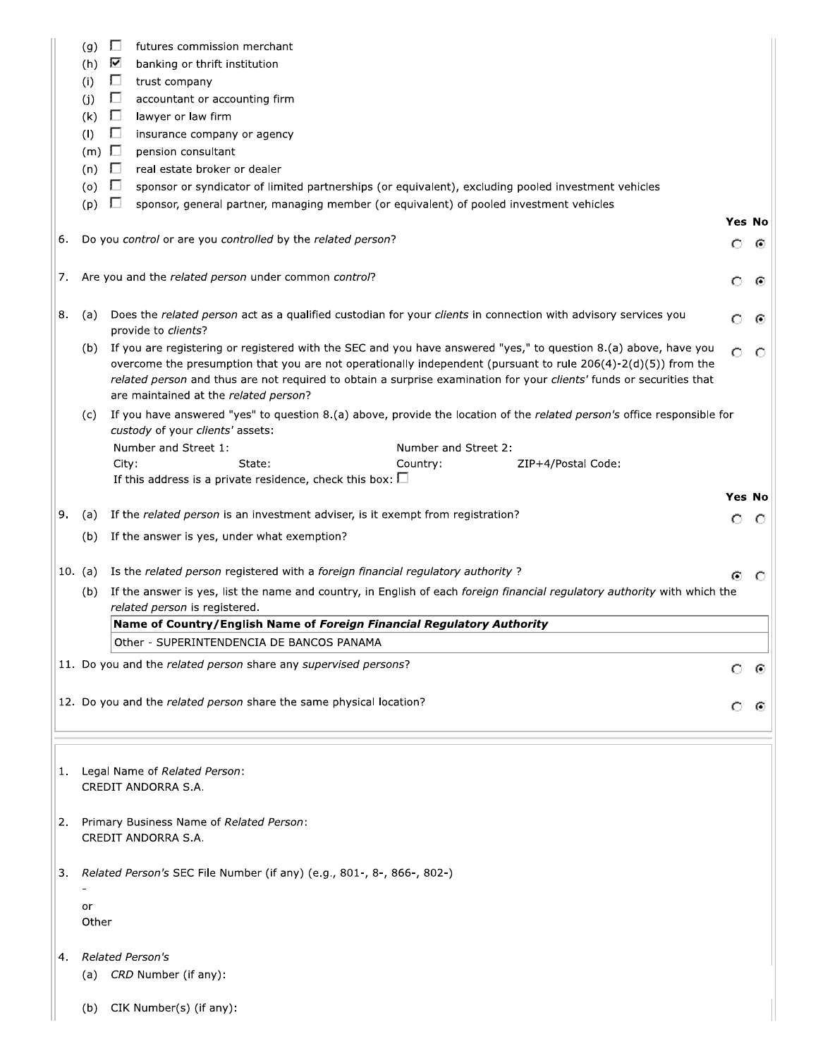(g) ☐ futures commission merchant
(h) ☑ banking or thrift institution
(i) ☐ trust company
(j) ☐ accountant or accounting firm
(k) ☐ lawyer or law firm
(l) ☐ insurance company or agency
(m) ☐ pension consultant
(n) ☐ real estate broker or dealer
(o) ☐ sponsor or syndicator of limited partnerships (or equivalent), excluding pooled investment vehicles
(p) ☐ sponsor, general partner, managing member (or equivalent) of pooled investment vehicles

| | Yes | No |
|---|---|---|
| 6. Do you *control* or are you *controlled* by the *related person*? | ○ | ◉ |
| 7. Are you and the *related person* under common *control*? | ○ | ◉ |
| 8. (a) Does the *related person* act as a qualified custodian for your *clients* in connection with advisory services you provide to *clients*? | ○ | ◉ |
| (b) If you are registering or registered with the SEC and you have answered "yes," to question 8.(a) above, have you overcome the presumption that you are not operationally independent (pursuant to rule 206(4)-2(d)(5)) from the *related person* and thus are not required to obtain a surprise examination for your *clients'* funds or securities that are maintained at the *related person*? | ○ | ○ |

(c) If you have answered "yes" to question 8.(a) above, provide the location of the *related person's* office responsible for *custody* of your *clients'* assets:

Number and Street 1: Number and Street 2:
City: State: Country: ZIP+4/Postal Code:
If this address is a private residence, check this box: ☐

| | Yes | No |
|---|---|---|
| 9. (a) If the *related person* is an investment adviser, is it exempt from registration? | ○ | ○ |

(b) If the answer is yes, under what exemption?

| | Yes | No |
|---|---|---|
| 10. (a) Is the *related person* registered with a *foreign financial regulatory authority* ? | ◉ | ○ |

(b) If the answer is yes, list the name and country, in English of each *foreign financial regulatory authority* with which the *related person* is registered.

| Name of Country/English Name of *Foreign Financial Regulatory Authority* |
|---|
| Other - SUPERINTENDENCIA DE BANCOS PANAMA |

| | Yes | No |
|---|---|---|
| 11. Do you and the *related person* share any *supervised persons*? | ○ | ◉ |
| 12. Do you and the *related person* share the same physical location? | ○ | ◉ |

---

1. Legal Name of *Related Person*:
CREDIT ANDORRA S.A.

2. Primary Business Name of *Related Person*:
CREDIT ANDORRA S.A.

3. *Related Person's* SEC File Number (if any) (e.g., 801-, 8-, 866-, 802-)
-
or
Other

4. *Related Person's*
(a) *CRD* Number (if any):

(b) CIK Number(s) (if any):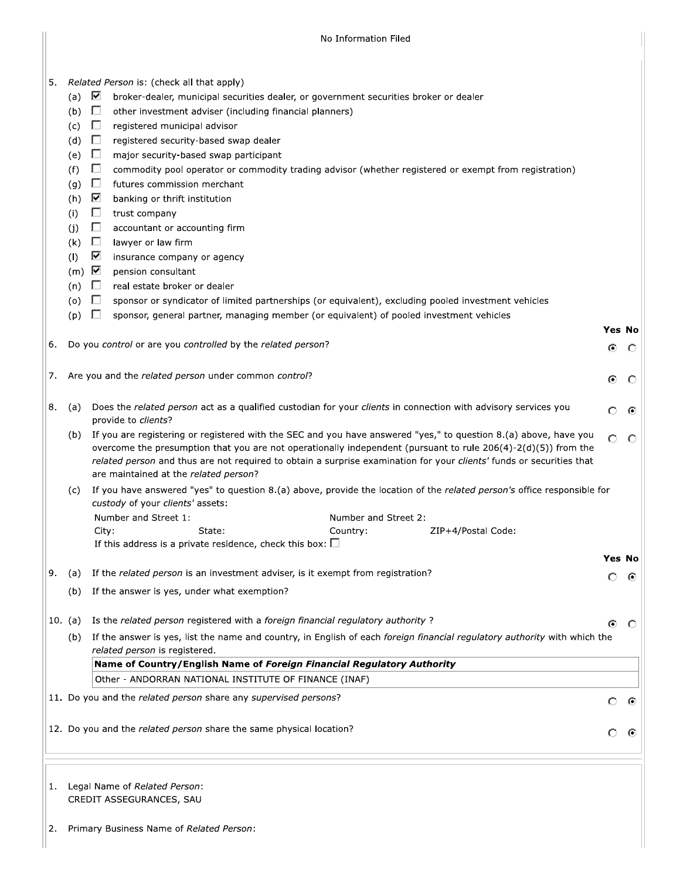No Information Filed

5. *Related Person* is: (check all that apply)
   - (a) ☑ broker-dealer, municipal securities dealer, or government securities broker or dealer
   - (b) ☐ other investment adviser (including financial planners)
   - (c) ☐ registered municipal advisor
   - (d) ☐ registered security-based swap dealer
   - (e) ☐ major security-based swap participant
   - (f) ☐ commodity pool operator or commodity trading advisor (whether registered or exempt from registration)
   - (g) ☐ futures commission merchant
   - (h) ☑ banking or thrift institution
   - (i) ☐ trust company
   - (j) ☐ accountant or accounting firm
   - (k) ☐ lawyer or law firm
   - (l) ☑ insurance company or agency
   - (m) ☑ pension consultant
   - (n) ☐ real estate broker or dealer
   - (o) ☐ sponsor or syndicator of limited partnerships (or equivalent), excluding pooled investment vehicles
   - (p) ☐ sponsor, general partner, managing member (or equivalent) of pooled investment vehicles

| | | Yes | No |
|---|---|---|---|
| 6. | Do you *control* or are you *controlled* by the *related person*? | ◉ | ○ |
| 7. | Are you and the *related person* under common *control*? | ◉ | ○ |
| 8. (a) | Does the *related person* act as a qualified custodian for your *clients* in connection with advisory services you provide to *clients*? | ○ | ◉ |
| (b) | If you are registering or registered with the SEC and you have answered "yes," to question 8.(a) above, have you overcome the presumption that you are not operationally independent (pursuant to rule 206(4)-2(d)(5)) from the *related person* and thus are not required to obtain a surprise examination for your *clients'* funds or securities that are maintained at the *related person*? | ○ | ○ |

(c) If you have answered "yes" to question 8.(a) above, provide the location of the *related person's* office responsible for *custody* of your *clients'* assets:

Number and Street 1: Number and Street 2:
City: State: Country: ZIP+4/Postal Code:
If this address is a private residence, check this box: ☐

| | | Yes | No |
|---|---|---|---|
| 9. (a) | If the *related person* is an investment adviser, is it exempt from registration? | ○ | ◉ |
| (b) | If the answer is yes, under what exemption? | | |
| 10. (a) | Is the *related person* registered with a *foreign financial regulatory authority* ? | ◉ | ○ |

(b) If the answer is yes, list the name and country, in English of each *foreign financial regulatory authority* with which the *related person* is registered.

| Name of Country/English Name of *Foreign Financial Regulatory Authority* |
|---|
| Other - ANDORRAN NATIONAL INSTITUTE OF FINANCE (INAF) |

| | | Yes | No |
|---|---|---|---|
| 11. | Do you and the *related person* share any *supervised persons*? | ○ | ◉ |
| 12. | Do you and the *related person* share the same physical location? | ○ | ◉ |

1. Legal Name of *Related Person*:
   CREDIT ASSEGURANCES, SAU

2. Primary Business Name of *Related Person*: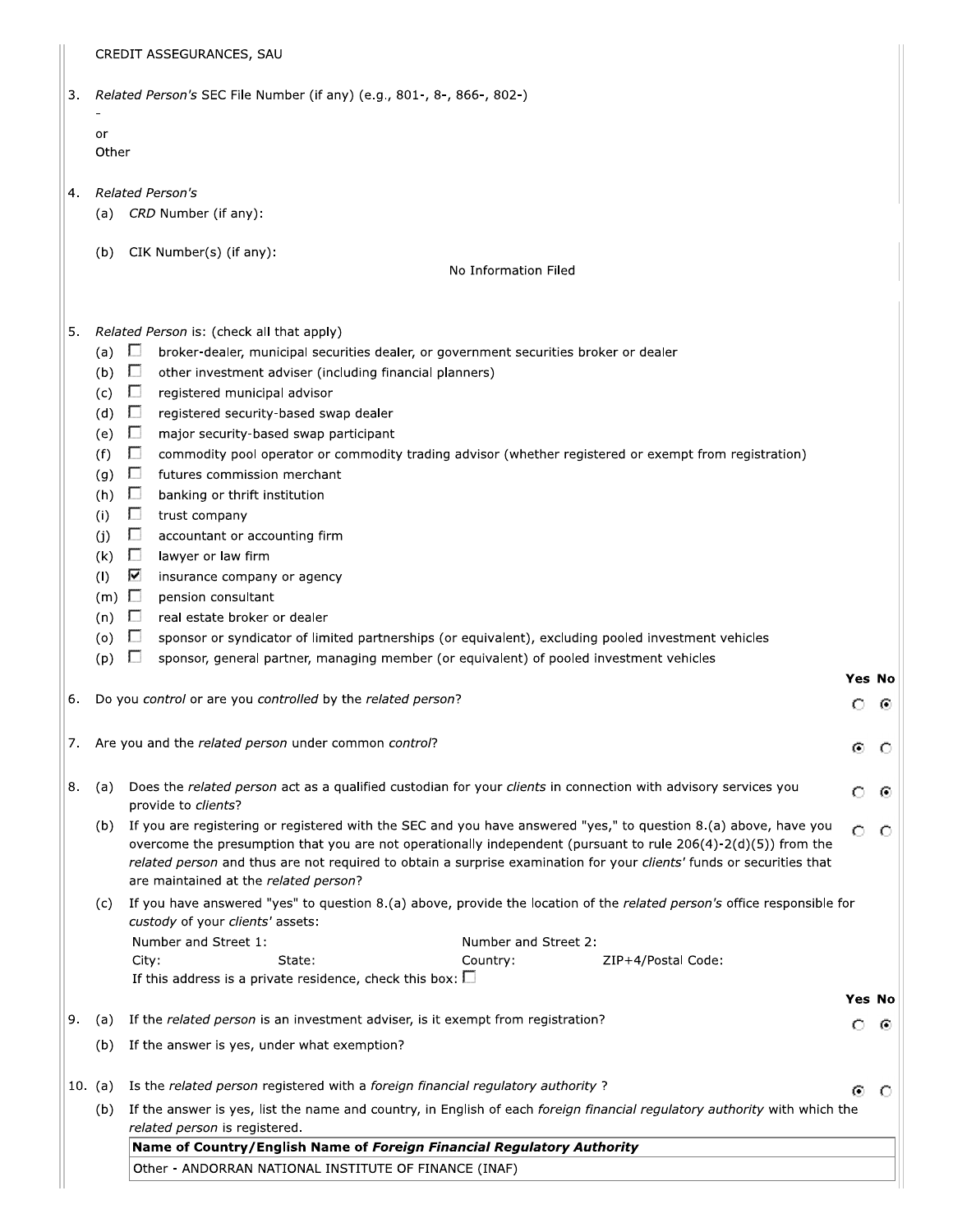CREDIT ASSEGURANCES, SAU

3. *Related Person's* SEC File Number (if any) (e.g., 801-, 8-, 866-, 802-)

   -

   or

   Other

4. *Related Person's*

   (a) *CRD* Number (if any):

   (b) CIK Number(s) (if any):

   No Information Filed

5. *Related Person* is: (check all that apply)

   (a) ☐ broker-dealer, municipal securities dealer, or government securities broker or dealer

   (b) ☐ other investment adviser (including financial planners)

   (c) ☐ registered municipal advisor

   (d) ☐ registered security-based swap dealer

   (e) ☐ major security-based swap participant

   (f) ☐ commodity pool operator or commodity trading advisor (whether registered or exempt from registration)

   (g) ☐ futures commission merchant

   (h) ☐ banking or thrift institution

   (i) ☐ trust company

   (j) ☐ accountant or accounting firm

   (k) ☐ lawyer or law firm

   (l) ☑ insurance company or agency

   (m) ☐ pension consultant

   (n) ☐ real estate broker or dealer

   (o) ☐ sponsor or syndicator of limited partnerships (or equivalent), excluding pooled investment vehicles

   (p) ☐ sponsor, general partner, managing member (or equivalent) of pooled investment vehicles

| | Yes | No |
|---|---|---|
| 6. Do you *control* or are you *controlled* by the *related person*? | ○ | ● |
| 7. Are you and the *related person* under common *control*? | ● | ○ |
| 8. (a) Does the *related person* act as a qualified custodian for your *clients* in connection with advisory services you provide to *clients*? | ○ | ● |
| (b) If you are registering or registered with the SEC and you have answered "yes," to question 8.(a) above, have you overcome the presumption that you are not operationally independent (pursuant to rule 206(4)-2(d)(5)) from the *related person* and thus are not required to obtain a surprise examination for your *clients'* funds or securities that are maintained at the *related person*? | ○ | ○ |

(c) If you have answered "yes" to question 8.(a) above, provide the location of the *related person's* office responsible for *custody* of your *clients'* assets:

Number and Street 1: Number and Street 2:

City: State: Country: ZIP+4/Postal Code:

If this address is a private residence, check this box: ☐

| | Yes | No |
|---|---|---|
| 9. (a) If the *related person* is an investment adviser, is it exempt from registration? | ○ | ● |
| (b) If the answer is yes, under what exemption? | | |
| 10. (a) Is the *related person* registered with a *foreign financial regulatory authority* ? | ● | ○ |

(b) If the answer is yes, list the name and country, in English of each *foreign financial regulatory authority* with which the *related person* is registered.

| Name of Country/English Name of *Foreign Financial Regulatory Authority* |
|---|
| Other - ANDORRAN NATIONAL INSTITUTE OF FINANCE (INAF) |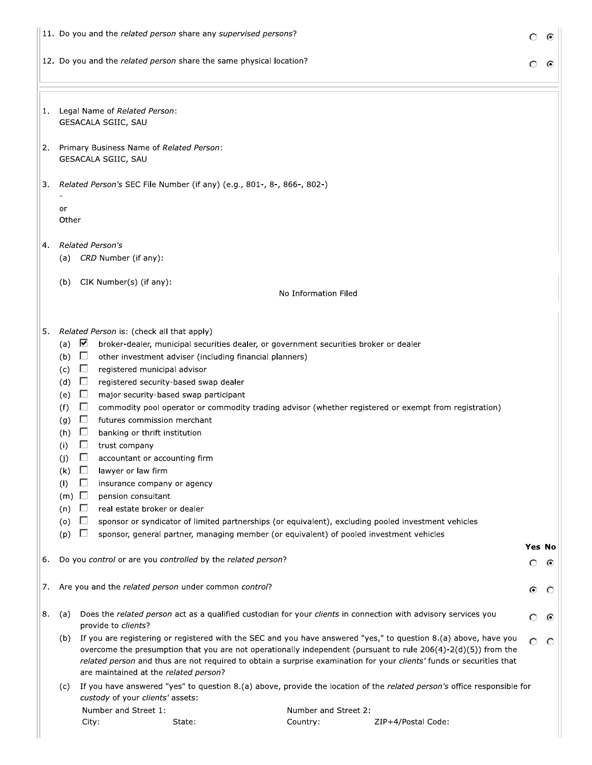11. Do you and the *related person* share any *supervised persons*? ○ Yes ◉ No

12. Do you and the *related person* share the same physical location? ○ Yes ◉ No

---

1. Legal Name of *Related Person*:
   GESACALA SGIIC, SAU

2. Primary Business Name of *Related Person*:
   GESACALA SGIIC, SAU

3. *Related Person's* SEC File Number (if any) (e.g., 801-, 8-, 866-, 802-)
   -
   or
   Other

4. *Related Person's*
   (a) *CRD* Number (if any):

   (b) CIK Number(s) (if any):
   No Information Filed

5. *Related Person* is: (check all that apply)
   - (a) ☑ broker-dealer, municipal securities dealer, or government securities broker or dealer
   - (b) ☐ other investment adviser (including financial planners)
   - (c) ☐ registered municipal advisor
   - (d) ☐ registered security-based swap dealer
   - (e) ☐ major security-based swap participant
   - (f) ☐ commodity pool operator or commodity trading advisor (whether registered or exempt from registration)
   - (g) ☐ futures commission merchant
   - (h) ☐ banking or thrift institution
   - (i) ☐ trust company
   - (j) ☐ accountant or accounting firm
   - (k) ☐ lawyer or law firm
   - (l) ☐ insurance company or agency
   - (m) ☐ pension consultant
   - (n) ☐ real estate broker or dealer
   - (o) ☐ sponsor or syndicator of limited partnerships (or equivalent), excluding pooled investment vehicles
   - (p) ☐ sponsor, general partner, managing member (or equivalent) of pooled investment vehicles

| | | Yes | No |
|---|---|---|---|
| 6. | Do you *control* or are you *controlled* by the *related person*? | ○ | ◉ |
| 7. | Are you and the *related person* under common *control*? | ◉ | ○ |
| 8. (a) | Does the *related person* act as a qualified custodian for your *clients* in connection with advisory services you provide to *clients*? | ○ | ◉ |
| (b) | If you are registering or registered with the SEC and you have answered "yes," to question 8.(a) above, have you overcome the presumption that you are not operationally independent (pursuant to rule 206(4)-2(d)(5)) from the *related person* and thus are not required to obtain a surprise examination for your *clients'* funds or securities that are maintained at the *related person*? | ○ | ○ |

(c) If you have answered "yes" to question 8.(a) above, provide the location of the *related person's* office responsible for *custody* of your *clients'* assets:

Number and Street 1: Number and Street 2:
City: State: Country: ZIP+4/Postal Code: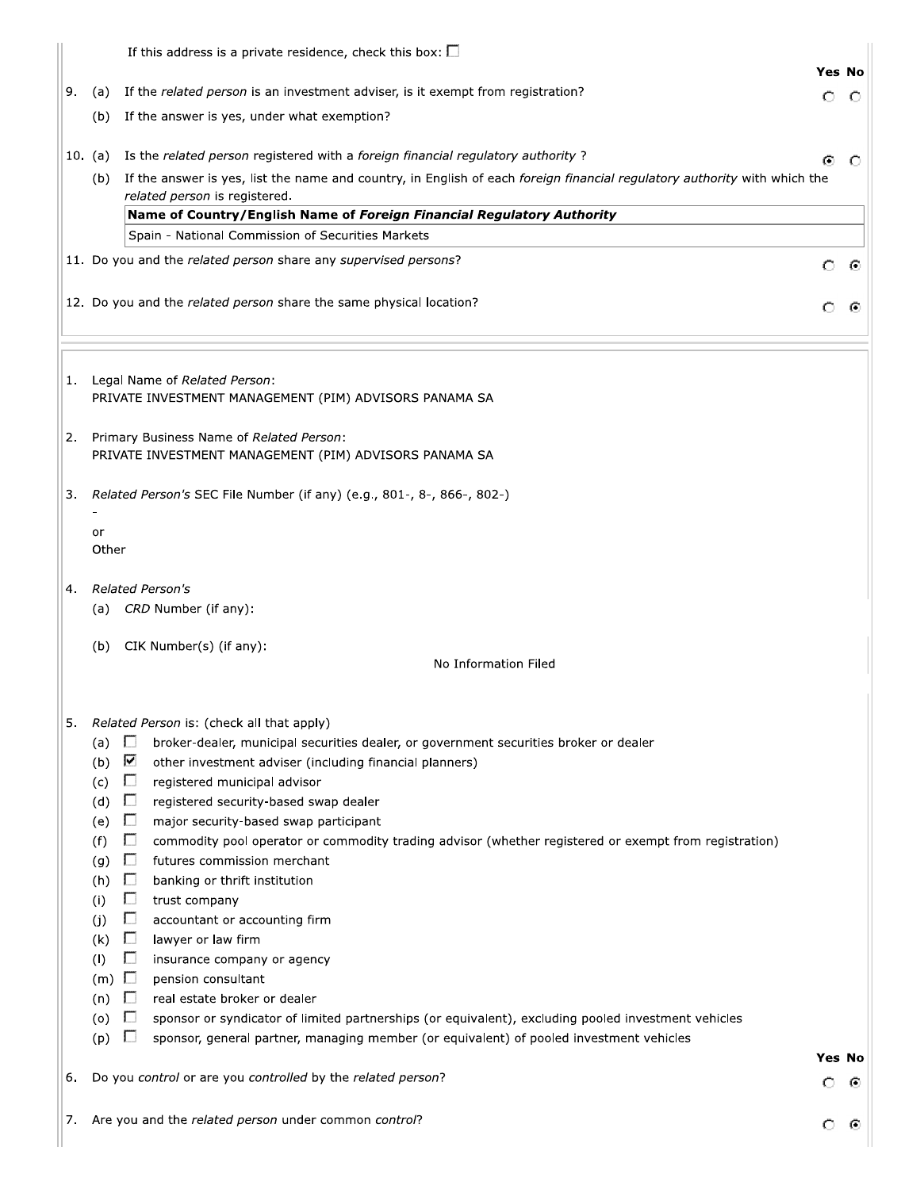If this address is a private residence, check this box: ☐

| | | | Yes | No |
|---|---|---|---|---|
| 9. | (a) | If the *related person* is an investment adviser, is it exempt from registration? | ○ | ○ |
| | (b) | If the answer is yes, under what exemption? | | |
| 10. | (a) | Is the *related person* registered with a *foreign financial regulatory authority* ? | ◉ | ○ |
| | (b) | If the answer is yes, list the name and country, in English of each *foreign financial regulatory authority* with which the *related person* is registered. | | |

| Name of Country/English Name of *Foreign Financial Regulatory Authority* |
|---|
| Spain - National Commission of Securities Markets |

| | | Yes | No |
|---|---|---|---|
| 11. | Do you and the *related person* share any *supervised persons*? | ○ | ◉ |
| 12. | Do you and the *related person* share the same physical location? | ○ | ◉ |

---

1. Legal Name of *Related Person*:
PRIVATE INVESTMENT MANAGEMENT (PIM) ADVISORS PANAMA SA

2. Primary Business Name of *Related Person*:
PRIVATE INVESTMENT MANAGEMENT (PIM) ADVISORS PANAMA SA

3. *Related Person's* SEC File Number (if any) (e.g., 801-, 8-, 866-, 802-)
-
or
Other

4. *Related Person's*
   (a) *CRD* Number (if any):

   (b) CIK Number(s) (if any):
   No Information Filed

5. *Related Person* is: (check all that apply)
   - (a) ☐ broker-dealer, municipal securities dealer, or government securities broker or dealer
   - (b) ☑ other investment adviser (including financial planners)
   - (c) ☐ registered municipal advisor
   - (d) ☐ registered security-based swap dealer
   - (e) ☐ major security-based swap participant
   - (f) ☐ commodity pool operator or commodity trading advisor (whether registered or exempt from registration)
   - (g) ☐ futures commission merchant
   - (h) ☐ banking or thrift institution
   - (i) ☐ trust company
   - (j) ☐ accountant or accounting firm
   - (k) ☐ lawyer or law firm
   - (l) ☐ insurance company or agency
   - (m) ☐ pension consultant
   - (n) ☐ real estate broker or dealer
   - (o) ☐ sponsor or syndicator of limited partnerships (or equivalent), excluding pooled investment vehicles
   - (p) ☐ sponsor, general partner, managing member (or equivalent) of pooled investment vehicles

| | | Yes | No |
|---|---|---|---|
| 6. | Do you *control* or are you *controlled* by the *related person*? | ○ | ◉ |
| 7. | Are you and the *related person* under common *control*? | ○ | ◉ |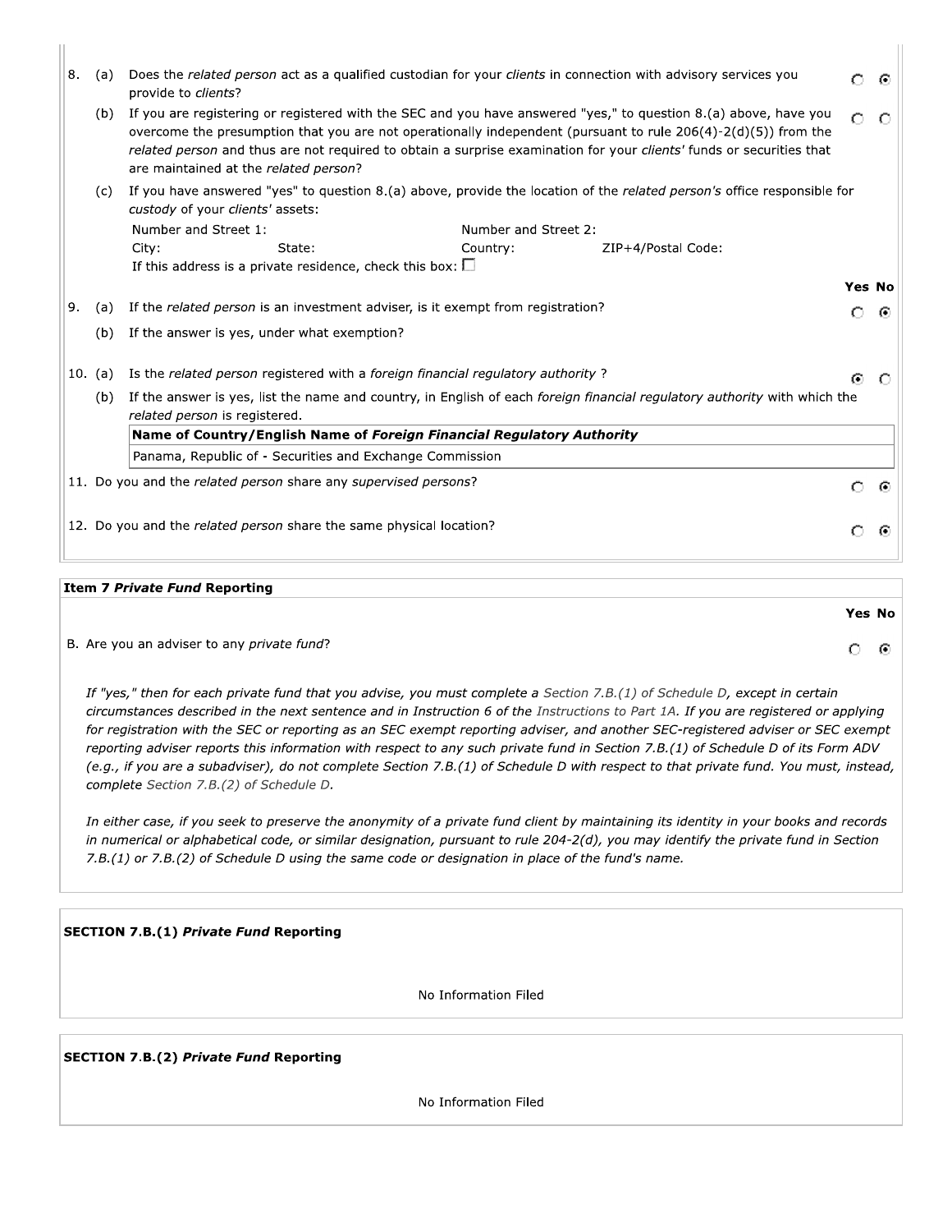8. (a) Does the *related person* act as a qualified custodian for your *clients* in connection with advisory services you provide to *clients*? — Yes ○ No ◉

(b) If you are registering or registered with the SEC and you have answered "yes," to question 8.(a) above, have you overcome the presumption that you are not operationally independent (pursuant to rule 206(4)-2(d)(5)) from the *related person* and thus are not required to obtain a surprise examination for your *clients'* funds or securities that are maintained at the *related person*? — Yes ○ No ○

(c) If you have answered "yes" to question 8.(a) above, provide the location of the *related person's* office responsible for *custody* of your *clients'* assets:

Number and Street 1:
Number and Street 2:
City:
State:
Country:
ZIP+4/Postal Code:

If this address is a private residence, check this box: ☐

| | | | Yes | No |
|---|---|---|---|---|
| 9. | (a) | If the *related person* is an investment adviser, is it exempt from registration? | ○ | ◉ |
| | (b) | If the answer is yes, under what exemption? | | |
| 10. | (a) | Is the *related person* registered with a *foreign financial regulatory authority* ? | ◉ | ○ |

(b) If the answer is yes, list the name and country, in English of each *foreign financial regulatory authority* with which the *related person* is registered.

| Name of Country/English Name of *Foreign Financial Regulatory Authority* |
|---|
| Panama, Republic of - Securities and Exchange Commission |

11. Do you and the *related person* share any *supervised persons*? — Yes ○ No ◉

12. Do you and the *related person* share the same physical location? — Yes ○ No ◉

## Item 7 *Private Fund* Reporting

| | Yes | No |
|---|---|---|
| B. Are you an adviser to any *private fund*? | ○ | ◉ |

*If "yes," then for each private fund that you advise, you must complete a Section 7.B.(1) of Schedule D, except in certain circumstances described in the next sentence and in Instruction 6 of the Instructions to Part 1A. If you are registered or applying for registration with the SEC or reporting as an SEC exempt reporting adviser, and another SEC-registered adviser or SEC exempt reporting adviser reports this information with respect to any such private fund in Section 7.B.(1) of Schedule D of its Form ADV (e.g., if you are a subadviser), do not complete Section 7.B.(1) of Schedule D with respect to that private fund. You must, instead, complete Section 7.B.(2) of Schedule D.*

*In either case, if you seek to preserve the anonymity of a private fund client by maintaining its identity in your books and records in numerical or alphabetical code, or similar designation, pursuant to rule 204-2(d), you may identify the private fund in Section 7.B.(1) or 7.B.(2) of Schedule D using the same code or designation in place of the fund's name.*

## SECTION 7.B.(1) *Private Fund* Reporting

No Information Filed

## SECTION 7.B.(2) *Private Fund* Reporting

No Information Filed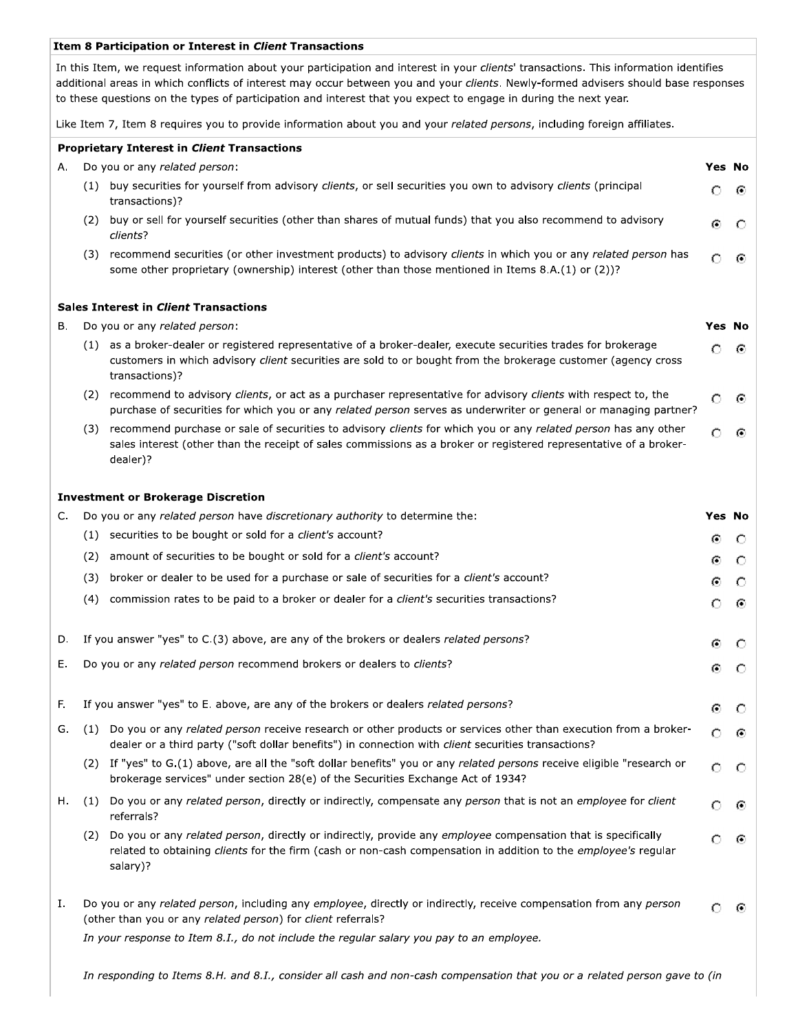### Item 8 Participation or Interest in *Client* Transactions

In this Item, we request information about your participation and interest in your *clients*' transactions. This information identifies additional areas in which conflicts of interest may occur between you and your *clients*. Newly-formed advisers should base responses to these questions on the types of participation and interest that you expect to engage in during the next year.

Like Item 7, Item 8 requires you to provide information about you and your *related persons*, including foreign affiliates.

#### Proprietary Interest in *Client* Transactions

| | | Yes | No |
|---|---|---|---|
| A. | Do you or any *related person*: | | |
| | (1) buy securities for yourself from advisory *clients*, or sell securities you own to advisory *clients* (principal transactions)? | ○ | ◉ |
| | (2) buy or sell for yourself securities (other than shares of mutual funds) that you also recommend to advisory *clients*? | ◉ | ○ |
| | (3) recommend securities (or other investment products) to advisory *clients* in which you or any *related person* has some other proprietary (ownership) interest (other than those mentioned in Items 8.A.(1) or (2))? | ○ | ◉ |

#### Sales Interest in *Client* Transactions

| | | Yes | No |
|---|---|---|---|
| B. | Do you or any *related person*: | | |
| | (1) as a broker-dealer or registered representative of a broker-dealer, execute securities trades for brokerage customers in which advisory *client* securities are sold to or bought from the brokerage customer (agency cross transactions)? | ○ | ◉ |
| | (2) recommend to advisory *clients*, or act as a purchaser representative for advisory *clients* with respect to, the purchase of securities for which you or any *related person* serves as underwriter or general or managing partner? | ○ | ◉ |
| | (3) recommend purchase or sale of securities to advisory *clients* for which you or any *related person* has any other sales interest (other than the receipt of sales commissions as a broker or registered representative of a broker-dealer)? | ○ | ◉ |

#### Investment or Brokerage Discretion

| | | Yes | No |
|---|---|---|---|
| C. | Do you or any *related person* have *discretionary authority* to determine the: | | |
| | (1) securities to be bought or sold for a *client's* account? | ◉ | ○ |
| | (2) amount of securities to be bought or sold for a *client's* account? | ◉ | ○ |
| | (3) broker or dealer to be used for a purchase or sale of securities for a *client's* account? | ◉ | ○ |
| | (4) commission rates to be paid to a broker or dealer for a *client's* securities transactions? | ○ | ◉ |
| D. | If you answer "yes" to C.(3) above, are any of the brokers or dealers *related persons*? | ◉ | ○ |
| E. | Do you or any *related person* recommend brokers or dealers to *clients*? | ◉ | ○ |
| F. | If you answer "yes" to E. above, are any of the brokers or dealers *related persons*? | ◉ | ○ |
| G. | (1) Do you or any *related person* receive research or other products or services other than execution from a broker-dealer or a third party ("soft dollar benefits") in connection with *client* securities transactions? | ○ | ◉ |
| | (2) If "yes" to G.(1) above, are all the "soft dollar benefits" you or any *related persons* receive eligible "research or brokerage services" under section 28(e) of the Securities Exchange Act of 1934? | ○ | ○ |
| H. | (1) Do you or any *related person*, directly or indirectly, compensate any *person* that is not an *employee* for *client* referrals? | ○ | ◉ |
| | (2) Do you or any *related person*, directly or indirectly, provide any *employee* compensation that is specifically related to obtaining *clients* for the firm (cash or non-cash compensation in addition to the *employee's* regular salary)? | ○ | ◉ |
| I. | Do you or any *related person*, including any *employee*, directly or indirectly, receive compensation from any *person* (other than you or any *related person*) for *client* referrals? | ○ | ◉ |

*In your response to Item 8.I., do not include the regular salary you pay to an employee.*

*In responding to Items 8.H. and 8.I., consider all cash and non-cash compensation that you or a related person gave to (in*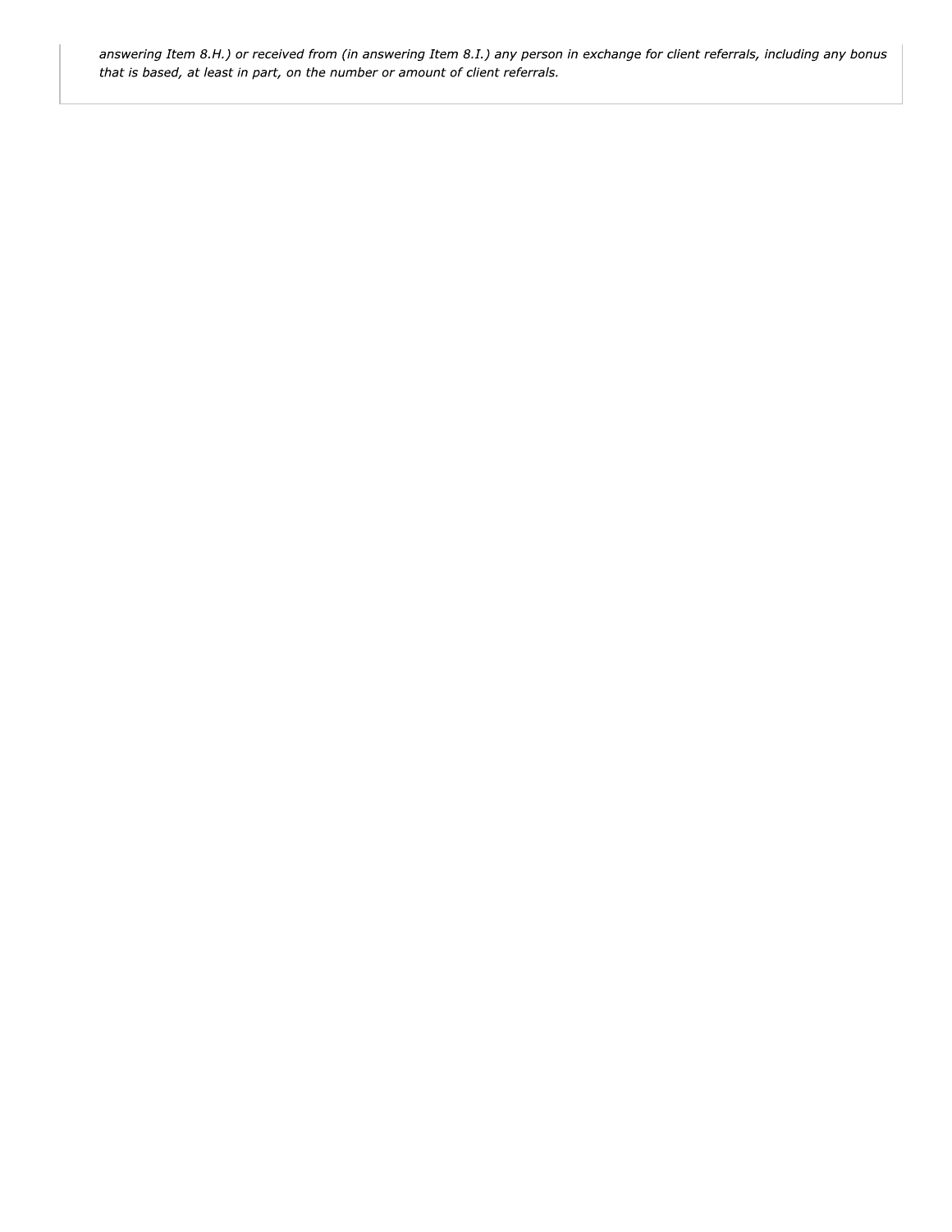*answering Item 8.H.) or received from (in answering Item 8.I.) any person in exchange for client referrals, including any bonus that is based, at least in part, on the number or amount of client referrals.*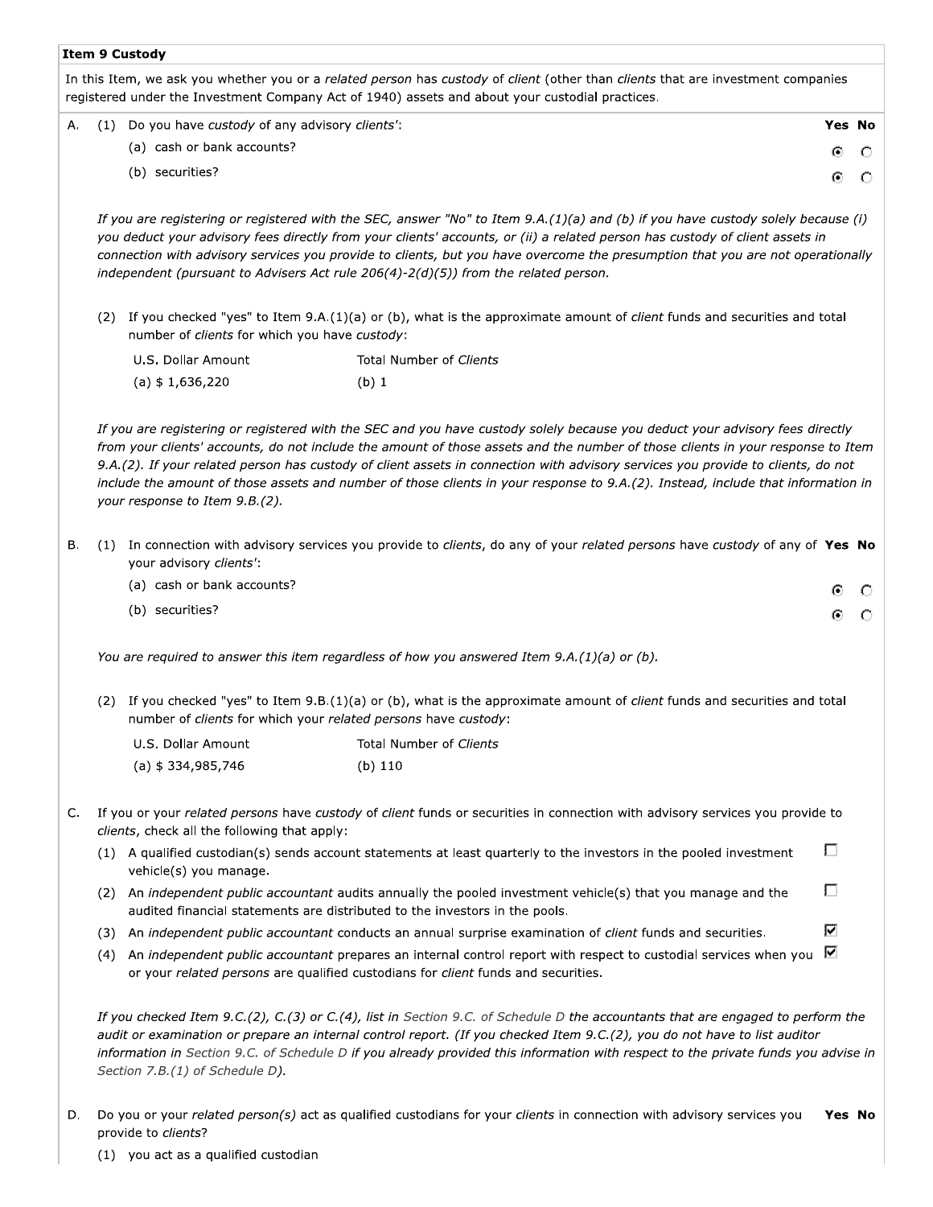## Item 9 Custody

In this Item, we ask you whether you or a *related person* has *custody* of *client* (other than *clients* that are investment companies registered under the Investment Company Act of 1940) assets and about your custodial practices.

A. (1) Do you have *custody* of any advisory *clients'*:

| | Yes | No |
|---|---|---|
| (a) cash or bank accounts? | ◉ | ○ |
| (b) securities? | ◉ | ○ |

*If you are registering or registered with the SEC, answer "No" to Item 9.A.(1)(a) and (b) if you have custody solely because (i) you deduct your advisory fees directly from your clients' accounts, or (ii) a related person has custody of client assets in connection with advisory services you provide to clients, but you have overcome the presumption that you are not operationally independent (pursuant to Advisers Act rule 206(4)-2(d)(5)) from the related person.*

(2) If you checked "yes" to Item 9.A.(1)(a) or (b), what is the approximate amount of *client* funds and securities and total number of *clients* for which you have *custody*:

| U.S. Dollar Amount | Total Number of *Clients* |
|---|---|
| (a) $ 1,636,220 | (b) 1 |

*If you are registering or registered with the SEC and you have custody solely because you deduct your advisory fees directly from your clients' accounts, do not include the amount of those assets and the number of those clients in your response to Item 9.A.(2). If your related person has custody of client assets in connection with advisory services you provide to clients, do not include the amount of those assets and number of those clients in your response to 9.A.(2). Instead, include that information in your response to Item 9.B.(2).*

B. (1) In connection with advisory services you provide to *clients*, do any of your *related persons* have *custody* of any of your advisory *clients'*:

| | Yes | No |
|---|---|---|
| (a) cash or bank accounts? | ◉ | ○ |
| (b) securities? | ◉ | ○ |

*You are required to answer this item regardless of how you answered Item 9.A.(1)(a) or (b).*

(2) If you checked "yes" to Item 9.B.(1)(a) or (b), what is the approximate amount of *client* funds and securities and total number of *clients* for which your *related persons* have *custody*:

| U.S. Dollar Amount | Total Number of *Clients* |
|---|---|
| (a) $ 334,985,746 | (b) 110 |

C. If you or your *related persons* have *custody* of *client* funds or securities in connection with advisory services you provide to *clients*, check all the following that apply:

- (1) A qualified custodian(s) sends account statements at least quarterly to the investors in the pooled investment vehicle(s) you manage. ☐
- (2) An *independent public accountant* audits annually the pooled investment vehicle(s) that you manage and the audited financial statements are distributed to the investors in the pools. ☐
- (3) An *independent public accountant* conducts an annual surprise examination of *client* funds and securities. ☑
- (4) An *independent public accountant* prepares an internal control report with respect to custodial services when you or your *related persons* are qualified custodians for *client* funds and securities. ☑

*If you checked Item 9.C.(2), C.(3) or C.(4), list in Section 9.C. of Schedule D the accountants that are engaged to perform the audit or examination or prepare an internal control report. (If you checked Item 9.C.(2), you do not have to list auditor information in Section 9.C. of Schedule D if you already provided this information with respect to the private funds you advise in Section 7.B.(1) of Schedule D).*

D. Do you or your *related person(s)* act as qualified custodians for your *clients* in connection with advisory services you provide to *clients*? **Yes No**

(1) you act as a qualified custodian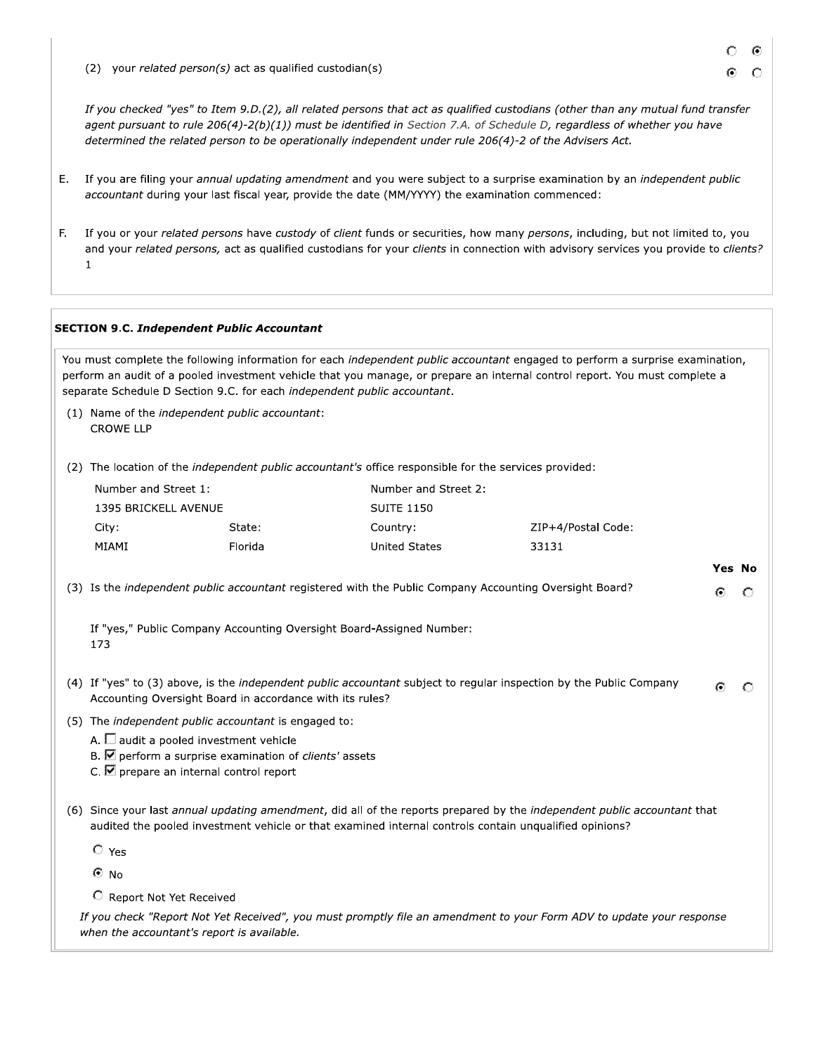(2) your *related person(s)* act as qualified custodian(s) — Yes: ○ No: ◉ / ◉ ○

*If you checked "yes" to Item 9.D.(2), all related persons that act as qualified custodians (other than any mutual fund transfer agent pursuant to rule 206(4)-2(b)(1)) must be identified in Section 7.A. of Schedule D, regardless of whether you have determined the related person to be operationally independent under rule 206(4)-2 of the Advisers Act.*

E. If you are filing your *annual updating amendment* and you were subject to a surprise examination by an *independent public accountant* during your last fiscal year, provide the date (MM/YYYY) the examination commenced:

F. If you or your *related persons* have *custody* of *client* funds or securities, how many *persons*, including, but not limited to, you and your *related persons,* act as qualified custodians for your *clients* in connection with advisory services you provide to *clients?*
1

**SECTION 9.C. *Independent Public Accountant***

You must complete the following information for each *independent public accountant* engaged to perform a surprise examination, perform an audit of a pooled investment vehicle that you manage, or prepare an internal control report. You must complete a separate Schedule D Section 9.C. for each *independent public accountant*.

(1) Name of the *independent public accountant*:
CROWE LLP

(2) The location of the *independent public accountant's* office responsible for the services provided:

| Number and Street 1: | | Number and Street 2: | |
|---|---|---|---|
| 1395 BRICKELL AVENUE | | SUITE 1150 | |
| City: | State: | Country: | ZIP+4/Postal Code: |
| MIAMI | Florida | United States | 33131 |

| | Yes | No |
|---|---|---|
| (3) Is the *independent public accountant* registered with the Public Company Accounting Oversight Board? | ◉ | ○ |

If "yes," Public Company Accounting Oversight Board-Assigned Number:
173

| | Yes | No |
|---|---|---|
| (4) If "yes" to (3) above, is the *independent public accountant* subject to regular inspection by the Public Company Accounting Oversight Board in accordance with its rules? | ◉ | ○ |

(5) The *independent public accountant* is engaged to:

A. ☐ audit a pooled investment vehicle
B. ☑ perform a surprise examination of *clients'* assets
C. ☑ prepare an internal control report

(6) Since your last *annual updating amendment*, did all of the reports prepared by the *independent public accountant* that audited the pooled investment vehicle or that examined internal controls contain unqualified opinions?

○ Yes
◉ No
○ Report Not Yet Received

*If you check "Report Not Yet Received", you must promptly file an amendment to your Form ADV to update your response when the accountant's report is available.*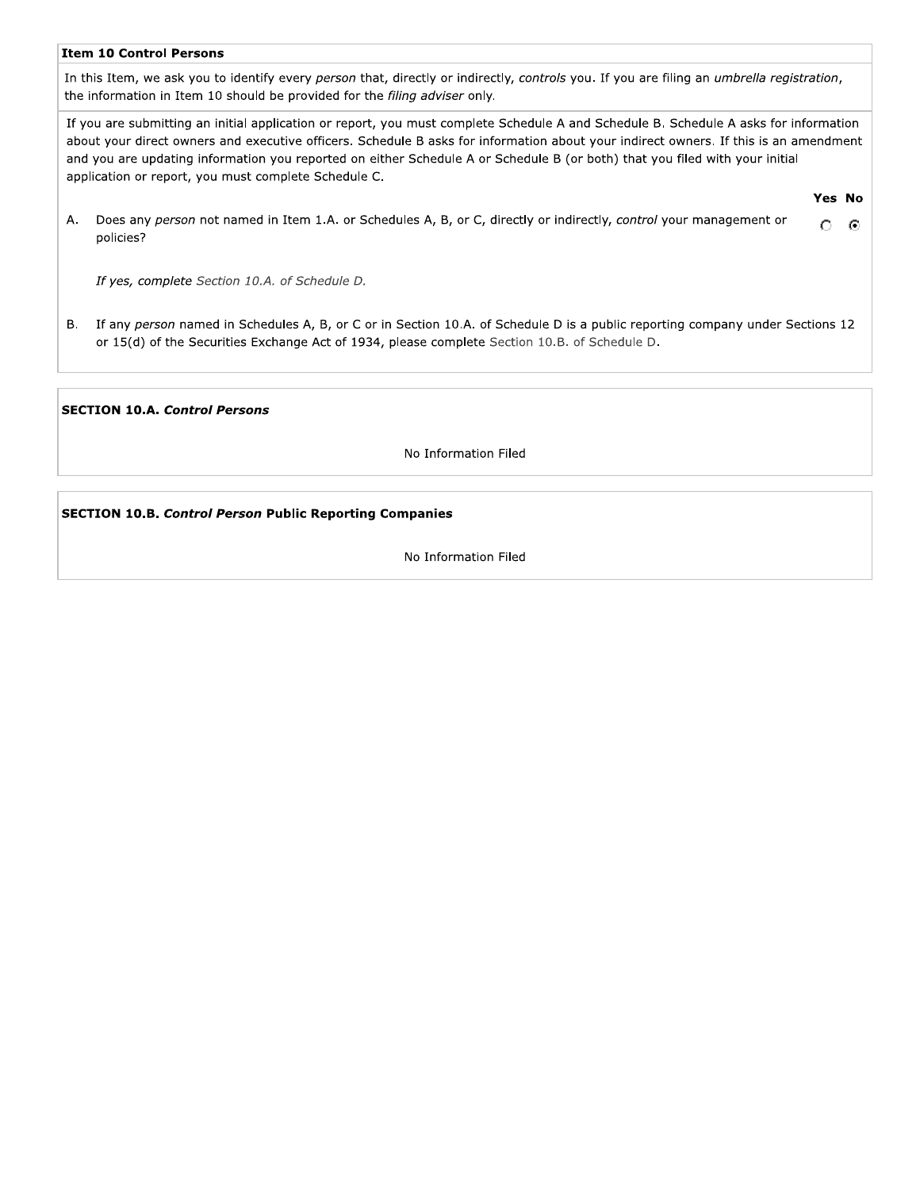**Item 10 Control Persons**

In this Item, we ask you to identify every *person* that, directly or indirectly, *controls* you. If you are filing an *umbrella registration*, the information in Item 10 should be provided for the *filing adviser* only.

If you are submitting an initial application or report, you must complete Schedule A and Schedule B. Schedule A asks for information about your direct owners and executive officers. Schedule B asks for information about your indirect owners. If this is an amendment and you are updating information you reported on either Schedule A or Schedule B (or both) that you filed with your initial application or report, you must complete Schedule C.

| | | Yes | No |
|---|---|---|---|
| A. | Does any *person* not named in Item 1.A. or Schedules A, B, or C, directly or indirectly, *control* your management or policies? | ○ | ◉ |

*If yes, complete* Section 10.A. of Schedule D.

B. If any *person* named in Schedules A, B, or C or in Section 10.A. of Schedule D is a public reporting company under Sections 12 or 15(d) of the Securities Exchange Act of 1934, please complete Section 10.B. of Schedule D.

**SECTION 10.A. *Control Persons***

No Information Filed

**SECTION 10.B. *Control Person* Public Reporting Companies**

No Information Filed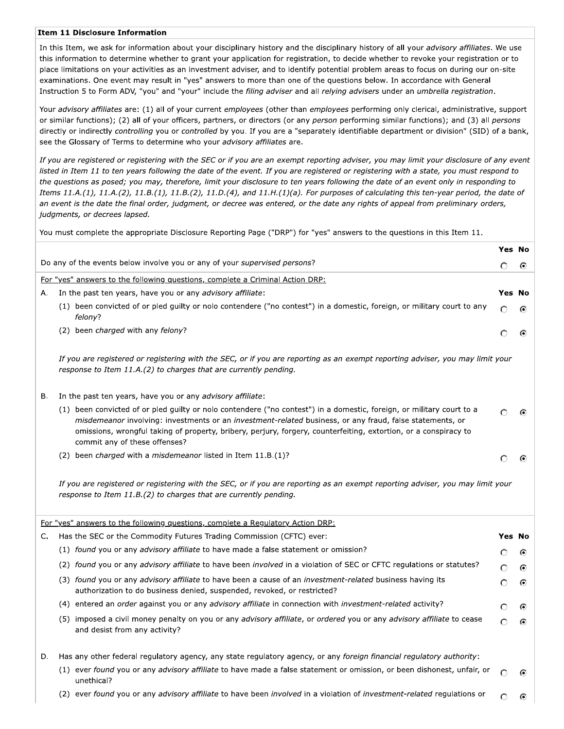## Item 11 Disclosure Information

In this Item, we ask for information about your disciplinary history and the disciplinary history of all your *advisory affiliates*. We use this information to determine whether to grant your application for registration, to decide whether to revoke your registration or to place limitations on your activities as an investment adviser, and to identify potential problem areas to focus on during our on-site examinations. One event may result in "yes" answers to more than one of the questions below. In accordance with General Instruction 5 to Form ADV, "you" and "your" include the *filing adviser* and all *relying advisers* under an *umbrella registration*.

Your *advisory affiliates* are: (1) all of your current *employees* (other than *employees* performing only clerical, administrative, support or similar functions); (2) all of your officers, partners, or directors (or any *person* performing similar functions); and (3) all *persons* directly or indirectly *controlling* you or *controlled* by you. If you are a "separately identifiable department or division" (SID) of a bank, see the Glossary of Terms to determine who your *advisory affiliates* are.

*If you are registered or registering with the SEC or if you are an exempt reporting adviser, you may limit your disclosure of any event listed in Item 11 to ten years following the date of the event. If you are registered or registering with a state, you must respond to the questions as posed; you may, therefore, limit your disclosure to ten years following the date of an event only in responding to Items 11.A.(1), 11.A.(2), 11.B.(1), 11.B.(2), 11.D.(4), and 11.H.(1)(a). For purposes of calculating this ten-year period, the date of an event is the date the final order, judgment, or decree was entered, or the date any rights of appeal from preliminary orders, judgments, or decrees lapsed.*

You must complete the appropriate Disclosure Reporting Page ("DRP") for "yes" answers to the questions in this Item 11.

| | Yes | No |
|---|---|---|
| Do any of the events below involve you or any of your *supervised persons*? | ○ | ● |

For "yes" answers to the following questions, complete a Criminal Action DRP:

| | Yes | No |
|---|---|---|
| A. In the past ten years, have you or any *advisory affiliate*: | | |
| (1) been convicted of or pled guilty or nolo contendere ("no contest") in a domestic, foreign, or military court to any *felony*? | ○ | ● |
| (2) been *charged* with any *felony*? | ○ | ● |

*If you are registered or registering with the SEC, or if you are reporting as an exempt reporting adviser, you may limit your response to Item 11.A.(2) to charges that are currently pending.*

| | Yes | No |
|---|---|---|
| B. In the past ten years, have you or any *advisory affiliate*: | | |
| (1) been convicted of or pled guilty or nolo contendere ("no contest") in a domestic, foreign, or military court to a *misdemeanor* involving: investments or an *investment-related* business, or any fraud, false statements, or omissions, wrongful taking of property, bribery, perjury, forgery, counterfeiting, extortion, or a conspiracy to commit any of these offenses? | ○ | ● |
| (2) been *charged* with a *misdemeanor* listed in Item 11.B.(1)? | ○ | ● |

*If you are registered or registering with the SEC, or if you are reporting as an exempt reporting adviser, you may limit your response to Item 11.B.(2) to charges that are currently pending.*

For "yes" answers to the following questions, complete a Regulatory Action DRP:

| | Yes | No |
|---|---|---|
| C. Has the SEC or the Commodity Futures Trading Commission (CFTC) ever: | | |
| (1) *found* you or any *advisory affiliate* to have made a false statement or omission? | ○ | ● |
| (2) *found* you or any *advisory affiliate* to have been *involved* in a violation of SEC or CFTC regulations or statutes? | ○ | ● |
| (3) *found* you or any *advisory affiliate* to have been a cause of an *investment-related* business having its authorization to do business denied, suspended, revoked, or restricted? | ○ | ● |
| (4) entered an *order* against you or any *advisory affiliate* in connection with *investment-related* activity? | ○ | ● |
| (5) imposed a civil money penalty on you or any *advisory affiliate*, or *ordered* you or any *advisory affiliate* to cease and desist from any activity? | ○ | ● |

| | Yes | No |
|---|---|---|
| D. Has any other federal regulatory agency, any state regulatory agency, or any *foreign financial regulatory authority*: | | |
| (1) ever *found* you or any *advisory affiliate* to have made a false statement or omission, or been dishonest, unfair, or unethical? | ○ | ● |
| (2) ever *found* you or any *advisory affiliate* to have been *involved* in a violation of *investment-related* regulations or | ○ | ● |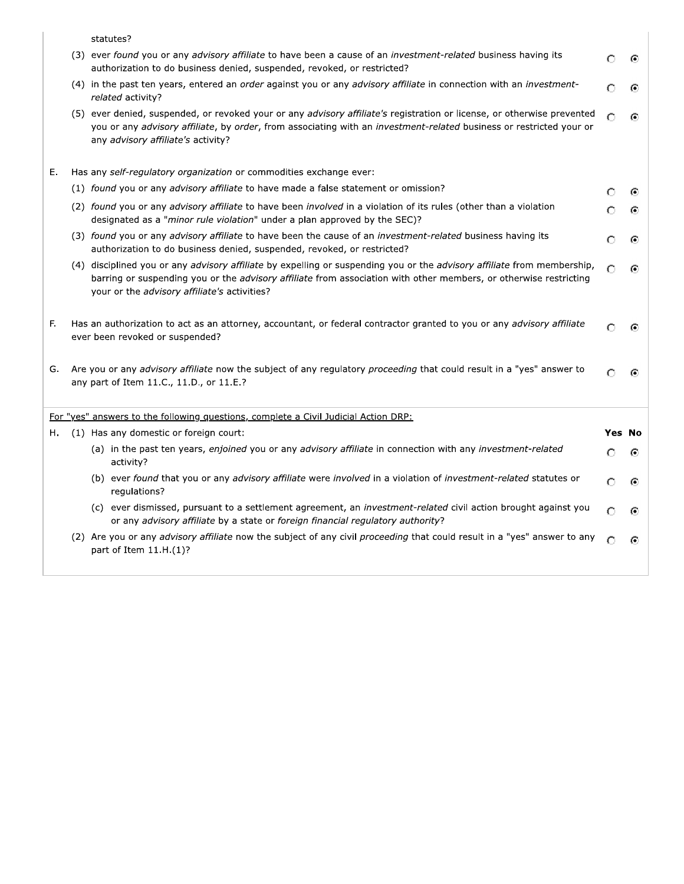statutes?

| | Yes | No |
|---|---|---|
| (3) ever *found* you or any *advisory affiliate* to have been a cause of an *investment-related* business having its authorization to do business denied, suspended, revoked, or restricted? | ○ | ◉ |
| (4) in the past ten years, entered an *order* against you or any *advisory affiliate* in connection with an *investment-related* activity? | ○ | ◉ |
| (5) ever denied, suspended, or revoked your or any *advisory affiliate's* registration or license, or otherwise prevented you or any *advisory affiliate*, by *order*, from associating with an *investment-related* business or restricted your or any *advisory affiliate's* activity? | ○ | ◉ |

E. Has any *self-regulatory organization* or commodities exchange ever:

| | Yes | No |
|---|---|---|
| (1) *found* you or any *advisory affiliate* to have made a false statement or omission? | ○ | ◉ |
| (2) *found* you or any *advisory affiliate* to have been *involved* in a violation of its rules (other than a violation designated as a "*minor rule violation*" under a plan approved by the SEC)? | ○ | ◉ |
| (3) *found* you or any *advisory affiliate* to have been the cause of an *investment-related* business having its authorization to do business denied, suspended, revoked, or restricted? | ○ | ◉ |
| (4) disciplined you or any *advisory affiliate* by expelling or suspending you or the *advisory affiliate* from membership, barring or suspending you or the *advisory affiliate* from association with other members, or otherwise restricting your or the *advisory affiliate's* activities? | ○ | ◉ |

| | Yes | No |
|---|---|---|
| F. Has an authorization to act as an attorney, accountant, or federal contractor granted to you or any *advisory affiliate* ever been revoked or suspended? | ○ | ◉ |
| G. Are you or any *advisory affiliate* now the subject of any regulatory *proceeding* that could result in a "yes" answer to any part of Item 11.C., 11.D., or 11.E.? | ○ | ◉ |

For "yes" answers to the following questions, complete a Civil Judicial Action DRP:

H. (1) Has any domestic or foreign court:

| | Yes | No |
|---|---|---|
| (a) in the past ten years, *enjoined* you or any *advisory affiliate* in connection with any *investment-related* activity? | ○ | ◉ |
| (b) ever *found* that you or any *advisory affiliate* were *involved* in a violation of *investment-related* statutes or regulations? | ○ | ◉ |
| (c) ever dismissed, pursuant to a settlement agreement, an *investment-related* civil action brought against you or any *advisory affiliate* by a state or *foreign financial regulatory authority*? | ○ | ◉ |
| (2) Are you or any *advisory affiliate* now the subject of any civil *proceeding* that could result in a "yes" answer to any part of Item 11.H.(1)? | ○ | ◉ |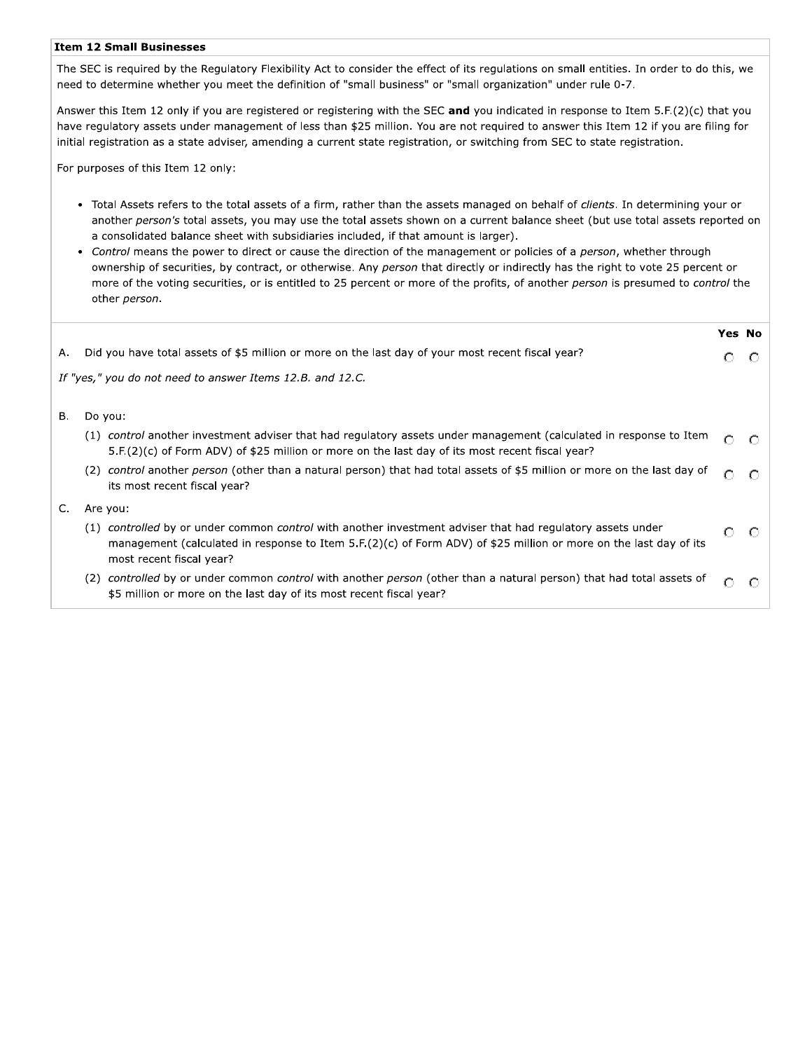## Item 12 Small Businesses

The SEC is required by the Regulatory Flexibility Act to consider the effect of its regulations on small entities. In order to do this, we need to determine whether you meet the definition of "small business" or "small organization" under rule 0-7.

Answer this Item 12 only if you are registered or registering with the SEC **and** you indicated in response to Item 5.F.(2)(c) that you have regulatory assets under management of less than $25 million. You are not required to answer this Item 12 if you are filing for initial registration as a state adviser, amending a current state registration, or switching from SEC to state registration.

For purposes of this Item 12 only:

- Total Assets refers to the total assets of a firm, rather than the assets managed on behalf of *clients*. In determining your or another *person's* total assets, you may use the total assets shown on a current balance sheet (but use total assets reported on a consolidated balance sheet with subsidiaries included, if that amount is larger).
- *Control* means the power to direct or cause the direction of the management or policies of a *person*, whether through ownership of securities, by contract, or otherwise. Any *person* that directly or indirectly has the right to vote 25 percent or more of the voting securities, or is entitled to 25 percent or more of the profits, of another *person* is presumed to *control* the other *person*.

| | | Yes | No |
|---|---|---|---|
| A. | Did you have total assets of $5 million or more on the last day of your most recent fiscal year? | ○ | ○ |

*If "yes," you do not need to answer Items 12.B. and 12.C.*

| | | Yes | No |
|---|---|---|---|
| B. | Do you: | | |
| | (1) *control* another investment adviser that had regulatory assets under management (calculated in response to Item 5.F.(2)(c) of Form ADV) of $25 million or more on the last day of its most recent fiscal year? | ○ | ○ |
| | (2) *control* another *person* (other than a natural person) that had total assets of $5 million or more on the last day of its most recent fiscal year? | ○ | ○ |
| C. | Are you: | | |
| | (1) *controlled* by or under common *control* with another investment adviser that had regulatory assets under management (calculated in response to Item 5.F.(2)(c) of Form ADV) of $25 million or more on the last day of its most recent fiscal year? | ○ | ○ |
| | (2) *controlled* by or under common *control* with another *person* (other than a natural person) that had total assets of $5 million or more on the last day of its most recent fiscal year? | ○ | ○ |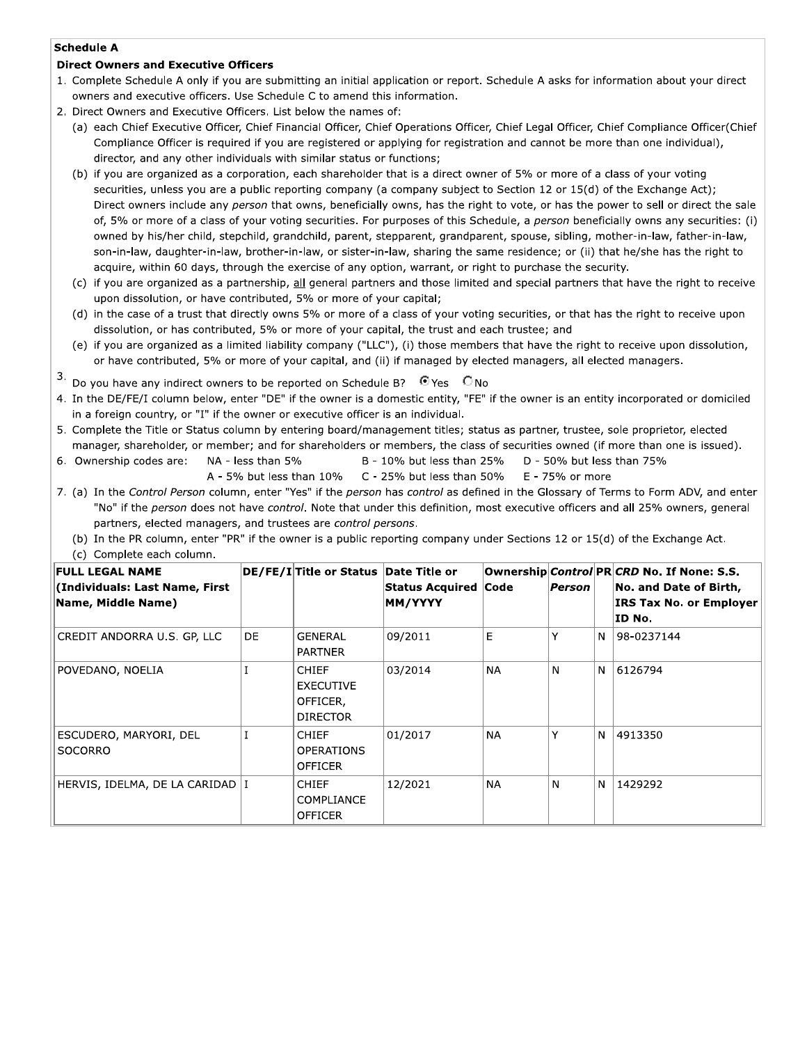**Schedule A**

**Direct Owners and Executive Officers**

1. Complete Schedule A only if you are submitting an initial application or report. Schedule A asks for information about your direct owners and executive officers. Use Schedule C to amend this information.
2. Direct Owners and Executive Officers. List below the names of:
   (a) each Chief Executive Officer, Chief Financial Officer, Chief Operations Officer, Chief Legal Officer, Chief Compliance Officer(Chief Compliance Officer is required if you are registered or applying for registration and cannot be more than one individual), director, and any other individuals with similar status or functions;
   (b) if you are organized as a corporation, each shareholder that is a direct owner of 5% or more of a class of your voting securities, unless you are a public reporting company (a company subject to Section 12 or 15(d) of the Exchange Act); Direct owners include any *person* that owns, beneficially owns, has the right to vote, or has the power to sell or direct the sale of, 5% or more of a class of your voting securities. For purposes of this Schedule, a *person* beneficially owns any securities: (i) owned by his/her child, stepchild, grandchild, parent, stepparent, grandparent, spouse, sibling, mother-in-law, father-in-law, son-in-law, daughter-in-law, brother-in-law, or sister-in-law, sharing the same residence; or (ii) that he/she has the right to acquire, within 60 days, through the exercise of any option, warrant, or right to purchase the security.
   (c) if you are organized as a partnership, all general partners and those limited and special partners that have the right to receive upon dissolution, or have contributed, 5% or more of your capital;
   (d) in the case of a trust that directly owns 5% or more of a class of your voting securities, or that has the right to receive upon dissolution, or has contributed, 5% or more of your capital, the trust and each trustee; and
   (e) if you are organized as a limited liability company ("LLC"), (i) those members that have the right to receive upon dissolution, or have contributed, 5% or more of your capital, and (ii) if managed by elected managers, all elected managers.
3. Do you have any indirect owners to be reported on Schedule B? ◉ Yes ○ No
4. In the DE/FE/I column below, enter "DE" if the owner is a domestic entity, "FE" if the owner is an entity incorporated or domiciled in a foreign country, or "I" if the owner or executive officer is an individual.
5. Complete the Title or Status column by entering board/management titles; status as partner, trustee, sole proprietor, elected manager, shareholder, or member; and for shareholders or members, the class of securities owned (if more than one is issued).
6. Ownership codes are: NA - less than 5%; A - 5% but less than 10%; B - 10% but less than 25%; C - 25% but less than 50%; D - 50% but less than 75%; E - 75% or more
7. (a) In the *Control Person* column, enter "Yes" if the *person* has *control* as defined in the Glossary of Terms to Form ADV, and enter "No" if the *person* does not have *control*. Note that under this definition, most executive officers and all 25% owners, general partners, elected managers, and trustees are *control persons*.
   (b) In the PR column, enter "PR" if the owner is a public reporting company under Sections 12 or 15(d) of the Exchange Act.
   (c) Complete each column.

| FULL LEGAL NAME (Individuals: Last Name, First Name, Middle Name) | DE/FE/I | Title or Status | Date Title or Status Acquired MM/YYYY | Ownership Code | *Control Person* | PR | *CRD* No. If None: S.S. No. and Date of Birth, IRS Tax No. or Employer ID No. |
|---|---|---|---|---|---|---|---|
| CREDIT ANDORRA U.S. GP, LLC | DE | GENERAL PARTNER | 09/2011 | E | Y | N | 98-0237144 |
| POVEDANO, NOELIA | I | CHIEF EXECUTIVE OFFICER, DIRECTOR | 03/2014 | NA | N | N | 6126794 |
| ESCUDERO, MARYORI, DEL SOCORRO | I | CHIEF OPERATIONS OFFICER | 01/2017 | NA | Y | N | 4913350 |
| HERVIS, IDELMA, DE LA CARIDAD | I | CHIEF COMPLIANCE OFFICER | 12/2021 | NA | N | N | 1429292 |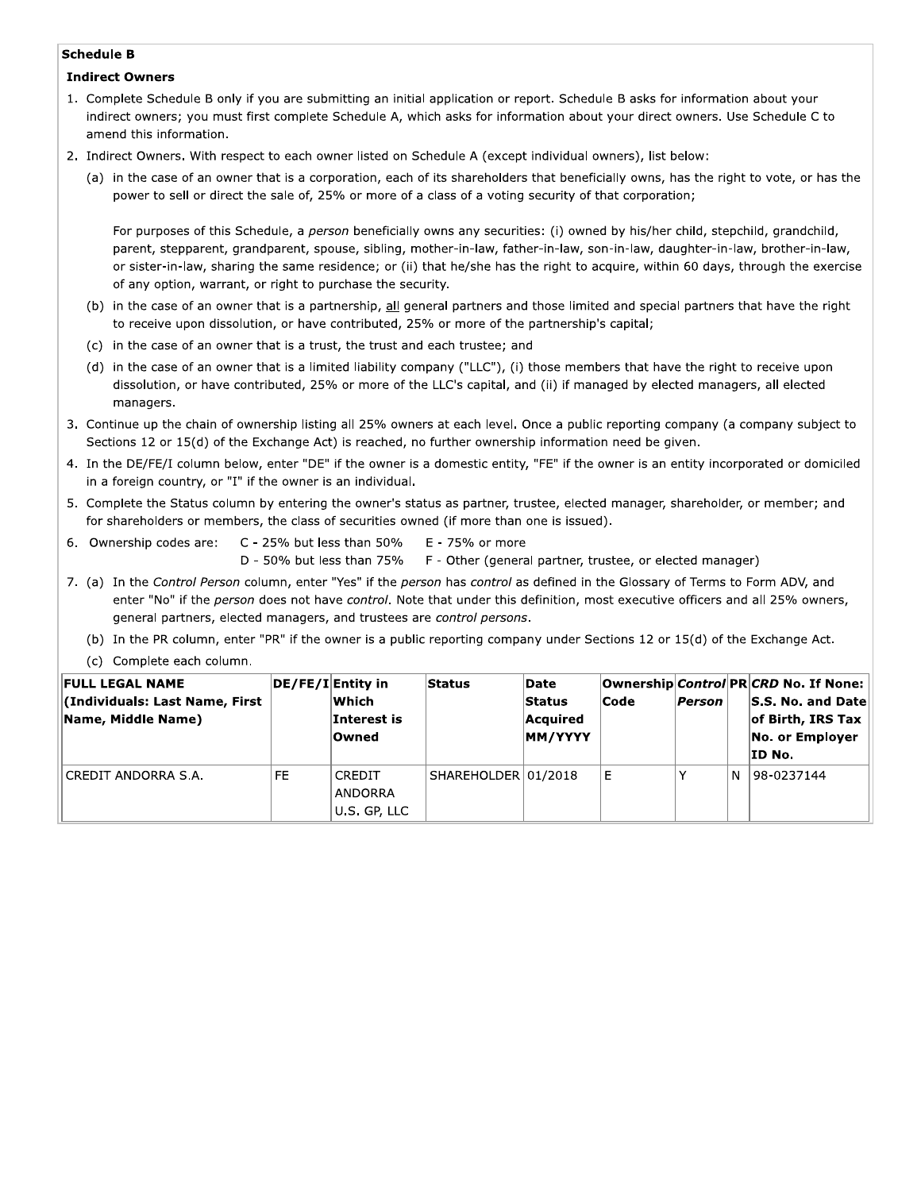## Schedule B

### Indirect Owners

1. Complete Schedule B only if you are submitting an initial application or report. Schedule B asks for information about your indirect owners; you must first complete Schedule A, which asks for information about your direct owners. Use Schedule C to amend this information.
2. Indirect Owners. With respect to each owner listed on Schedule A (except individual owners), list below:
   (a) in the case of an owner that is a corporation, each of its shareholders that beneficially owns, has the right to vote, or has the power to sell or direct the sale of, 25% or more of a class of a voting security of that corporation;

   For purposes of this Schedule, a *person* beneficially owns any securities: (i) owned by his/her child, stepchild, grandchild, parent, stepparent, grandparent, spouse, sibling, mother-in-law, father-in-law, son-in-law, daughter-in-law, brother-in-law, or sister-in-law, sharing the same residence; or (ii) that he/she has the right to acquire, within 60 days, through the exercise of any option, warrant, or right to purchase the security.

   (b) in the case of an owner that is a partnership, all general partners and those limited and special partners that have the right to receive upon dissolution, or have contributed, 25% or more of the partnership's capital;
   (c) in the case of an owner that is a trust, the trust and each trustee; and
   (d) in the case of an owner that is a limited liability company ("LLC"), (i) those members that have the right to receive upon dissolution, or have contributed, 25% or more of the LLC's capital, and (ii) if managed by elected managers, all elected managers.
3. Continue up the chain of ownership listing all 25% owners at each level. Once a public reporting company (a company subject to Sections 12 or 15(d) of the Exchange Act) is reached, no further ownership information need be given.
4. In the DE/FE/I column below, enter "DE" if the owner is a domestic entity, "FE" if the owner is an entity incorporated or domiciled in a foreign country, or "I" if the owner is an individual.
5. Complete the Status column by entering the owner's status as partner, trustee, elected manager, shareholder, or member; and for shareholders or members, the class of securities owned (if more than one is issued).
6. Ownership codes are: C - 25% but less than 50% E - 75% or more
   D - 50% but less than 75% F - Other (general partner, trustee, or elected manager)
7. (a) In the *Control Person* column, enter "Yes" if the *person* has *control* as defined in the Glossary of Terms to Form ADV, and enter "No" if the *person* does not have *control*. Note that under this definition, most executive officers and all 25% owners, general partners, elected managers, and trustees are *control persons*.
   (b) In the PR column, enter "PR" if the owner is a public reporting company under Sections 12 or 15(d) of the Exchange Act.
   (c) Complete each column.

| FULL LEGAL NAME (Individuals: Last Name, First Name, Middle Name) | DE/FE/I | Entity in Which Interest is Owned | Status | Date Status Acquired MM/YYYY | Ownership Code | *Control Person* | PR | *CRD* No. If None: S.S. No. and Date of Birth, IRS Tax No. or Employer ID No. |
|---|---|---|---|---|---|---|---|---|
| CREDIT ANDORRA S.A. | FE | CREDIT ANDORRA U.S. GP, LLC | SHAREHOLDER | 01/2018 | E | Y | N | 98-0237144 |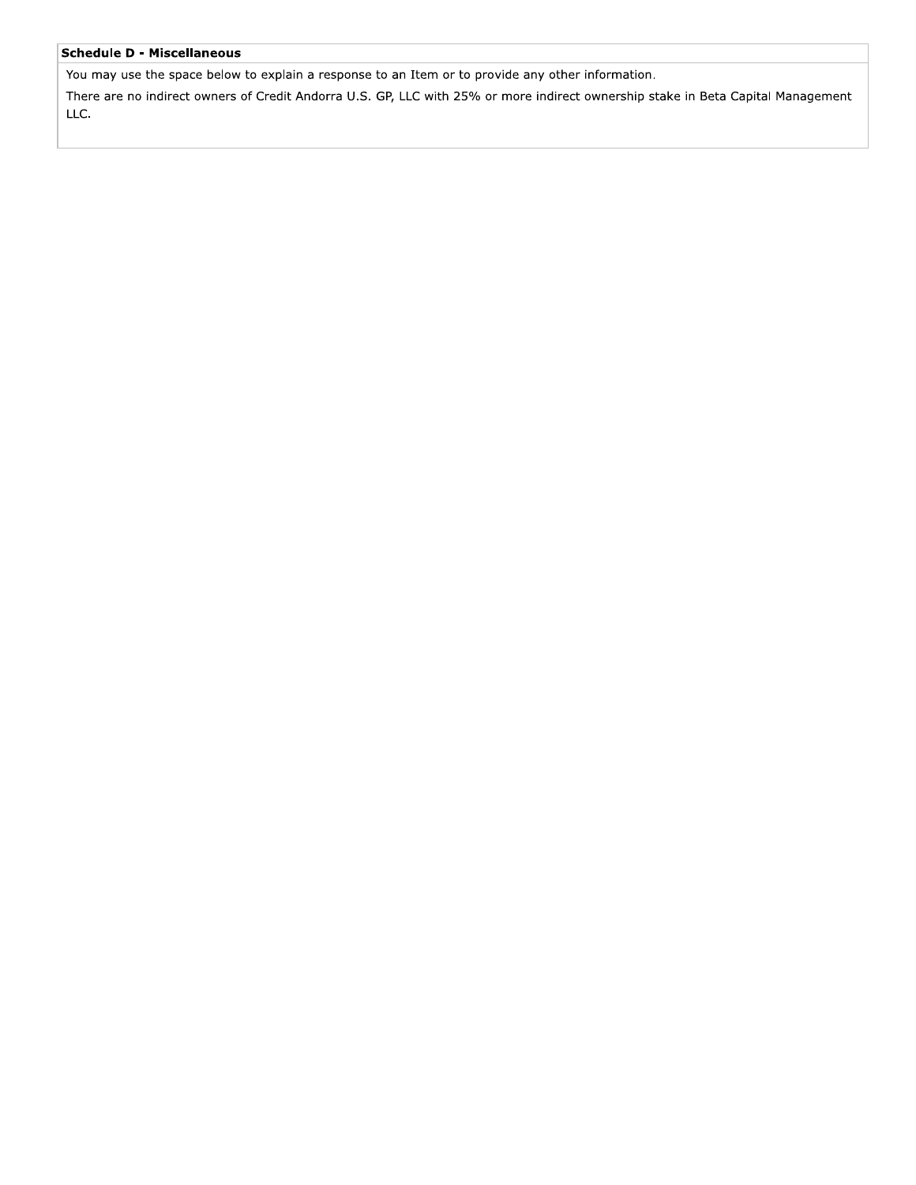**Schedule D - Miscellaneous**

You may use the space below to explain a response to an Item or to provide any other information.

There are no indirect owners of Credit Andorra U.S. GP, LLC with 25% or more indirect ownership stake in Beta Capital Management LLC.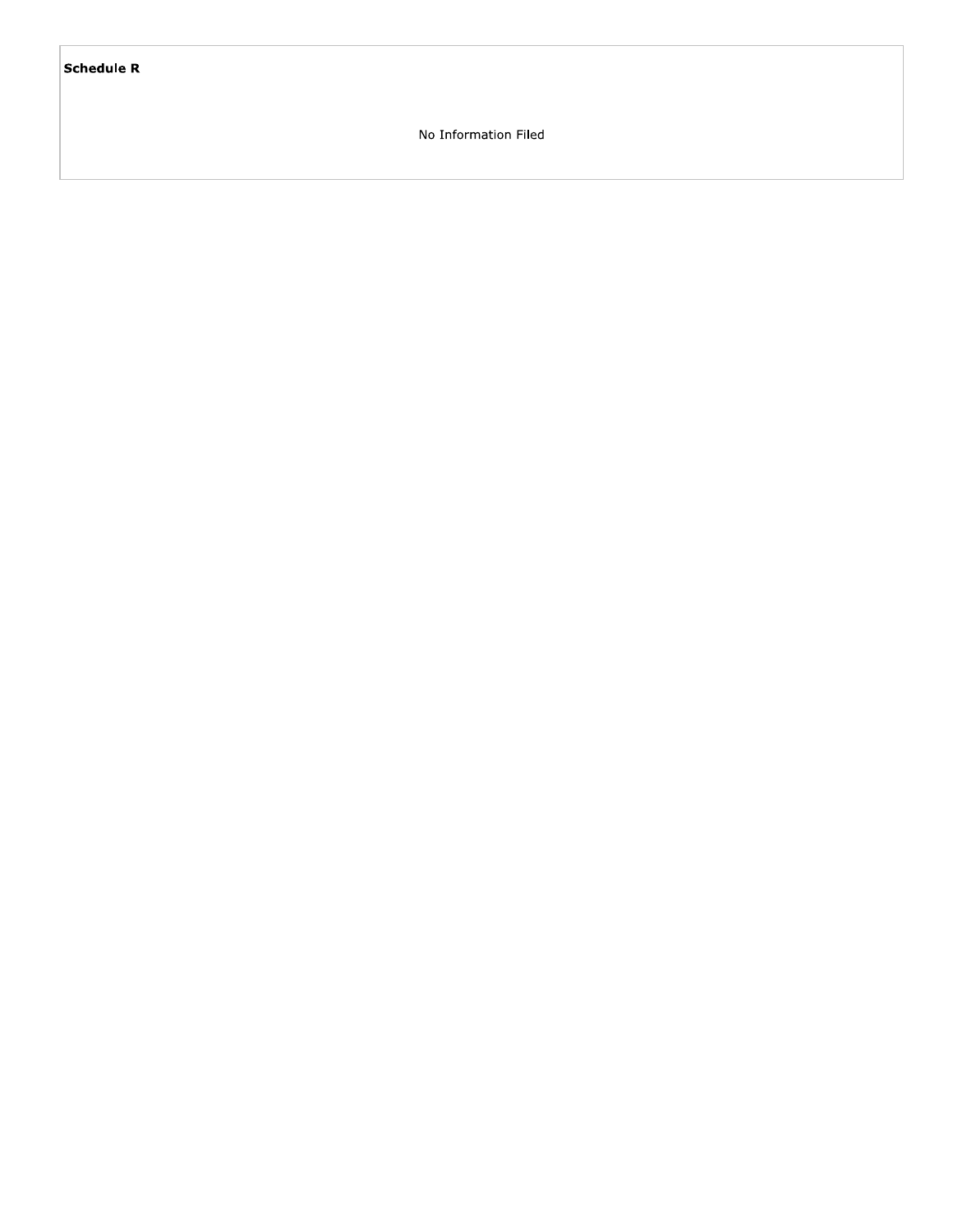**Schedule R**

No Information Filed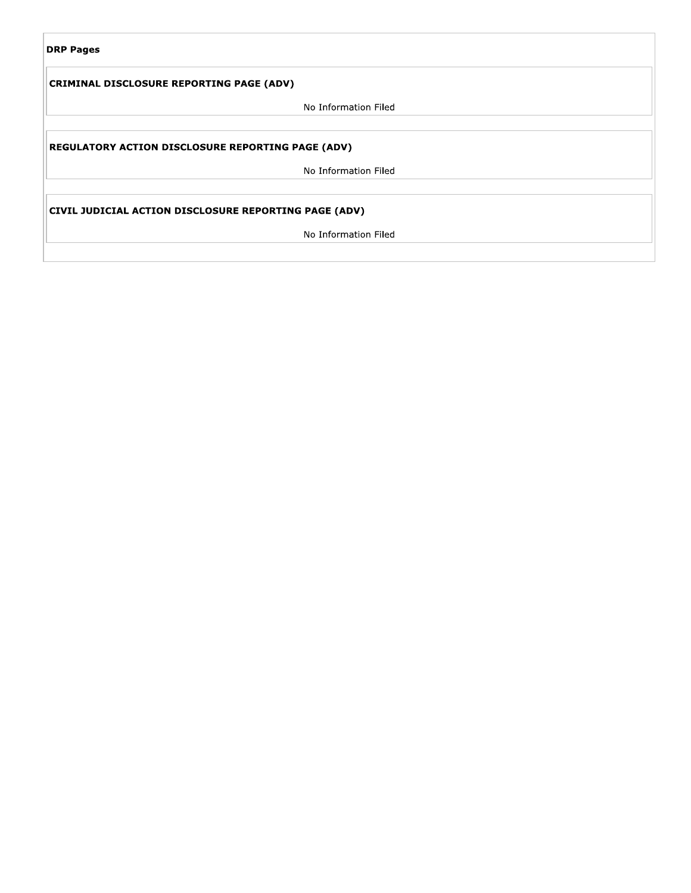**DRP Pages**

**CRIMINAL DISCLOSURE REPORTING PAGE (ADV)**

No Information Filed

**REGULATORY ACTION DISCLOSURE REPORTING PAGE (ADV)**

No Information Filed

**CIVIL JUDICIAL ACTION DISCLOSURE REPORTING PAGE (ADV)**

No Information Filed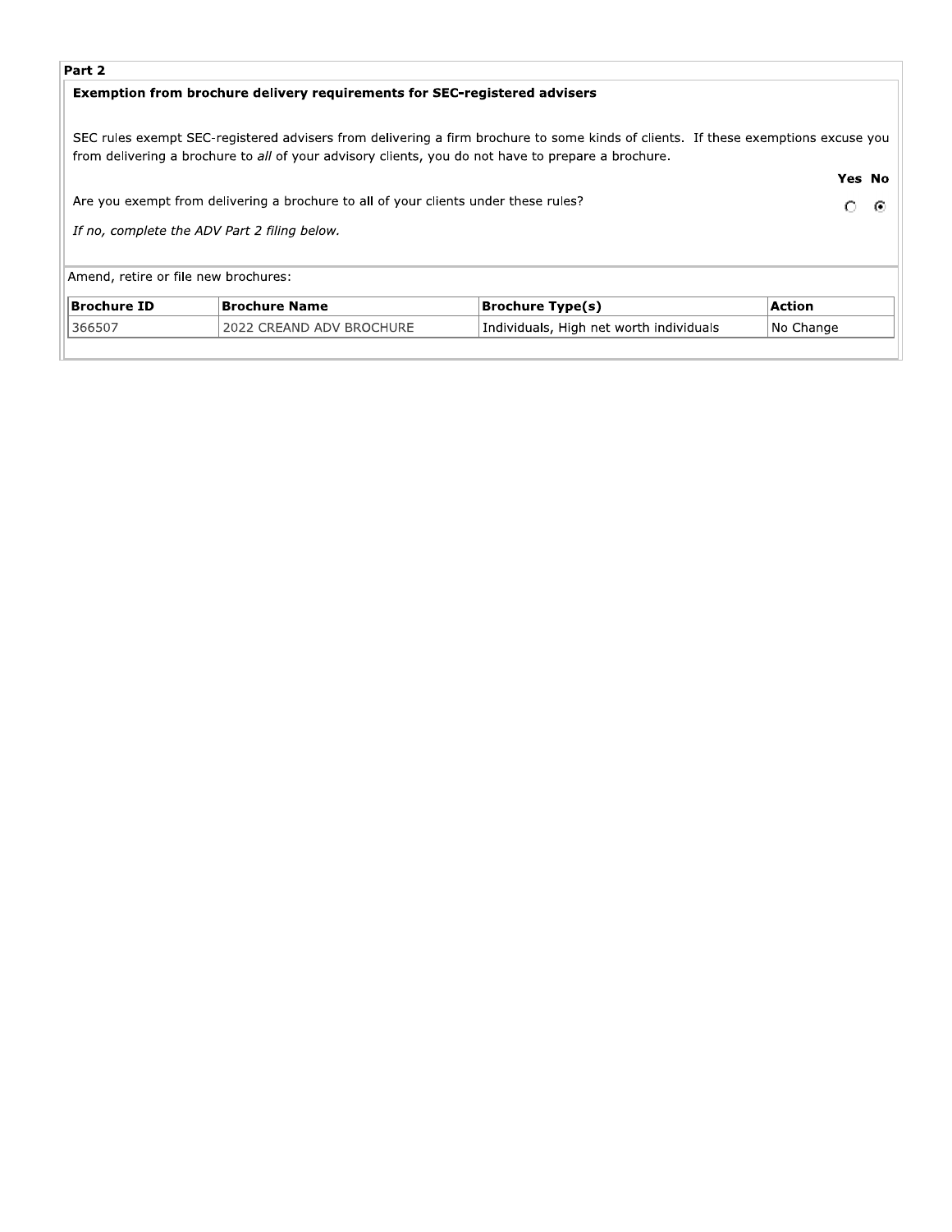## Part 2

### Exemption from brochure delivery requirements for SEC-registered advisers

SEC rules exempt SEC-registered advisers from delivering a firm brochure to some kinds of clients. If these exemptions excuse you from delivering a brochure to *all* of your advisory clients, you do not have to prepare a brochure.

| | Yes | No |
|---|---|---|
| Are you exempt from delivering a brochure to all of your clients under these rules? | ○ | ◉ |

*If no, complete the ADV Part 2 filing below.*

Amend, retire or file new brochures:

| Brochure ID | Brochure Name | Brochure Type(s) | Action |
|---|---|---|---|
| 366507 | 2022 CREAND ADV BROCHURE | Individuals, High net worth individuals | No Change |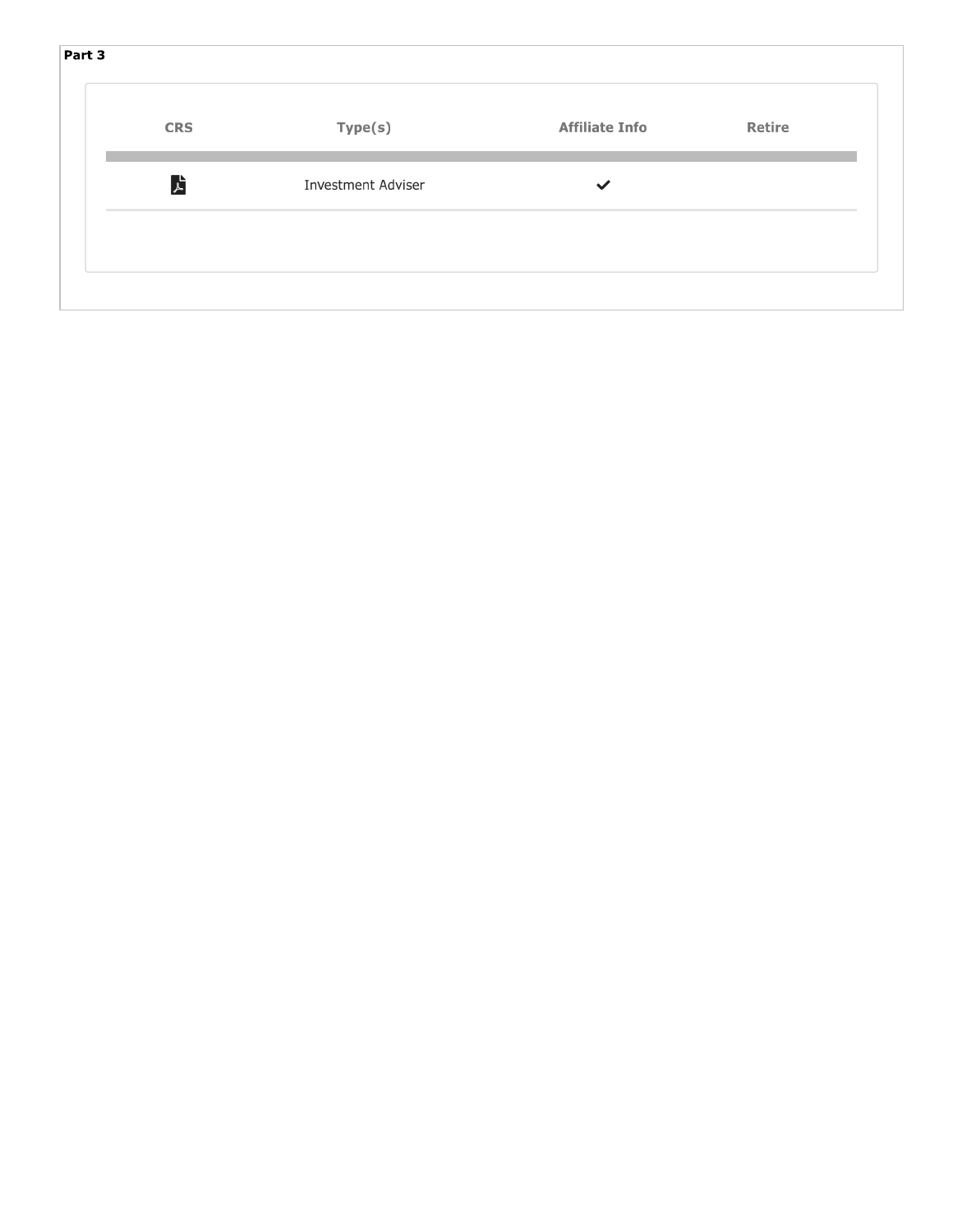**Part 3**

| CRS | Type(s) | Affiliate Info | Retire |
|---|---|---|---|
| | Investment Adviser | ✔ | |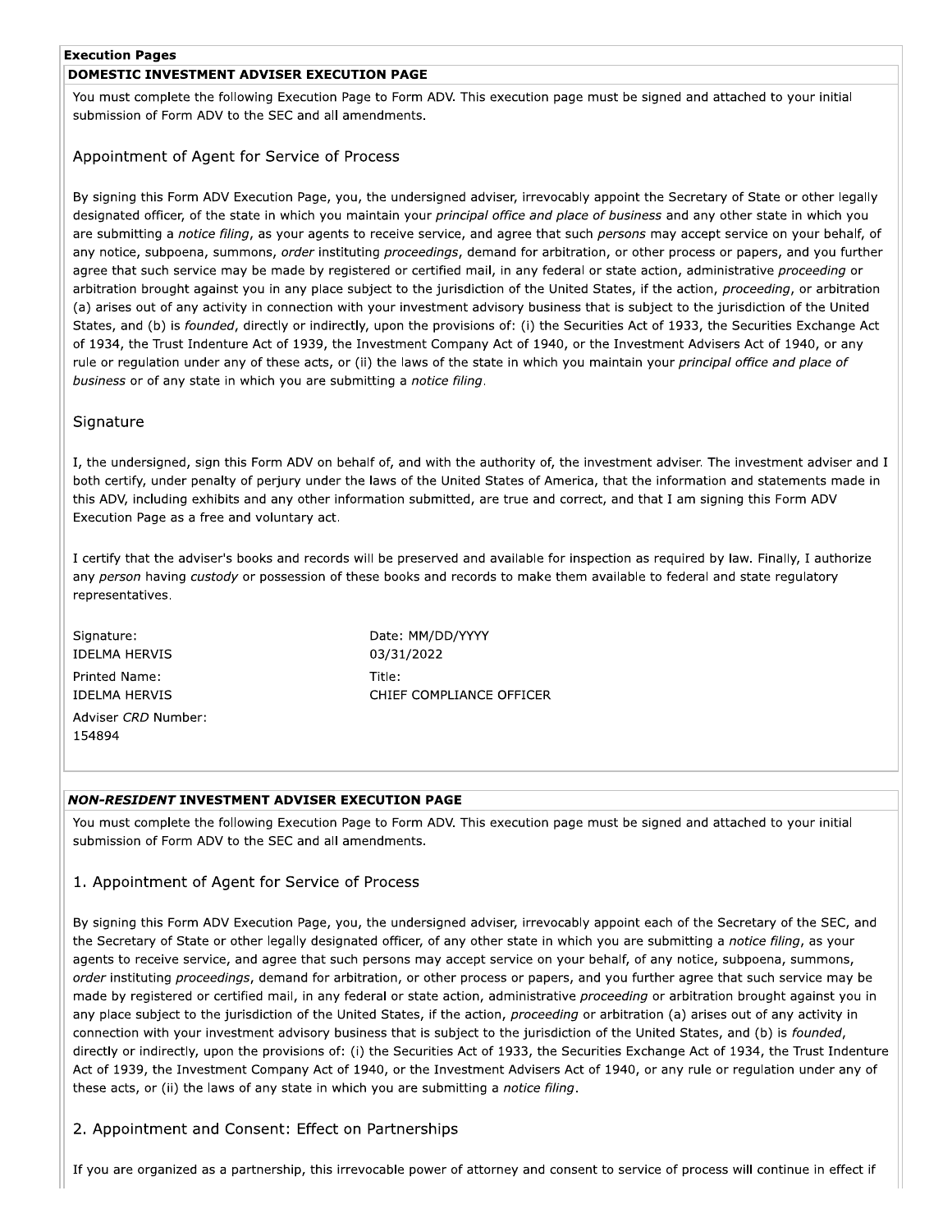**Execution Pages**

**DOMESTIC INVESTMENT ADVISER EXECUTION PAGE**

You must complete the following Execution Page to Form ADV. This execution page must be signed and attached to your initial submission of Form ADV to the SEC and all amendments.

## Appointment of Agent for Service of Process

By signing this Form ADV Execution Page, you, the undersigned adviser, irrevocably appoint the Secretary of State or other legally designated officer, of the state in which you maintain your *principal office and place of business* and any other state in which you are submitting a *notice filing*, as your agents to receive service, and agree that such *persons* may accept service on your behalf, of any notice, subpoena, summons, *order* instituting *proceedings*, demand for arbitration, or other process or papers, and you further agree that such service may be made by registered or certified mail, in any federal or state action, administrative *proceeding* or arbitration brought against you in any place subject to the jurisdiction of the United States, if the action, *proceeding*, or arbitration (a) arises out of any activity in connection with your investment advisory business that is subject to the jurisdiction of the United States, and (b) is *founded*, directly or indirectly, upon the provisions of: (i) the Securities Act of 1933, the Securities Exchange Act of 1934, the Trust Indenture Act of 1939, the Investment Company Act of 1940, or the Investment Advisers Act of 1940, or any rule or regulation under any of these acts, or (ii) the laws of the state in which you maintain your *principal office and place of business* or of any state in which you are submitting a *notice filing*.

## Signature

I, the undersigned, sign this Form ADV on behalf of, and with the authority of, the investment adviser. The investment adviser and I both certify, under penalty of perjury under the laws of the United States of America, that the information and statements made in this ADV, including exhibits and any other information submitted, are true and correct, and that I am signing this Form ADV Execution Page as a free and voluntary act.

I certify that the adviser's books and records will be preserved and available for inspection as required by law. Finally, I authorize any *person* having *custody* or possession of these books and records to make them available to federal and state regulatory representatives.

Signature:
IDELMA HERVIS

Date: MM/DD/YYYY
03/31/2022

Printed Name:
IDELMA HERVIS

Title:
CHIEF COMPLIANCE OFFICER

Adviser *CRD* Number:
154894

***NON-RESIDENT* INVESTMENT ADVISER EXECUTION PAGE**

You must complete the following Execution Page to Form ADV. This execution page must be signed and attached to your initial submission of Form ADV to the SEC and all amendments.

## 1. Appointment of Agent for Service of Process

By signing this Form ADV Execution Page, you, the undersigned adviser, irrevocably appoint each of the Secretary of the SEC, and the Secretary of State or other legally designated officer, of any other state in which you are submitting a *notice filing*, as your agents to receive service, and agree that such persons may accept service on your behalf, of any notice, subpoena, summons, *order* instituting *proceedings*, demand for arbitration, or other process or papers, and you further agree that such service may be made by registered or certified mail, in any federal or state action, administrative *proceeding* or arbitration brought against you in any place subject to the jurisdiction of the United States, if the action, *proceeding* or arbitration (a) arises out of any activity in connection with your investment advisory business that is subject to the jurisdiction of the United States, and (b) is *founded*, directly or indirectly, upon the provisions of: (i) the Securities Act of 1933, the Securities Exchange Act of 1934, the Trust Indenture Act of 1939, the Investment Company Act of 1940, or the Investment Advisers Act of 1940, or any rule or regulation under any of these acts, or (ii) the laws of any state in which you are submitting a *notice filing*.

## 2. Appointment and Consent: Effect on Partnerships

If you are organized as a partnership, this irrevocable power of attorney and consent to service of process will continue in effect if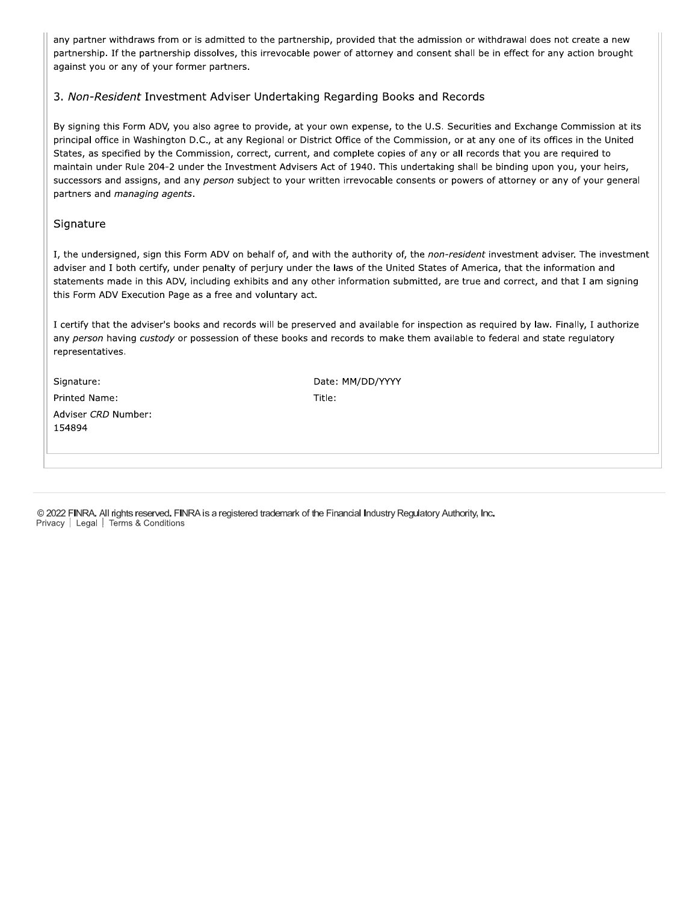any partner withdraws from or is admitted to the partnership, provided that the admission or withdrawal does not create a new partnership. If the partnership dissolves, this irrevocable power of attorney and consent shall be in effect for any action brought against you or any of your former partners.

### 3. *Non-Resident* Investment Adviser Undertaking Regarding Books and Records

By signing this Form ADV, you also agree to provide, at your own expense, to the U.S. Securities and Exchange Commission at its principal office in Washington D.C., at any Regional or District Office of the Commission, or at any one of its offices in the United States, as specified by the Commission, correct, current, and complete copies of any or all records that you are required to maintain under Rule 204-2 under the Investment Advisers Act of 1940. This undertaking shall be binding upon you, your heirs, successors and assigns, and any *person* subject to your written irrevocable consents or powers of attorney or any of your general partners and *managing agents*.

### Signature

I, the undersigned, sign this Form ADV on behalf of, and with the authority of, the *non-resident* investment adviser. The investment adviser and I both certify, under penalty of perjury under the laws of the United States of America, that the information and statements made in this ADV, including exhibits and any other information submitted, are true and correct, and that I am signing this Form ADV Execution Page as a free and voluntary act.

I certify that the adviser's books and records will be preserved and available for inspection as required by law. Finally, I authorize any *person* having *custody* or possession of these books and records to make them available to federal and state regulatory representatives.

| | |
|---|---|
| Signature: | Date: MM/DD/YYYY |
| Printed Name: | Title: |
| Adviser *CRD* Number: 154894 | |

© 2022 FINRA. All rights reserved. FINRA is a registered trademark of the Financial Industry Regulatory Authority, Inc.
Privacy | Legal | Terms & Conditions